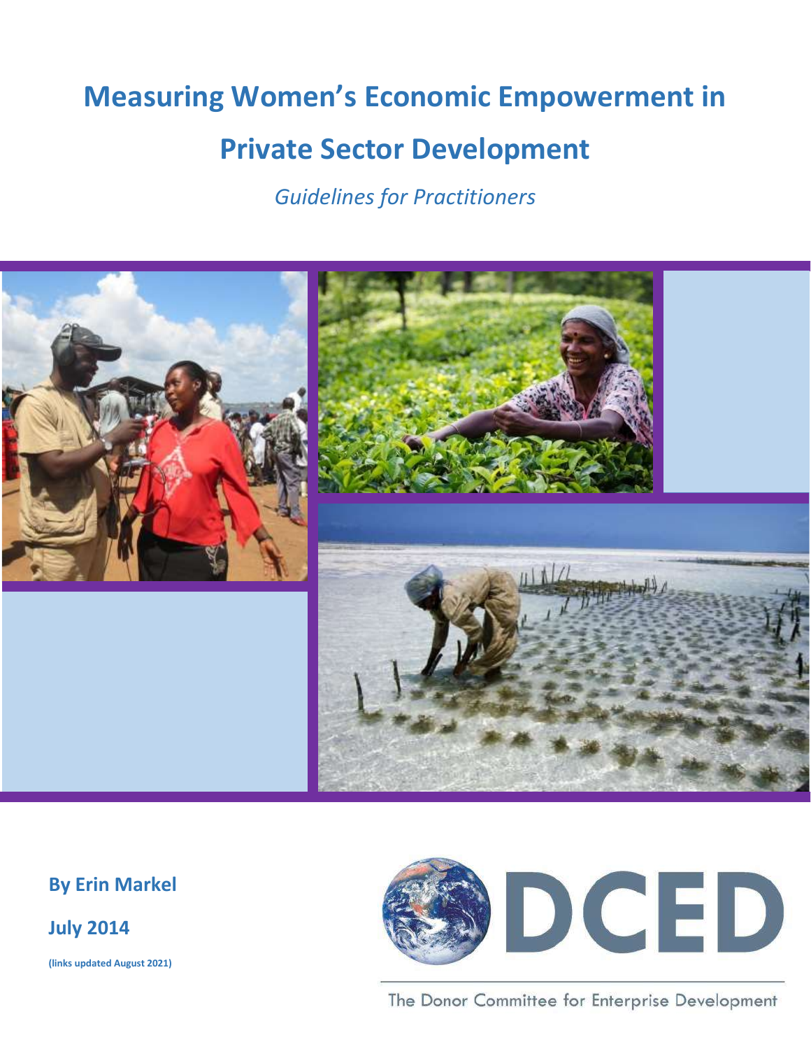# Measuring Women's Economic Empowerment in Private Sector Development

*Guidelines for Practitioners*

**By Erin Markel**

**July 2014**

**(links updated August 2021)**

DCED

The Donor Committee for Enterprise Development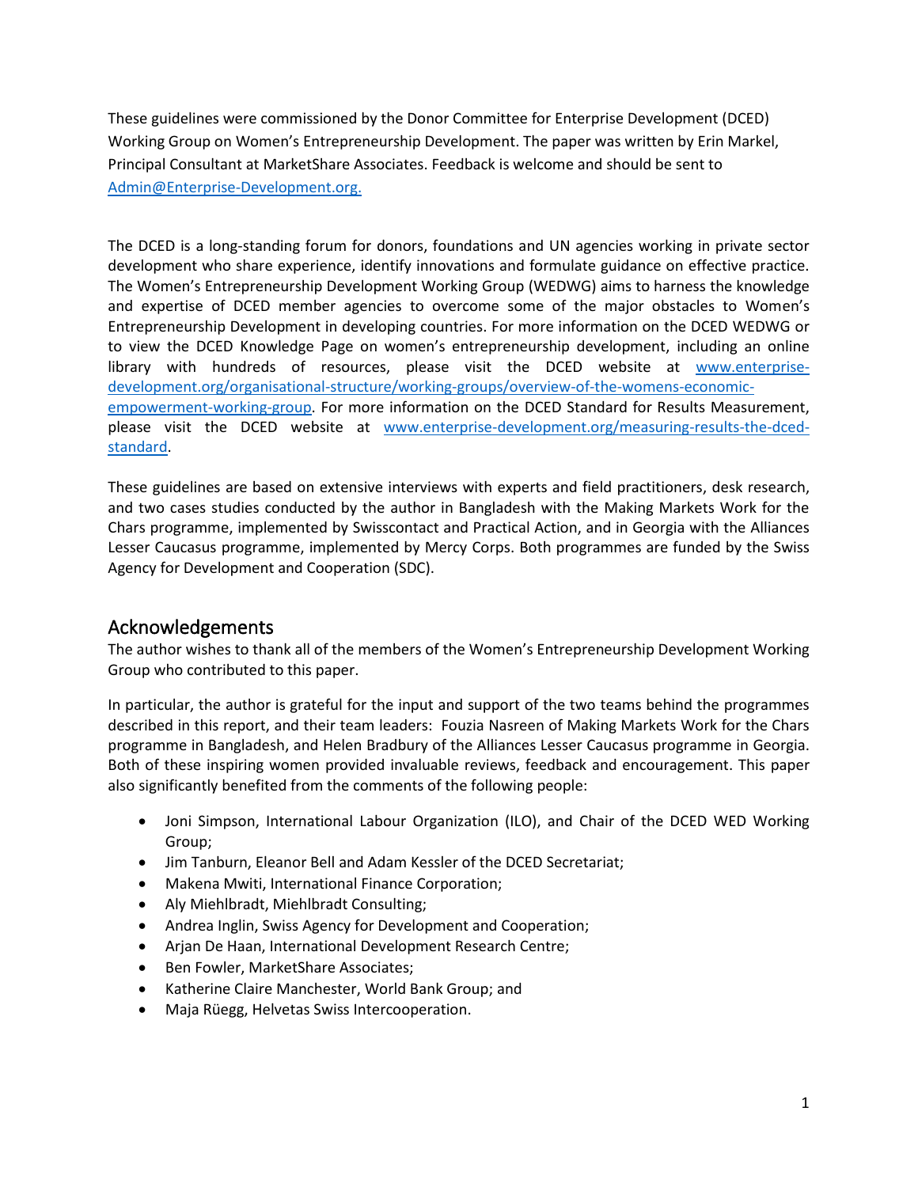These guidelines were commissioned by the Donor Committee for Enterprise Development (DCED) Working Group on Women's Entrepreneurship Development. The paper was written by Erin Markel, Principal Consultant at MarketShare Associates. Feedback is welcome and should be sent to [Admin@Enterprise-Development.org.](mailto:Admin@Enterprise-Development.org)

The DCED is a long-standing forum for donors, foundations and UN agencies working in private sector development who share experience, identify innovations and formulate guidance on effective practice. The Women's Entrepreneurship Development Working Group (WEDWG) aims to harness the knowledge and expertise of DCED member agencies to overcome some of the major obstacles to Women's Entrepreneurship Development in developing countries. For more information on the DCED WEDWG or to view the DCED Knowledge Page on women's entrepreneurship development, including an online library with hundreds of resources, please visit the DCED website at [www.enterprise-development.org/organisational-structure/working-groups/overview-of-the-womens-economic-empowerment-working-group](http://www.enterprise-development.org/organisational-structure/working-groups/overview-of-the-womens-economic-empowerment-working-group). For more information on the DCED Standard for Results Measurement, please visit the DCED website at [www.enterprise-development.org/measuring-results-the-dced-standard](http://www.enterprise-development.org/measuring-results-the-dced-standard).

These guidelines are based on extensive interviews with experts and field practitioners, desk research, and two cases studies conducted by the author in Bangladesh with the Making Markets Work for the Chars programme, implemented by Swisscontact and Practical Action, and in Georgia with the Alliances Lesser Caucasus programme, implemented by Mercy Corps. Both programmes are funded by the Swiss Agency for Development and Cooperation (SDC).

## Acknowledgements

The author wishes to thank all of the members of the Women's Entrepreneurship Development Working Group who contributed to this paper.

In particular, the author is grateful for the input and support of the two teams behind the programmes described in this report, and their team leaders: Fouzia Nasreen of Making Markets Work for the Chars programme in Bangladesh, and Helen Bradbury of the Alliances Lesser Caucasus programme in Georgia. Both of these inspiring women provided invaluable reviews, feedback and encouragement. This paper also significantly benefited from the comments of the following people:

- Joni Simpson, International Labour Organization (ILO), and Chair of the DCED WED Working Group;
- Jim Tanburn, Eleanor Bell and Adam Kessler of the DCED Secretariat;
- Makena Mwiti, International Finance Corporation;
- Aly Miehlbradt, Miehlbradt Consulting;
- Andrea Inglin, Swiss Agency for Development and Cooperation;
- Arjan De Haan, International Development Research Centre;
- Ben Fowler, MarketShare Associates;
- Katherine Claire Manchester, World Bank Group; and
- Maja Rüegg, Helvetas Swiss Intercooperation.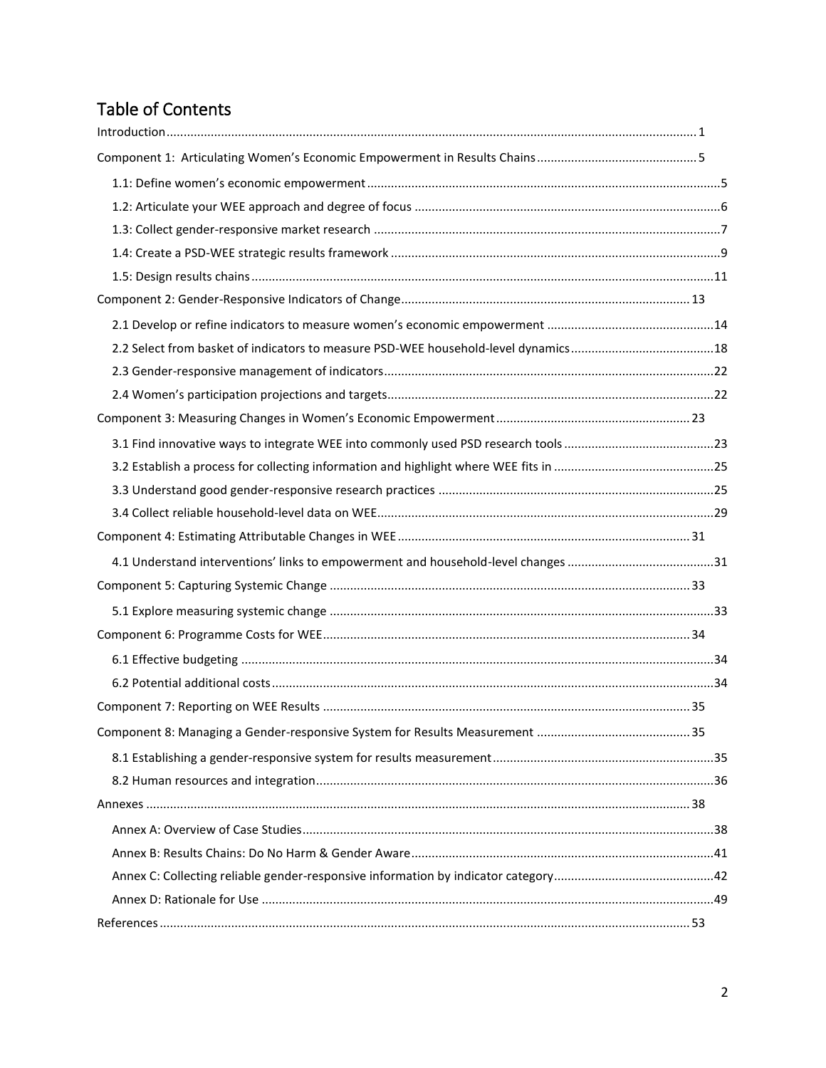## Table of Contents

- Introduction .......... 1
- Component 1: Articulating Women's Economic Empowerment in Results Chains .......... 5
  - 1.1: Define women's economic empowerment .......... 5
  - 1.2: Articulate your WEE approach and degree of focus .......... 6
  - 1.3: Collect gender-responsive market research .......... 7
  - 1.4: Create a PSD-WEE strategic results framework .......... 9
  - 1.5: Design results chains .......... 11
- Component 2: Gender-Responsive Indicators of Change .......... 13
  - 2.1 Develop or refine indicators to measure women's economic empowerment .......... 14
  - 2.2 Select from basket of indicators to measure PSD-WEE household-level dynamics .......... 18
  - 2.3 Gender-responsive management of indicators .......... 22
  - 2.4 Women's participation projections and targets .......... 22
- Component 3: Measuring Changes in Women's Economic Empowerment .......... 23
  - 3.1 Find innovative ways to integrate WEE into commonly used PSD research tools .......... 23
  - 3.2 Establish a process for collecting information and highlight where WEE fits in .......... 25
  - 3.3 Understand good gender-responsive research practices .......... 25
  - 3.4 Collect reliable household-level data on WEE .......... 29
- Component 4: Estimating Attributable Changes in WEE .......... 31
  - 4.1 Understand interventions' links to empowerment and household-level changes .......... 31
- Component 5: Capturing Systemic Change .......... 33
  - 5.1 Explore measuring systemic change .......... 33
- Component 6: Programme Costs for WEE .......... 34
  - 6.1 Effective budgeting .......... 34
  - 6.2 Potential additional costs .......... 34
- Component 7: Reporting on WEE Results .......... 35
- Component 8: Managing a Gender-responsive System for Results Measurement .......... 35
  - 8.1 Establishing a gender-responsive system for results measurement .......... 35
  - 8.2 Human resources and integration .......... 36
- Annexes .......... 38
  - Annex A: Overview of Case Studies .......... 38
  - Annex B: Results Chains: Do No Harm & Gender Aware .......... 41
  - Annex C: Collecting reliable gender-responsive information by indicator category .......... 42
  - Annex D: Rationale for Use .......... 49
- References .......... 53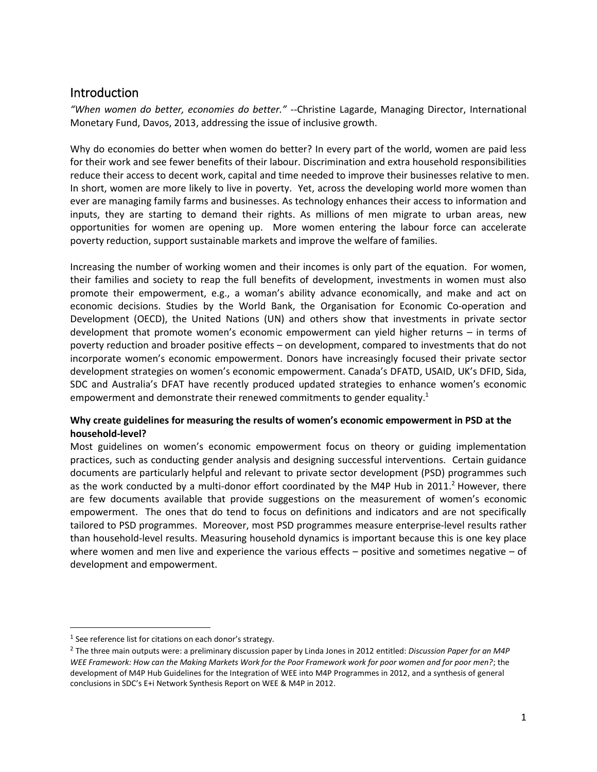## Introduction

*"When women do better, economies do better."* --Christine Lagarde, Managing Director, International Monetary Fund, Davos, 2013, addressing the issue of inclusive growth.

Why do economies do better when women do better? In every part of the world, women are paid less for their work and see fewer benefits of their labour. Discrimination and extra household responsibilities reduce their access to decent work, capital and time needed to improve their businesses relative to men. In short, women are more likely to live in poverty. Yet, across the developing world more women than ever are managing family farms and businesses. As technology enhances their access to information and inputs, they are starting to demand their rights. As millions of men migrate to urban areas, new opportunities for women are opening up. More women entering the labour force can accelerate poverty reduction, support sustainable markets and improve the welfare of families.

Increasing the number of working women and their incomes is only part of the equation. For women, their families and society to reap the full benefits of development, investments in women must also promote their empowerment, e.g., a woman's ability advance economically, and make and act on economic decisions. Studies by the World Bank, the Organisation for Economic Co-operation and Development (OECD), the United Nations (UN) and others show that investments in private sector development that promote women's economic empowerment can yield higher returns – in terms of poverty reduction and broader positive effects – on development, compared to investments that do not incorporate women's economic empowerment. Donors have increasingly focused their private sector development strategies on women's economic empowerment. Canada's DFATD, USAID, UK's DFID, Sida, SDC and Australia's DFAT have recently produced updated strategies to enhance women's economic empowerment and demonstrate their renewed commitments to gender equality.[1]

**Why create guidelines for measuring the results of women's economic empowerment in PSD at the household-level?**

Most guidelines on women's economic empowerment focus on theory or guiding implementation practices, such as conducting gender analysis and designing successful interventions. Certain guidance documents are particularly helpful and relevant to private sector development (PSD) programmes such as the work conducted by a multi-donor effort coordinated by the M4P Hub in 2011.[2] However, there are few documents available that provide suggestions on the measurement of women's economic empowerment. The ones that do tend to focus on definitions and indicators and are not specifically tailored to PSD programmes. Moreover, most PSD programmes measure enterprise-level results rather than household-level results. Measuring household dynamics is important because this is one key place where women and men live and experience the various effects – positive and sometimes negative – of development and empowerment.

---

[1] See reference list for citations on each donor's strategy.

[2] The three main outputs were: a preliminary discussion paper by Linda Jones in 2012 entitled: *Discussion Paper for an M4P WEE Framework: How can the Making Markets Work for the Poor Framework work for poor women and for poor men?*; the development of M4P Hub Guidelines for the Integration of WEE into M4P Programmes in 2012, and a synthesis of general conclusions in SDC's E+i Network Synthesis Report on WEE & M4P in 2012.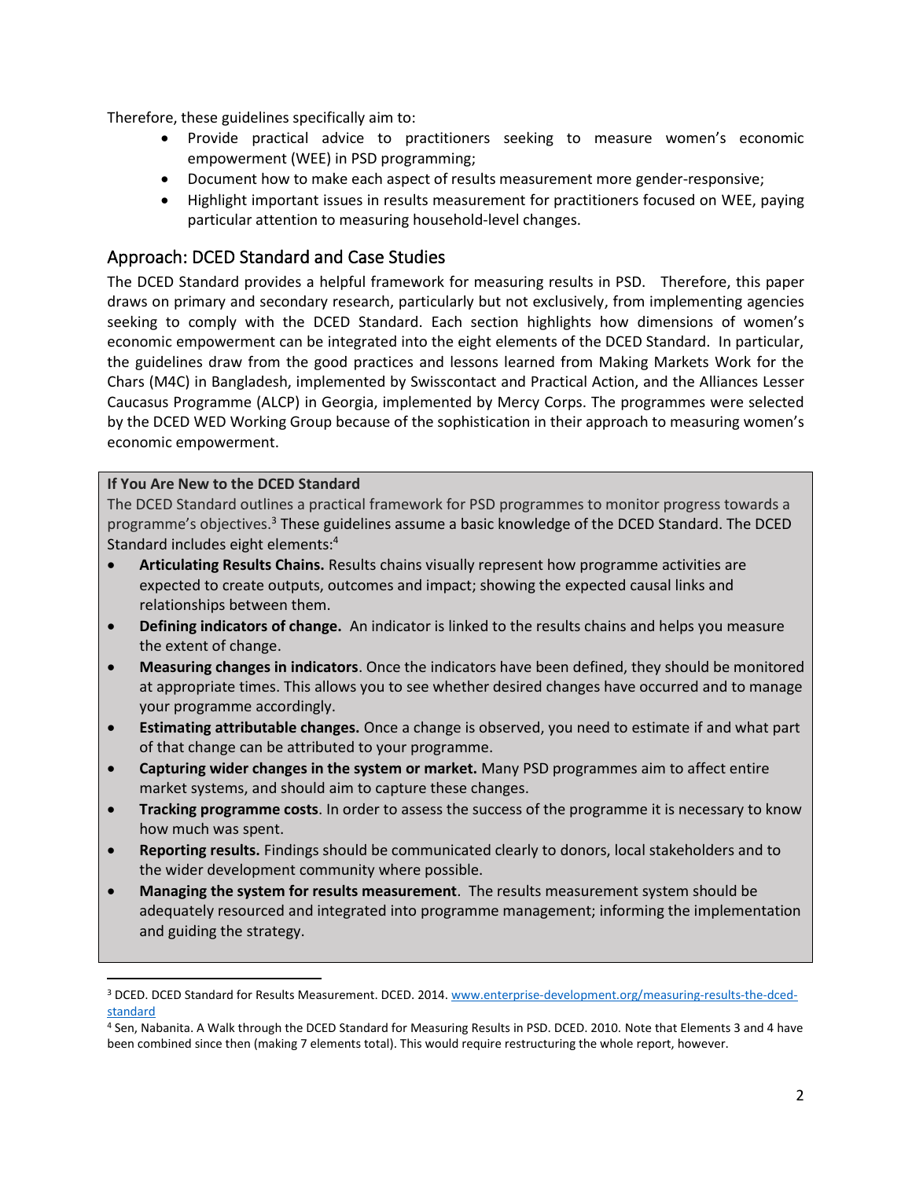Therefore, these guidelines specifically aim to:

- Provide practical advice to practitioners seeking to measure women's economic empowerment (WEE) in PSD programming;
- Document how to make each aspect of results measurement more gender-responsive;
- Highlight important issues in results measurement for practitioners focused on WEE, paying particular attention to measuring household-level changes.

## Approach: DCED Standard and Case Studies

The DCED Standard provides a helpful framework for measuring results in PSD. Therefore, this paper draws on primary and secondary research, particularly but not exclusively, from implementing agencies seeking to comply with the DCED Standard. Each section highlights how dimensions of women's economic empowerment can be integrated into the eight elements of the DCED Standard. In particular, the guidelines draw from the good practices and lessons learned from Making Markets Work for the Chars (M4C) in Bangladesh, implemented by Swisscontact and Practical Action, and the Alliances Lesser Caucasus Programme (ALCP) in Georgia, implemented by Mercy Corps. The programmes were selected by the DCED WED Working Group because of the sophistication in their approach to measuring women's economic empowerment.

**If You Are New to the DCED Standard**

The DCED Standard outlines a practical framework for PSD programmes to monitor progress towards a programme's objectives.[3] These guidelines assume a basic knowledge of the DCED Standard. The DCED Standard includes eight elements:[4]

- **Articulating Results Chains.** Results chains visually represent how programme activities are expected to create outputs, outcomes and impact; showing the expected causal links and relationships between them.
- **Defining indicators of change.** An indicator is linked to the results chains and helps you measure the extent of change.
- **Measuring changes in indicators**. Once the indicators have been defined, they should be monitored at appropriate times. This allows you to see whether desired changes have occurred and to manage your programme accordingly.
- **Estimating attributable changes.** Once a change is observed, you need to estimate if and what part of that change can be attributed to your programme.
- **Capturing wider changes in the system or market.** Many PSD programmes aim to affect entire market systems, and should aim to capture these changes.
- **Tracking programme costs**. In order to assess the success of the programme it is necessary to know how much was spent.
- **Reporting results.** Findings should be communicated clearly to donors, local stakeholders and to the wider development community where possible.
- **Managing the system for results measurement**. The results measurement system should be adequately resourced and integrated into programme management; informing the implementation and guiding the strategy.

---

[3] DCED. DCED Standard for Results Measurement. DCED. 2014. www.enterprise-development.org/measuring-results-the-dced-standard

[4] Sen, Nabanita. A Walk through the DCED Standard for Measuring Results in PSD. DCED. 2010. Note that Elements 3 and 4 have been combined since then (making 7 elements total). This would require restructuring the whole report, however.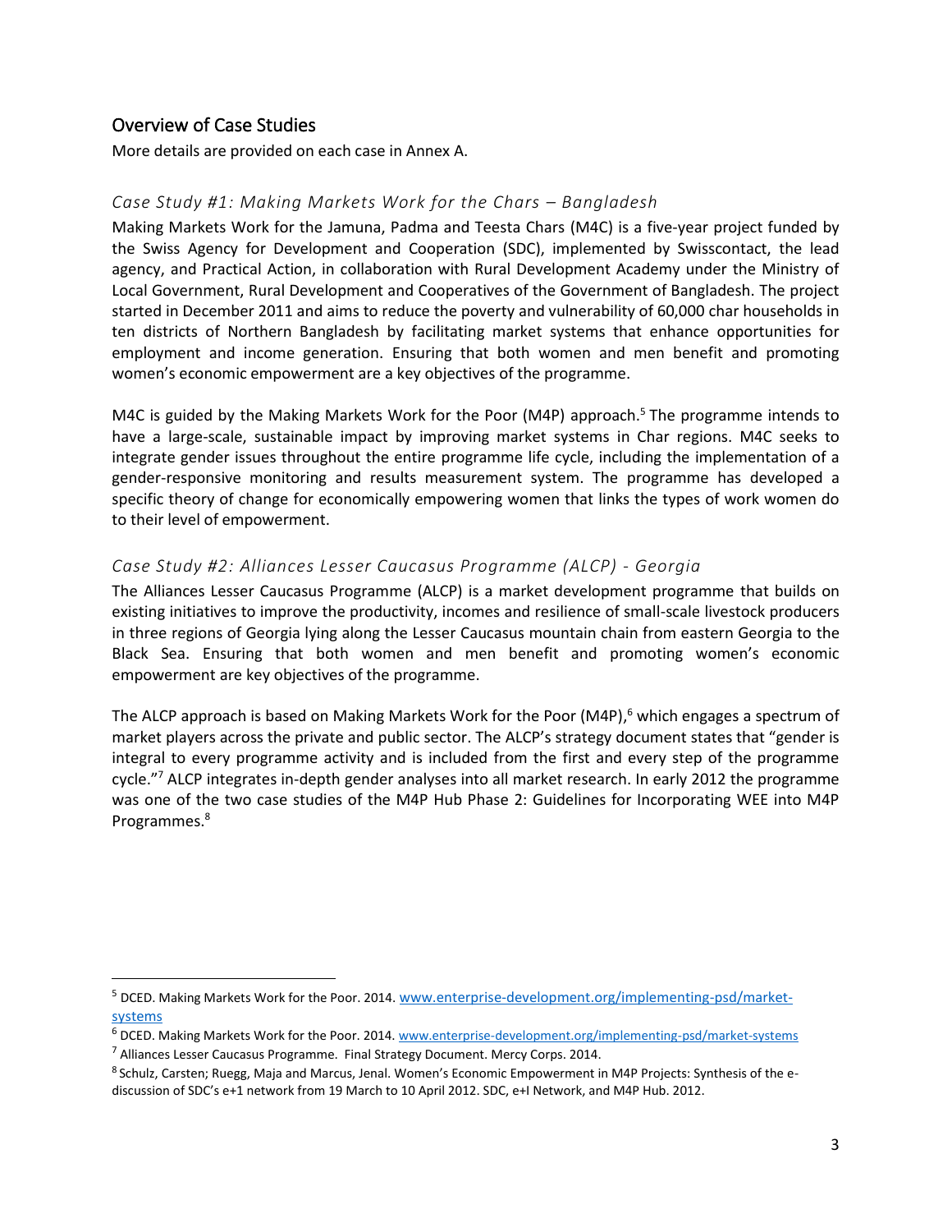## Overview of Case Studies

More details are provided on each case in Annex A.

### *Case Study #1: Making Markets Work for the Chars – Bangladesh*

Making Markets Work for the Jamuna, Padma and Teesta Chars (M4C) is a five-year project funded by the Swiss Agency for Development and Cooperation (SDC), implemented by Swisscontact, the lead agency, and Practical Action, in collaboration with Rural Development Academy under the Ministry of Local Government, Rural Development and Cooperatives of the Government of Bangladesh. The project started in December 2011 and aims to reduce the poverty and vulnerability of 60,000 char households in ten districts of Northern Bangladesh by facilitating market systems that enhance opportunities for employment and income generation. Ensuring that both women and men benefit and promoting women's economic empowerment are a key objectives of the programme.

M4C is guided by the Making Markets Work for the Poor (M4P) approach.[5] The programme intends to have a large-scale, sustainable impact by improving market systems in Char regions. M4C seeks to integrate gender issues throughout the entire programme life cycle, including the implementation of a gender-responsive monitoring and results measurement system. The programme has developed a specific theory of change for economically empowering women that links the types of work women do to their level of empowerment.

### *Case Study #2: Alliances Lesser Caucasus Programme (ALCP) - Georgia*

The Alliances Lesser Caucasus Programme (ALCP) is a market development programme that builds on existing initiatives to improve the productivity, incomes and resilience of small-scale livestock producers in three regions of Georgia lying along the Lesser Caucasus mountain chain from eastern Georgia to the Black Sea. Ensuring that both women and men benefit and promoting women's economic empowerment are key objectives of the programme.

The ALCP approach is based on Making Markets Work for the Poor (M4P),[6] which engages a spectrum of market players across the private and public sector. The ALCP's strategy document states that "gender is integral to every programme activity and is included from the first and every step of the programme cycle."[7] ALCP integrates in-depth gender analyses into all market research. In early 2012 the programme was one of the two case studies of the M4P Hub Phase 2: Guidelines for Incorporating WEE into M4P Programmes.[8]

---

[5] DCED. Making Markets Work for the Poor. 2014. www.enterprise-development.org/implementing-psd/market-systems

[6] DCED. Making Markets Work for the Poor. 2014. www.enterprise-development.org/implementing-psd/market-systems

[7] Alliances Lesser Caucasus Programme. Final Strategy Document. Mercy Corps. 2014.

[8] Schulz, Carsten; Ruegg, Maja and Marcus, Jenal. Women's Economic Empowerment in M4P Projects: Synthesis of the e-discussion of SDC's e+1 network from 19 March to 10 April 2012. SDC, e+I Network, and M4P Hub. 2012.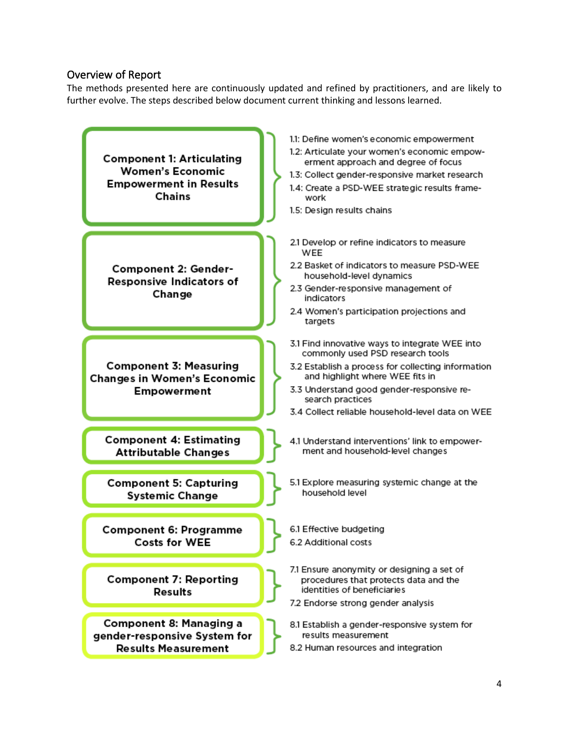## Overview of Report

The methods presented here are continuously updated and refined by practitioners, and are likely to further evolve. The steps described below document current thinking and lessons learned.

**Component 1: Articulating Women's Economic Empowerment in Results Chains**

- 1.1: Define women's economic empowerment
- 1.2: Articulate your women's economic empowerment approach and degree of focus
- 1.3: Collect gender-responsive market research
- 1.4: Create a PSD-WEE strategic results framework
- 1.5: Design results chains

**Component 2: Gender-Responsive Indicators of Change**

- 2.1 Develop or refine indicators to measure WEE
- 2.2 Basket of indicators to measure PSD-WEE household-level dynamics
- 2.3 Gender-responsive management of indicators
- 2.4 Women's participation projections and targets

**Component 3: Measuring Changes in Women's Economic Empowerment**

- 3.1 Find innovative ways to integrate WEE into commonly used PSD research tools
- 3.2 Establish a process for collecting information and highlight where WEE fits in
- 3.3 Understand good gender-responsive research practices
- 3.4 Collect reliable household-level data on WEE

**Component 4: Estimating Attributable Changes**

- 4.1 Understand interventions' link to empowerment and household-level changes

**Component 5: Capturing Systemic Change**

- 5.1 Explore measuring systemic change at the household level

**Component 6: Programme Costs for WEE**

- 6.1 Effective budgeting
- 6.2 Additional costs

**Component 7: Reporting Results**

- 7.1 Ensure anonymity or designing a set of procedures that protects data and the identities of beneficiaries
- 7.2 Endorse strong gender analysis

**Component 8: Managing a gender-responsive System for Results Measurement**

- 8.1 Establish a gender-responsive system for results measurement
- 8.2 Human resources and integration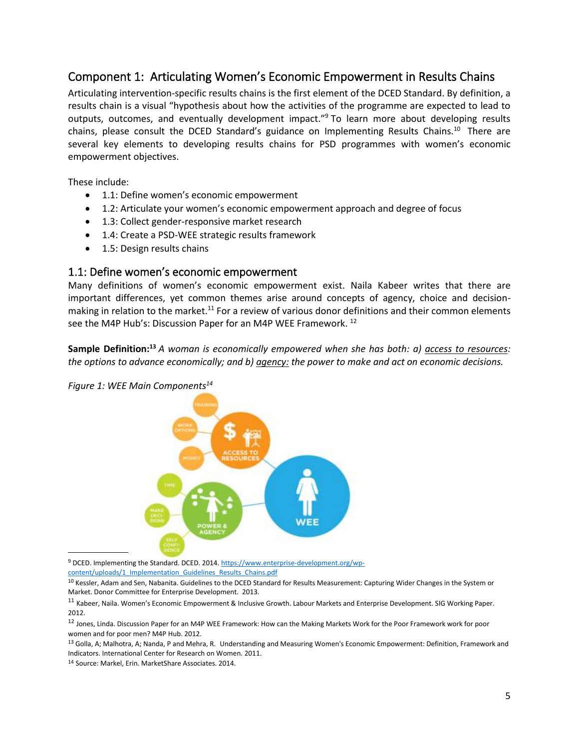## Component 1: Articulating Women's Economic Empowerment in Results Chains

Articulating intervention-specific results chains is the first element of the DCED Standard. By definition, a results chain is a visual "hypothesis about how the activities of the programme are expected to lead to outputs, outcomes, and eventually development impact."[9] To learn more about developing results chains, please consult the DCED Standard's guidance on Implementing Results Chains.[10] There are several key elements to developing results chains for PSD programmes with women's economic empowerment objectives.

These include:

- 1.1: Define women's economic empowerment
- 1.2: Articulate your women's economic empowerment approach and degree of focus
- 1.3: Collect gender-responsive market research
- 1.4: Create a PSD-WEE strategic results framework
- 1.5: Design results chains

### 1.1: Define women's economic empowerment

Many definitions of women's economic empowerment exist. Naila Kabeer writes that there are important differences, yet common themes arise around concepts of agency, choice and decision-making in relation to the market.[11] For a review of various donor definitions and their common elements see the M4P Hub's: Discussion Paper for an M4P WEE Framework. [12]

**Sample Definition:**[13] *A woman is economically empowered when she has both: a) access to resources: the options to advance economically; and b) agency: the power to make and act on economic decisions.*

*Figure 1: WEE Main Components*[14]

[9] DCED. Implementing the Standard. DCED. 2014. https://www.enterprise-development.org/wp-content/uploads/1_Implementation_Guidelines_Results_Chains.pdf

[10] Kessler, Adam and Sen, Nabanita. Guidelines to the DCED Standard for Results Measurement: Capturing Wider Changes in the System or Market. Donor Committee for Enterprise Development. 2013.

[11] Kabeer, Naila. Women's Economic Empowerment & Inclusive Growth. Labour Markets and Enterprise Development. SIG Working Paper. 2012.

[12] Jones, Linda. Discussion Paper for an M4P WEE Framework: How can the Making Markets Work for the Poor Framework work for poor women and for poor men? M4P Hub. 2012.

[13] Golla, A; Malhotra, A; Nanda, P and Mehra, R. Understanding and Measuring Women's Economic Empowerment: Definition, Framework and Indicators. International Center for Research on Women. 2011.

[14] Source: Markel, Erin. MarketShare Associates. 2014.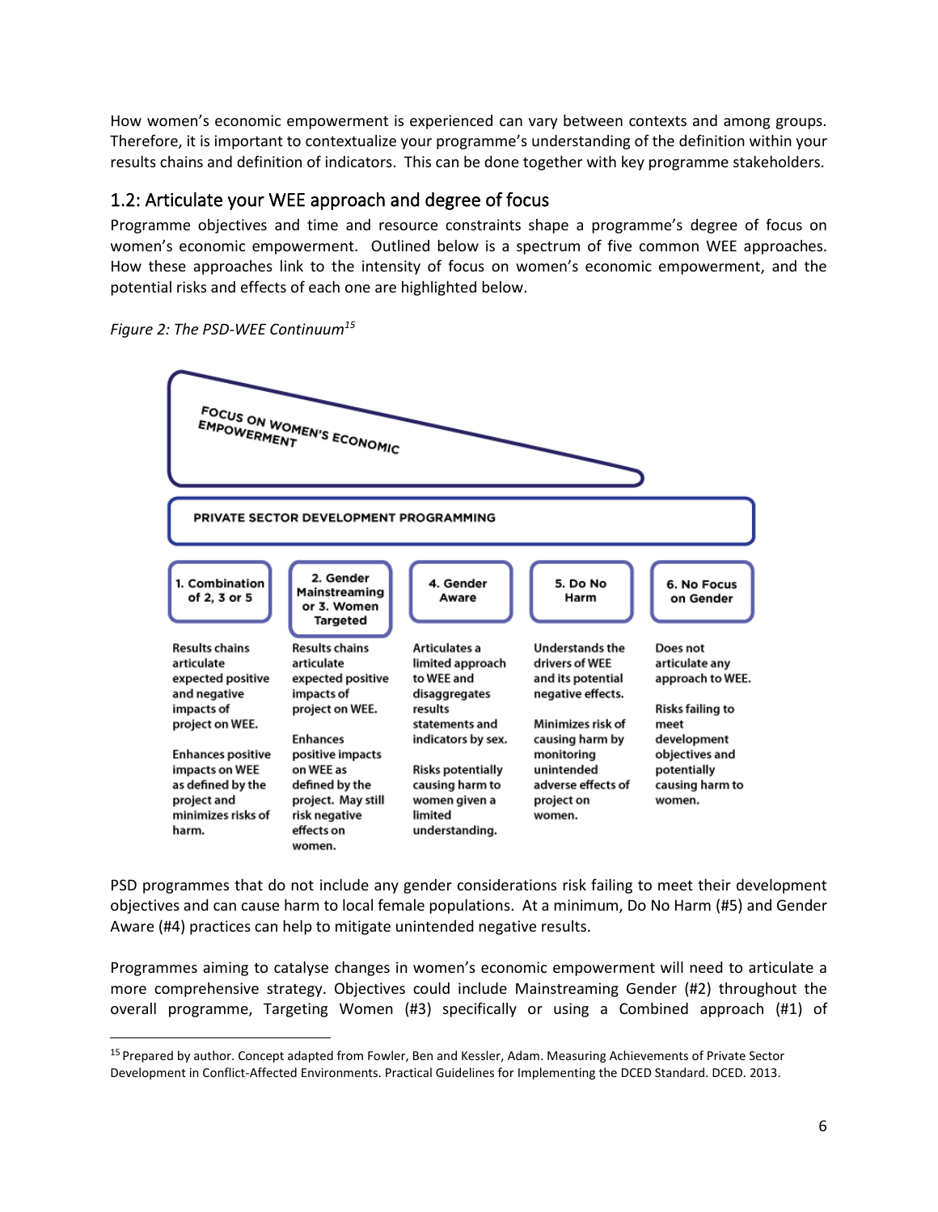How women's economic empowerment is experienced can vary between contexts and among groups. Therefore, it is important to contextualize your programme's understanding of the definition within your results chains and definition of indicators. This can be done together with key programme stakeholders.

## 1.2: Articulate your WEE approach and degree of focus

Programme objectives and time and resource constraints shape a programme's degree of focus on women's economic empowerment. Outlined below is a spectrum of five common WEE approaches. How these approaches link to the intensity of focus on women's economic empowerment, and the potential risks and effects of each one are highlighted below.

*Figure 2: The PSD-WEE Continuum*[15]

FOCUS ON WOMEN'S ECONOMIC EMPOWERMENT

PRIVATE SECTOR DEVELOPMENT PROGRAMMING

| 1. Combination of 2, 3 or 5 | 2. Gender Mainstreaming or 3. Women Targeted | 4. Gender Aware | 5. Do No Harm | 6. No Focus on Gender |
|---|---|---|---|---|
| Results chains articulate expected positive and negative impacts of project on WEE.<br><br>Enhances positive impacts on WEE as defined by the project and minimizes risks of harm. | Results chains articulate expected positive impacts of project on WEE.<br><br>Enhances positive impacts on WEE as defined by the project. May still risk negative effects on women. | Articulates a limited approach to WEE and disaggregates results statements and indicators by sex.<br><br>Risks potentially causing harm to women given a limited understanding. | Understands the drivers of WEE and its potential negative effects.<br><br>Minimizes risk of causing harm by monitoring unintended adverse effects of project on women. | Does not articulate any approach to WEE.<br><br>Risks failing to meet development objectives and potentially causing harm to women. |

PSD programmes that do not include any gender considerations risk failing to meet their development objectives and can cause harm to local female populations. At a minimum, Do No Harm (#5) and Gender Aware (#4) practices can help to mitigate unintended negative results.

Programmes aiming to catalyse changes in women's economic empowerment will need to articulate a more comprehensive strategy. Objectives could include Mainstreaming Gender (#2) throughout the overall programme, Targeting Women (#3) specifically or using a Combined approach (#1) of

[15] Prepared by author. Concept adapted from Fowler, Ben and Kessler, Adam. Measuring Achievements of Private Sector Development in Conflict-Affected Environments. Practical Guidelines for Implementing the DCED Standard. DCED. 2013.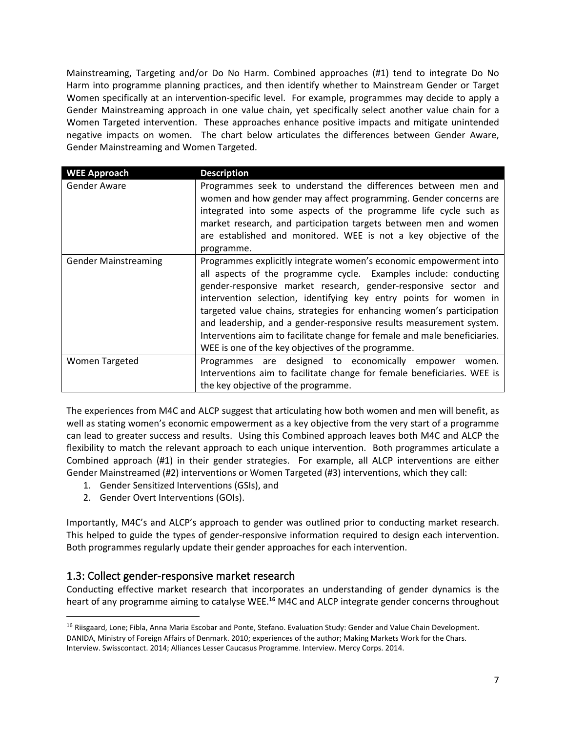Mainstreaming, Targeting and/or Do No Harm. Combined approaches (#1) tend to integrate Do No Harm into programme planning practices, and then identify whether to Mainstream Gender or Target Women specifically at an intervention-specific level. For example, programmes may decide to apply a Gender Mainstreaming approach in one value chain, yet specifically select another value chain for a Women Targeted intervention. These approaches enhance positive impacts and mitigate unintended negative impacts on women. The chart below articulates the differences between Gender Aware, Gender Mainstreaming and Women Targeted.

| WEE Approach | Description |
| --- | --- |
| Gender Aware | Programmes seek to understand the differences between men and women and how gender may affect programming. Gender concerns are integrated into some aspects of the programme life cycle such as market research, and participation targets between men and women are established and monitored. WEE is not a key objective of the programme. |
| Gender Mainstreaming | Programmes explicitly integrate women's economic empowerment into all aspects of the programme cycle. Examples include: conducting gender-responsive market research, gender-responsive sector and intervention selection, identifying key entry points for women in targeted value chains, strategies for enhancing women's participation and leadership, and a gender-responsive results measurement system. Interventions aim to facilitate change for female and male beneficiaries. WEE is one of the key objectives of the programme. |
| Women Targeted | Programmes are designed to economically empower women. Interventions aim to facilitate change for female beneficiaries. WEE is the key objective of the programme. |

The experiences from M4C and ALCP suggest that articulating how both women and men will benefit, as well as stating women's economic empowerment as a key objective from the very start of a programme can lead to greater success and results. Using this Combined approach leaves both M4C and ALCP the flexibility to match the relevant approach to each unique intervention. Both programmes articulate a Combined approach (#1) in their gender strategies. For example, all ALCP interventions are either Gender Mainstreamed (#2) interventions or Women Targeted (#3) interventions, which they call:

1. Gender Sensitized Interventions (GSIs), and
2. Gender Overt Interventions (GOIs).

Importantly, M4C's and ALCP's approach to gender was outlined prior to conducting market research. This helped to guide the types of gender-responsive information required to design each intervention. Both programmes regularly update their gender approaches for each intervention.

## 1.3: Collect gender-responsive market research

Conducting effective market research that incorporates an understanding of gender dynamics is the heart of any programme aiming to catalyse WEE.[16] M4C and ALCP integrate gender concerns throughout

[16] Riisgaard, Lone; Fibla, Anna Maria Escobar and Ponte, Stefano. Evaluation Study: Gender and Value Chain Development. DANIDA, Ministry of Foreign Affairs of Denmark. 2010; experiences of the author; Making Markets Work for the Chars. Interview. Swisscontact. 2014; Alliances Lesser Caucasus Programme. Interview. Mercy Corps. 2014.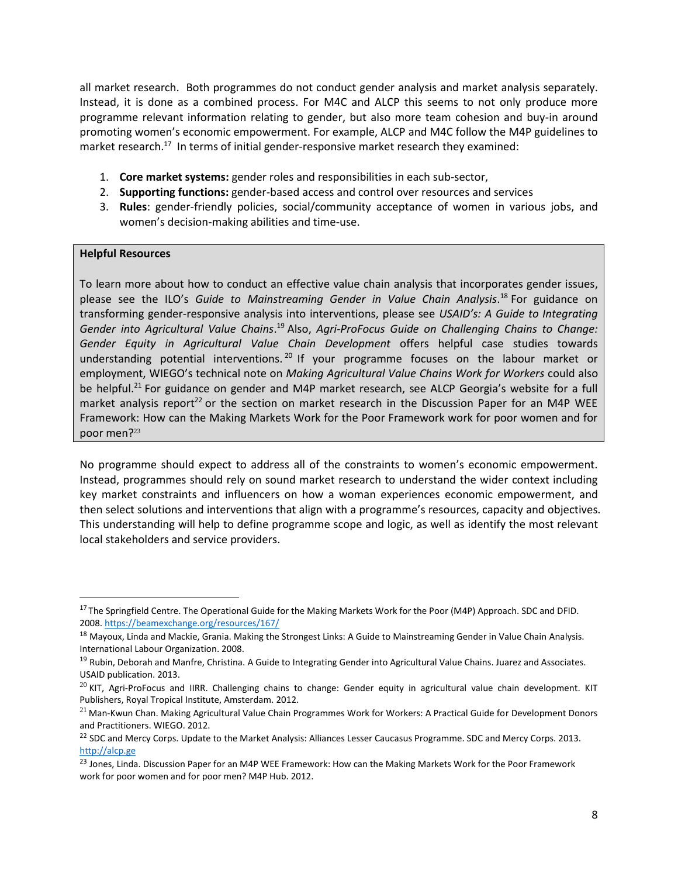all market research. Both programmes do not conduct gender analysis and market analysis separately. Instead, it is done as a combined process. For M4C and ALCP this seems to not only produce more programme relevant information relating to gender, but also more team cohesion and buy-in around promoting women's economic empowerment. For example, ALCP and M4C follow the M4P guidelines to market research.[17] In terms of initial gender-responsive market research they examined:

1. **Core market systems:** gender roles and responsibilities in each sub-sector,
2. **Supporting functions:** gender-based access and control over resources and services
3. **Rules**: gender-friendly policies, social/community acceptance of women in various jobs, and women's decision-making abilities and time-use.

> **Helpful Resources**
>
> To learn more about how to conduct an effective value chain analysis that incorporates gender issues, please see the ILO's *Guide to Mainstreaming Gender in Value Chain Analysis*.[18] For guidance on transforming gender-responsive analysis into interventions, please see *USAID's: A Guide to Integrating Gender into Agricultural Value Chains*.[19] Also, *Agri-ProFocus Guide on Challenging Chains to Change: Gender Equity in Agricultural Value Chain Development* offers helpful case studies towards understanding potential interventions.[20] If your programme focuses on the labour market or employment, WIEGO's technical note on *Making Agricultural Value Chains Work for Workers* could also be helpful.[21] For guidance on gender and M4P market research, see ALCP Georgia's website for a full market analysis report[22] or the section on market research in the Discussion Paper for an M4P WEE Framework: How can the Making Markets Work for the Poor Framework work for poor women and for poor men?[23]

No programme should expect to address all of the constraints to women's economic empowerment. Instead, programmes should rely on sound market research to understand the wider context including key market constraints and influencers on how a woman experiences economic empowerment, and then select solutions and interventions that align with a programme's resources, capacity and objectives. This understanding will help to define programme scope and logic, as well as identify the most relevant local stakeholders and service providers.

---

[17] The Springfield Centre. The Operational Guide for the Making Markets Work for the Poor (M4P) Approach. SDC and DFID. 2008. https://beamexchange.org/resources/167/

[18] Mayoux, Linda and Mackie, Grania. Making the Strongest Links: A Guide to Mainstreaming Gender in Value Chain Analysis. International Labour Organization. 2008.

[19] Rubin, Deborah and Manfre, Christina. A Guide to Integrating Gender into Agricultural Value Chains. Juarez and Associates. USAID publication. 2013.

[20] KIT, Agri-ProFocus and IIRR. Challenging chains to change: Gender equity in agricultural value chain development. KIT Publishers, Royal Tropical Institute, Amsterdam. 2012.

[21] Man-Kwun Chan. Making Agricultural Value Chain Programmes Work for Workers: A Practical Guide for Development Donors and Practitioners. WIEGO. 2012.

[22] SDC and Mercy Corps. Update to the Market Analysis: Alliances Lesser Caucasus Programme. SDC and Mercy Corps. 2013. http://alcp.ge

[23] Jones, Linda. Discussion Paper for an M4P WEE Framework: How can the Making Markets Work for the Poor Framework work for poor women and for poor men? M4P Hub. 2012.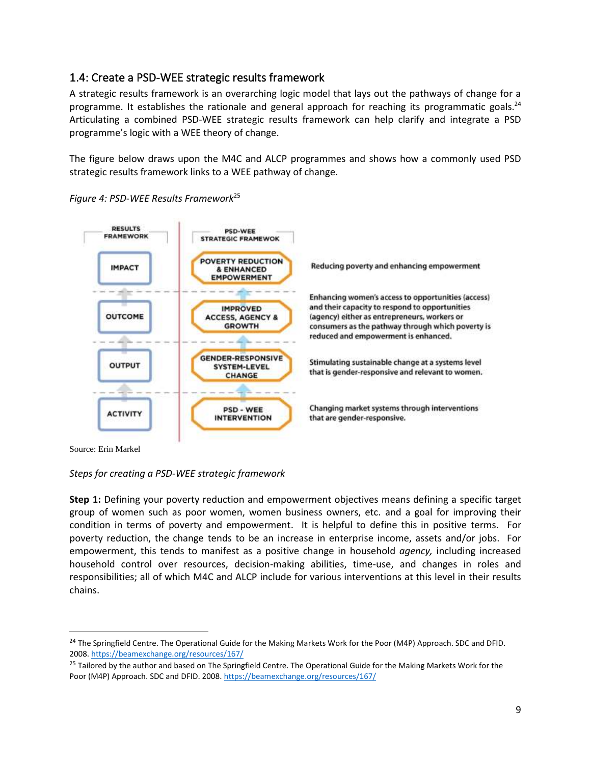### 1.4: Create a PSD-WEE strategic results framework

A strategic results framework is an overarching logic model that lays out the pathways of change for a programme. It establishes the rationale and general approach for reaching its programmatic goals.[24] Articulating a combined PSD-WEE strategic results framework can help clarify and integrate a PSD programme's logic with a WEE theory of change.

The figure below draws upon the M4C and ALCP programmes and shows how a commonly used PSD strategic results framework links to a WEE pathway of change.

*Figure 4: PSD-WEE Results Framework*[25]

| RESULTS FRAMEWORK | PSD-WEE STRATEGIC FRAMEWOK | |
|---|---|---|
| IMPACT | POVERTY REDUCTION & ENHANCED EMPOWERMENT | Reducing poverty and enhancing empowerment |
| OUTCOME | IMPROVED ACCESS, AGENCY & GROWTH | Enhancing women's access to opportunities (access) and their capacity to respond to opportunities (agency) either as entrepreneurs, workers or consumers as the pathway through which poverty is reduced and empowerment is enhanced. |
| OUTPUT | GENDER-RESPONSIVE SYSTEM-LEVEL CHANGE | Stimulating sustainable change at a systems level that is gender-responsive and relevant to women. |
| ACTIVITY | PSD - WEE INTERVENTION | Changing market systems through interventions that are gender-responsive. |

Source: Erin Markel

*Steps for creating a PSD-WEE strategic framework*

**Step 1:** Defining your poverty reduction and empowerment objectives means defining a specific target group of women such as poor women, women business owners, etc. and a goal for improving their condition in terms of poverty and empowerment. It is helpful to define this in positive terms. For poverty reduction, the change tends to be an increase in enterprise income, assets and/or jobs. For empowerment, this tends to manifest as a positive change in household *agency,* including increased household control over resources, decision-making abilities, time-use, and changes in roles and responsibilities; all of which M4C and ALCP include for various interventions at this level in their results chains.

---

[24] The Springfield Centre. The Operational Guide for the Making Markets Work for the Poor (M4P) Approach. SDC and DFID. 2008. https://beamexchange.org/resources/167/

[25] Tailored by the author and based on The Springfield Centre. The Operational Guide for the Making Markets Work for the Poor (M4P) Approach. SDC and DFID. 2008. https://beamexchange.org/resources/167/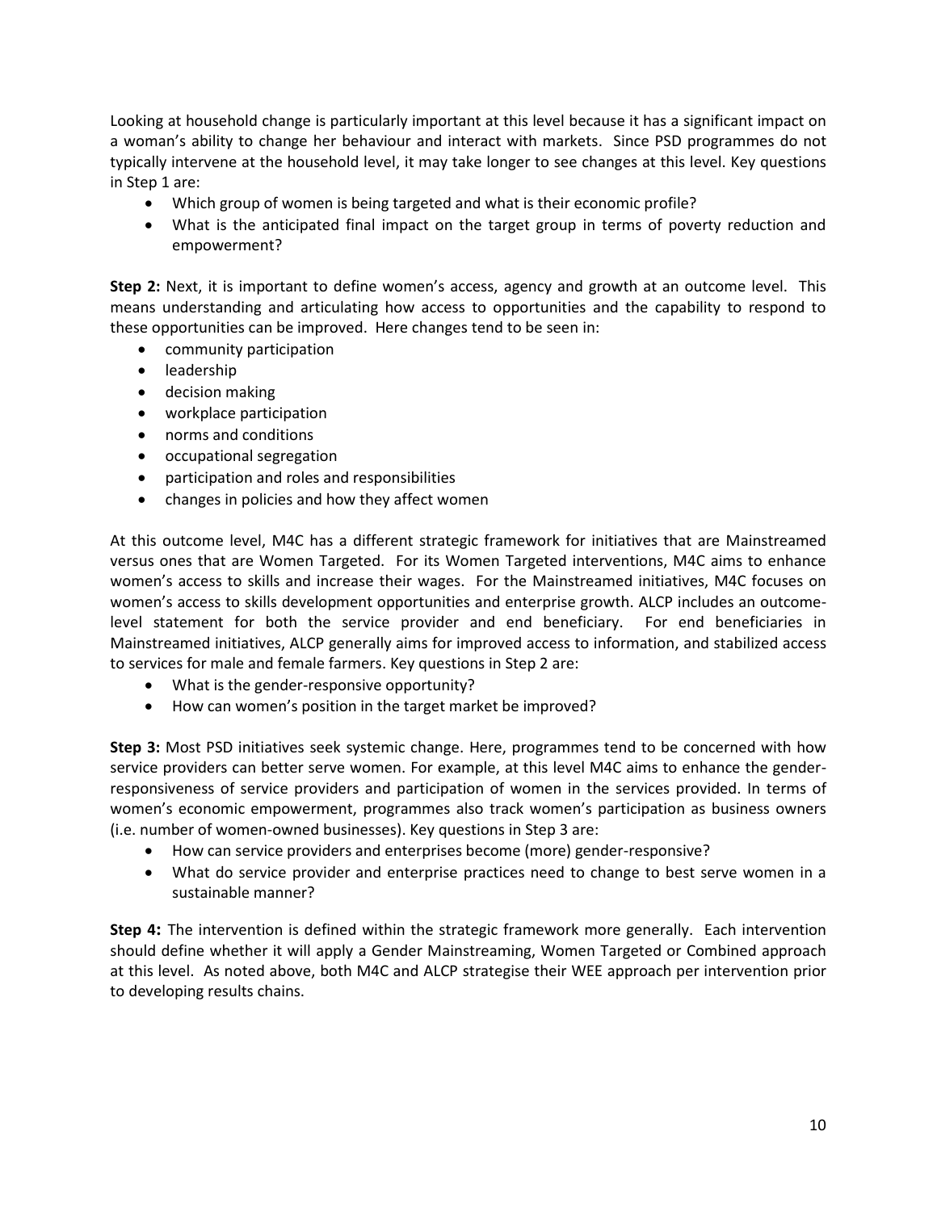Looking at household change is particularly important at this level because it has a significant impact on a woman's ability to change her behaviour and interact with markets. Since PSD programmes do not typically intervene at the household level, it may take longer to see changes at this level. Key questions in Step 1 are:

- Which group of women is being targeted and what is their economic profile?
- What is the anticipated final impact on the target group in terms of poverty reduction and empowerment?

**Step 2:** Next, it is important to define women's access, agency and growth at an outcome level. This means understanding and articulating how access to opportunities and the capability to respond to these opportunities can be improved. Here changes tend to be seen in:

- community participation
- leadership
- decision making
- workplace participation
- norms and conditions
- occupational segregation
- participation and roles and responsibilities
- changes in policies and how they affect women

At this outcome level, M4C has a different strategic framework for initiatives that are Mainstreamed versus ones that are Women Targeted. For its Women Targeted interventions, M4C aims to enhance women's access to skills and increase their wages. For the Mainstreamed initiatives, M4C focuses on women's access to skills development opportunities and enterprise growth. ALCP includes an outcome-level statement for both the service provider and end beneficiary. For end beneficiaries in Mainstreamed initiatives, ALCP generally aims for improved access to information, and stabilized access to services for male and female farmers. Key questions in Step 2 are:

- What is the gender-responsive opportunity?
- How can women's position in the target market be improved?

**Step 3:** Most PSD initiatives seek systemic change. Here, programmes tend to be concerned with how service providers can better serve women. For example, at this level M4C aims to enhance the gender-responsiveness of service providers and participation of women in the services provided. In terms of women's economic empowerment, programmes also track women's participation as business owners (i.e. number of women-owned businesses). Key questions in Step 3 are:

- How can service providers and enterprises become (more) gender-responsive?
- What do service provider and enterprise practices need to change to best serve women in a sustainable manner?

**Step 4:** The intervention is defined within the strategic framework more generally. Each intervention should define whether it will apply a Gender Mainstreaming, Women Targeted or Combined approach at this level. As noted above, both M4C and ALCP strategise their WEE approach per intervention prior to developing results chains.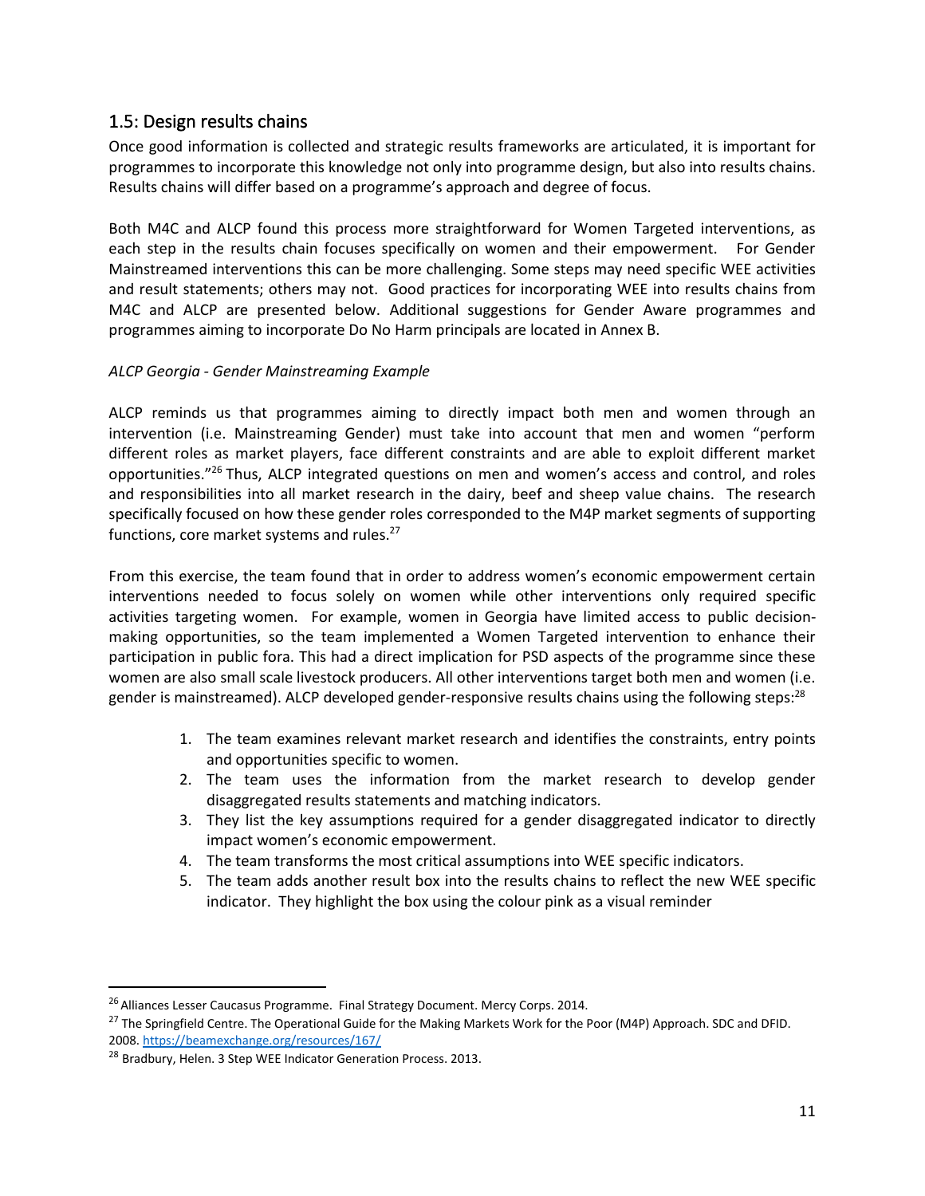## 1.5: Design results chains

Once good information is collected and strategic results frameworks are articulated, it is important for programmes to incorporate this knowledge not only into programme design, but also into results chains. Results chains will differ based on a programme's approach and degree of focus.

Both M4C and ALCP found this process more straightforward for Women Targeted interventions, as each step in the results chain focuses specifically on women and their empowerment. For Gender Mainstreamed interventions this can be more challenging. Some steps may need specific WEE activities and result statements; others may not. Good practices for incorporating WEE into results chains from M4C and ALCP are presented below. Additional suggestions for Gender Aware programmes and programmes aiming to incorporate Do No Harm principals are located in Annex B.

*ALCP Georgia - Gender Mainstreaming Example*

ALCP reminds us that programmes aiming to directly impact both men and women through an intervention (i.e. Mainstreaming Gender) must take into account that men and women "perform different roles as market players, face different constraints and are able to exploit different market opportunities."[26] Thus, ALCP integrated questions on men and women's access and control, and roles and responsibilities into all market research in the dairy, beef and sheep value chains. The research specifically focused on how these gender roles corresponded to the M4P market segments of supporting functions, core market systems and rules.[27]

From this exercise, the team found that in order to address women's economic empowerment certain interventions needed to focus solely on women while other interventions only required specific activities targeting women. For example, women in Georgia have limited access to public decision-making opportunities, so the team implemented a Women Targeted intervention to enhance their participation in public fora. This had a direct implication for PSD aspects of the programme since these women are also small scale livestock producers. All other interventions target both men and women (i.e. gender is mainstreamed). ALCP developed gender-responsive results chains using the following steps:[28]

1. The team examines relevant market research and identifies the constraints, entry points and opportunities specific to women.
2. The team uses the information from the market research to develop gender disaggregated results statements and matching indicators.
3. They list the key assumptions required for a gender disaggregated indicator to directly impact women's economic empowerment.
4. The team transforms the most critical assumptions into WEE specific indicators.
5. The team adds another result box into the results chains to reflect the new WEE specific indicator. They highlight the box using the colour pink as a visual reminder

---

[26] Alliances Lesser Caucasus Programme. Final Strategy Document. Mercy Corps. 2014.

[27] The Springfield Centre. The Operational Guide for the Making Markets Work for the Poor (M4P) Approach. SDC and DFID. 2008. https://beamexchange.org/resources/167/

[28] Bradbury, Helen. 3 Step WEE Indicator Generation Process. 2013.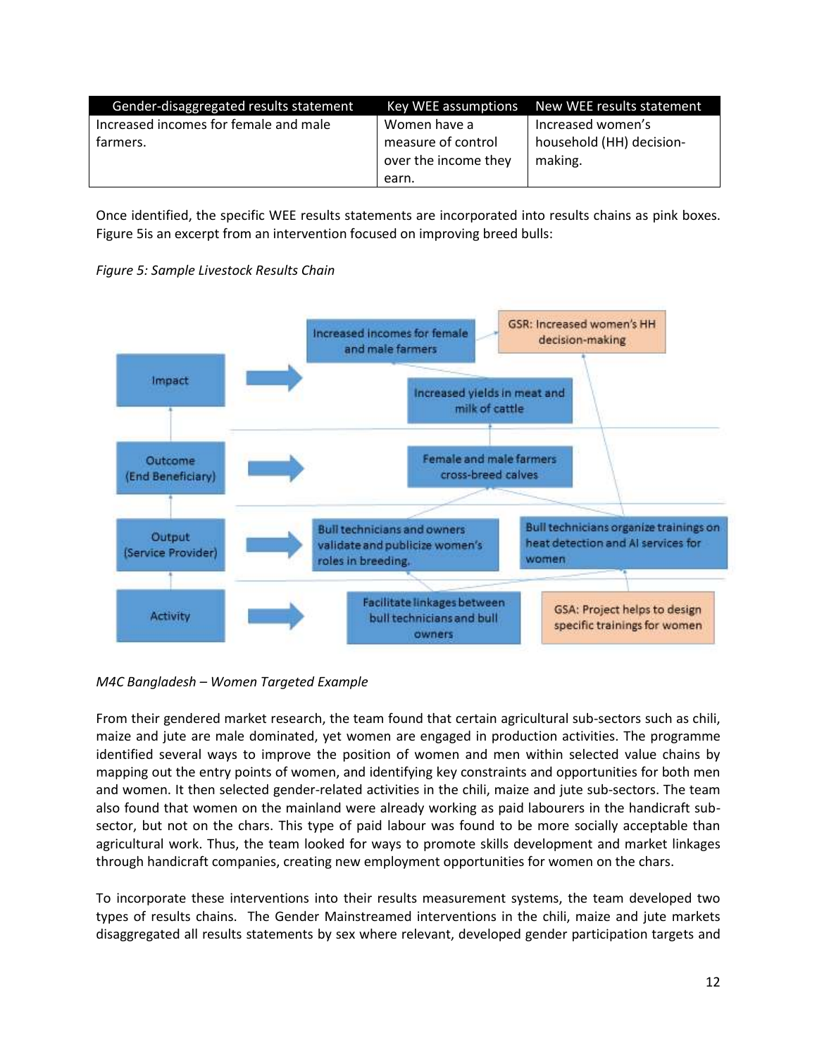| Gender-disaggregated results statement | Key WEE assumptions | New WEE results statement |
|---|---|---|
| Increased incomes for female and male farmers. | Women have a measure of control over the income they earn. | Increased women's household (HH) decision-making. |

Once identified, the specific WEE results statements are incorporated into results chains as pink boxes. Figure 5is an excerpt from an intervention focused on improving breed bulls:

*Figure 5: Sample Livestock Results Chain*

- **Impact**: Increased incomes for female and male farmers → GSR: Increased women's HH decision-making; Increased yields in meat and milk of cattle
- **Outcome (End Beneficiary)**: Female and male farmers cross-breed calves
- **Output (Service Provider)**: Bull technicians and owners validate and publicize women's roles in breeding.; Bull technicians organize trainings on heat detection and AI services for women
- **Activity**: Facilitate linkages between bull technicians and bull owners; GSA: Project helps to design specific trainings for women

*M4C Bangladesh – Women Targeted Example*

From their gendered market research, the team found that certain agricultural sub-sectors such as chili, maize and jute are male dominated, yet women are engaged in production activities. The programme identified several ways to improve the position of women and men within selected value chains by mapping out the entry points of women, and identifying key constraints and opportunities for both men and women. It then selected gender-related activities in the chili, maize and jute sub-sectors. The team also found that women on the mainland were already working as paid labourers in the handicraft sub-sector, but not on the chars. This type of paid labour was found to be more socially acceptable than agricultural work. Thus, the team looked for ways to promote skills development and market linkages through handicraft companies, creating new employment opportunities for women on the chars.

To incorporate these interventions into their results measurement systems, the team developed two types of results chains. The Gender Mainstreamed interventions in the chili, maize and jute markets disaggregated all results statements by sex where relevant, developed gender participation targets and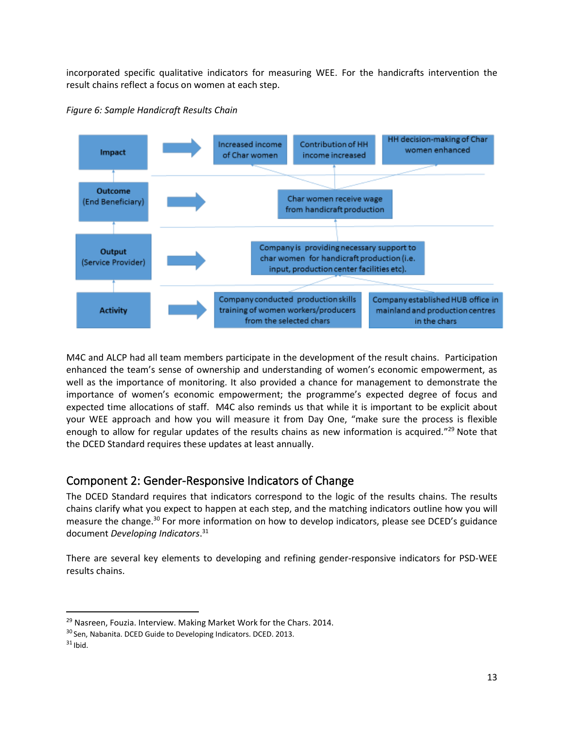incorporated specific qualitative indicators for measuring WEE. For the handicrafts intervention the result chains reflect a focus on women at each step.

*Figure 6: Sample Handicraft Results Chain*

| Level | Results |
| --- | --- |
| **Impact** | Increased income of Char women; Contribution of HH income increased; HH decision-making of Char women enhanced |
| **Outcome** (End Beneficiary) | Char women receive wage from handicraft production |
| **Output** (Service Provider) | Company is providing necessary support to char women for handicraft production (i.e. input, production center facilities etc). |
| **Activity** | Company conducted production skills training of women workers/producers from the selected chars; Company established HUB office in mainland and production centres in the chars |

M4C and ALCP had all team members participate in the development of the result chains. Participation enhanced the team's sense of ownership and understanding of women's economic empowerment, as well as the importance of monitoring. It also provided a chance for management to demonstrate the importance of women's economic empowerment; the programme's expected degree of focus and expected time allocations of staff. M4C also reminds us that while it is important to be explicit about your WEE approach and how you will measure it from Day One, "make sure the process is flexible enough to allow for regular updates of the results chains as new information is acquired."[29] Note that the DCED Standard requires these updates at least annually.

## Component 2: Gender-Responsive Indicators of Change

The DCED Standard requires that indicators correspond to the logic of the results chains. The results chains clarify what you expect to happen at each step, and the matching indicators outline how you will measure the change.[30] For more information on how to develop indicators, please see DCED's guidance document *Developing Indicators*.[31]

There are several key elements to developing and refining gender-responsive indicators for PSD-WEE results chains.

---

[29] Nasreen, Fouzia. Interview. Making Market Work for the Chars. 2014.

[30] Sen, Nabanita. DCED Guide to Developing Indicators. DCED. 2013.

[31] Ibid.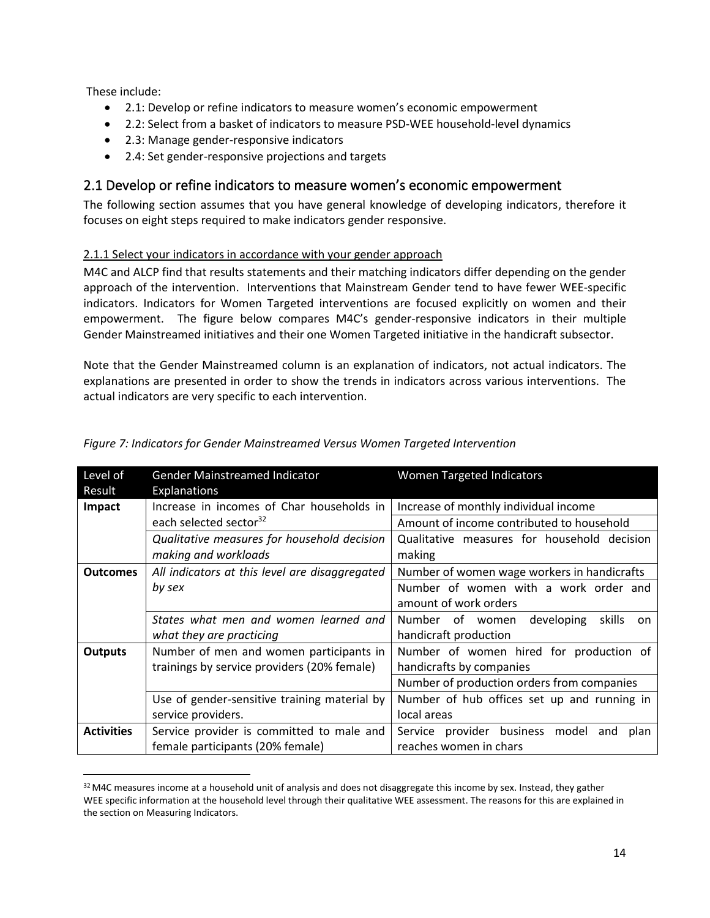These include:

- 2.1: Develop or refine indicators to measure women's economic empowerment
- 2.2: Select from a basket of indicators to measure PSD-WEE household-level dynamics
- 2.3: Manage gender-responsive indicators
- 2.4: Set gender-responsive projections and targets

## 2.1 Develop or refine indicators to measure women's economic empowerment

The following section assumes that you have general knowledge of developing indicators, therefore it focuses on eight steps required to make indicators gender responsive.

### 2.1.1 Select your indicators in accordance with your gender approach

M4C and ALCP find that results statements and their matching indicators differ depending on the gender approach of the intervention. Interventions that Mainstream Gender tend to have fewer WEE-specific indicators. Indicators for Women Targeted interventions are focused explicitly on women and their empowerment. The figure below compares M4C's gender-responsive indicators in their multiple Gender Mainstreamed initiatives and their one Women Targeted initiative in the handicraft subsector.

Note that the Gender Mainstreamed column is an explanation of indicators, not actual indicators. The explanations are presented in order to show the trends in indicators across various interventions. The actual indicators are very specific to each intervention.

*Figure 7: Indicators for Gender Mainstreamed Versus Women Targeted Intervention*

| Level of Result | Gender Mainstreamed Indicator Explanations | Women Targeted Indicators |
|---|---|---|
| **Impact** | Increase in incomes of Char households in each selected sector[32] | Increase of monthly individual income |
| | | Amount of income contributed to household |
| | *Qualitative measures for household decision making and workloads* | Qualitative measures for household decision making |
| **Outcomes** | *All indicators at this level are disaggregated by sex* | Number of women wage workers in handicrafts |
| | | Number of women with a work order and amount of work orders |
| | *States what men and women learned and what they are practicing* | Number of women developing skills on handicraft production |
| **Outputs** | Number of men and women participants in trainings by service providers (20% female) | Number of women hired for production of handicrafts by companies |
| | | Number of production orders from companies |
| | Use of gender-sensitive training material by service providers. | Number of hub offices set up and running in local areas |
| **Activities** | Service provider is committed to male and female participants (20% female) | Service provider business model and plan reaches women in chars |

[32] M4C measures income at a household unit of analysis and does not disaggregate this income by sex. Instead, they gather WEE specific information at the household level through their qualitative WEE assessment. The reasons for this are explained in the section on Measuring Indicators.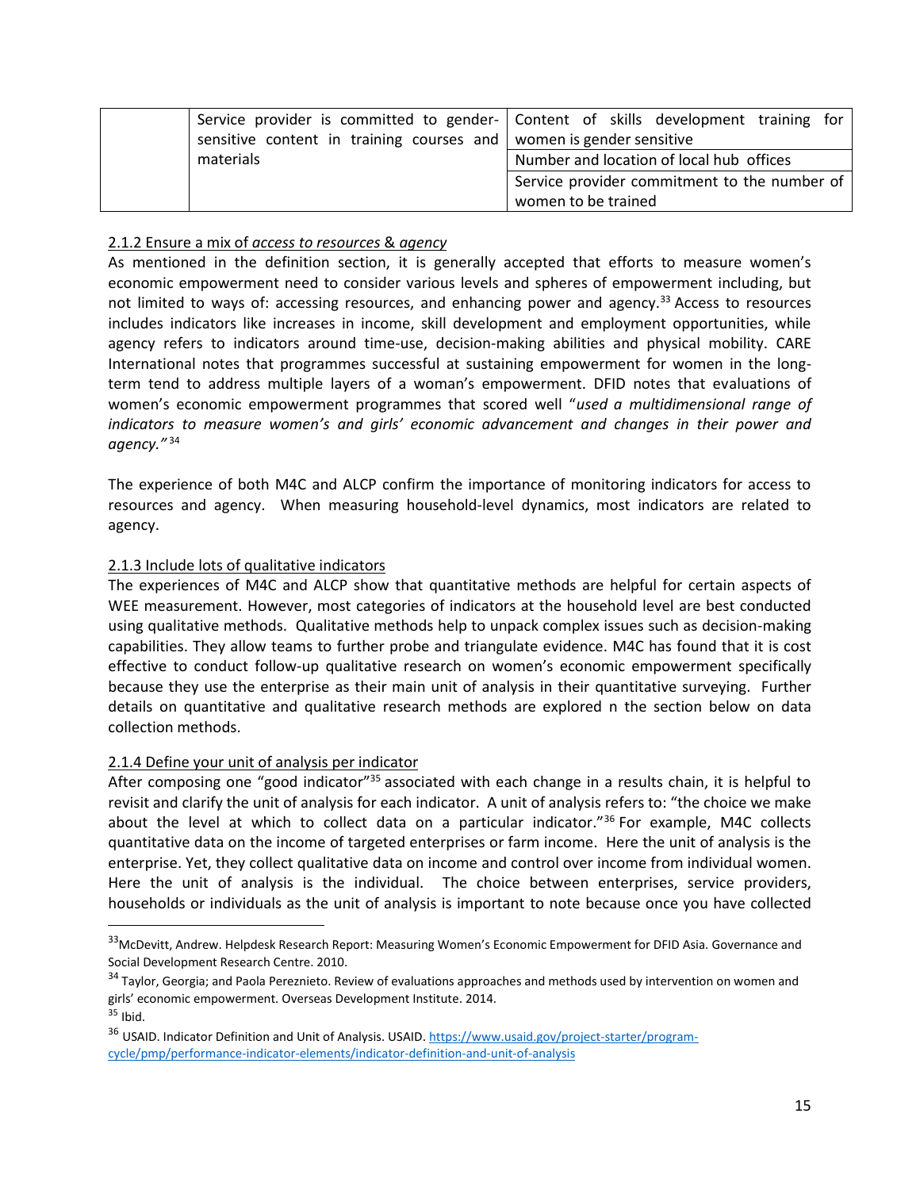| | | |
|---|---|---|
| | Service provider is committed to gender-sensitive content in training courses and materials | Content of skills development training for women is gender sensitive |
| | | Number and location of local hub offices |
| | | Service provider commitment to the number of women to be trained |

2.1.2 Ensure a mix of *access to resources* & *agency*

As mentioned in the definition section, it is generally accepted that efforts to measure women's economic empowerment need to consider various levels and spheres of empowerment including, but not limited to ways of: accessing resources, and enhancing power and agency.[33] Access to resources includes indicators like increases in income, skill development and employment opportunities, while agency refers to indicators around time-use, decision-making abilities and physical mobility. CARE International notes that programmes successful at sustaining empowerment for women in the long-term tend to address multiple layers of a woman's empowerment. DFID notes that evaluations of women's economic empowerment programmes that scored well "*used a multidimensional range of indicators to measure women's and girls' economic advancement and changes in their power and agency."*[34]

The experience of both M4C and ALCP confirm the importance of monitoring indicators for access to resources and agency. When measuring household-level dynamics, most indicators are related to agency.

2.1.3 Include lots of qualitative indicators

The experiences of M4C and ALCP show that quantitative methods are helpful for certain aspects of WEE measurement. However, most categories of indicators at the household level are best conducted using qualitative methods. Qualitative methods help to unpack complex issues such as decision-making capabilities. They allow teams to further probe and triangulate evidence. M4C has found that it is cost effective to conduct follow-up qualitative research on women's economic empowerment specifically because they use the enterprise as their main unit of analysis in their quantitative surveying. Further details on quantitative and qualitative research methods are explored n the section below on data collection methods.

2.1.4 Define your unit of analysis per indicator

After composing one "good indicator"[35] associated with each change in a results chain, it is helpful to revisit and clarify the unit of analysis for each indicator. A unit of analysis refers to: "the choice we make about the level at which to collect data on a particular indicator."[36] For example, M4C collects quantitative data on the income of targeted enterprises or farm income. Here the unit of analysis is the enterprise. Yet, they collect qualitative data on income and control over income from individual women. Here the unit of analysis is the individual. The choice between enterprises, service providers, households or individuals as the unit of analysis is important to note because once you have collected

---

[33] McDevitt, Andrew. Helpdesk Research Report: Measuring Women's Economic Empowerment for DFID Asia. Governance and Social Development Research Centre. 2010.

[34] Taylor, Georgia; and Paola Pereznieto. Review of evaluations approaches and methods used by intervention on women and girls' economic empowerment. Overseas Development Institute. 2014.

[35] Ibid.

[36] USAID. Indicator Definition and Unit of Analysis. USAID. https://www.usaid.gov/project-starter/program-cycle/pmp/performance-indicator-elements/indicator-definition-and-unit-of-analysis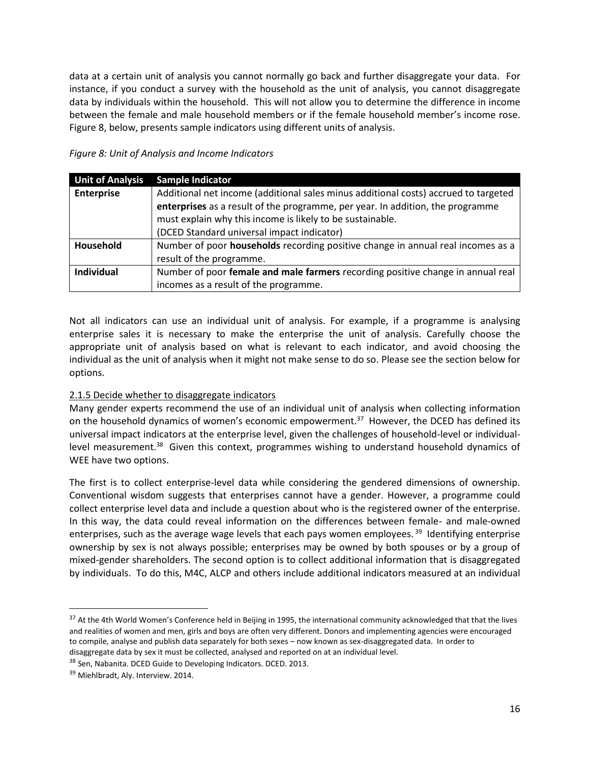data at a certain unit of analysis you cannot normally go back and further disaggregate your data. For instance, if you conduct a survey with the household as the unit of analysis, you cannot disaggregate data by individuals within the household. This will not allow you to determine the difference in income between the female and male household members or if the female household member's income rose. Figure 8, below, presents sample indicators using different units of analysis.

*Figure 8: Unit of Analysis and Income Indicators*

| Unit of Analysis | Sample Indicator |
|---|---|
| **Enterprise** | Additional net income (additional sales minus additional costs) accrued to targeted **enterprises** as a result of the programme, per year. In addition, the programme must explain why this income is likely to be sustainable. (DCED Standard universal impact indicator) |
| **Household** | Number of poor **households** recording positive change in annual real incomes as a result of the programme. |
| **Individual** | Number of poor **female and male farmers** recording positive change in annual real incomes as a result of the programme. |

Not all indicators can use an individual unit of analysis. For example, if a programme is analysing enterprise sales it is necessary to make the enterprise the unit of analysis. Carefully choose the appropriate unit of analysis based on what is relevant to each indicator, and avoid choosing the individual as the unit of analysis when it might not make sense to do so. Please see the section below for options.

### 2.1.5 Decide whether to disaggregate indicators

Many gender experts recommend the use of an individual unit of analysis when collecting information on the household dynamics of women's economic empowerment.[37] However, the DCED has defined its universal impact indicators at the enterprise level, given the challenges of household-level or individual-level measurement.[38] Given this context, programmes wishing to understand household dynamics of WEE have two options.

The first is to collect enterprise-level data while considering the gendered dimensions of ownership. Conventional wisdom suggests that enterprises cannot have a gender. However, a programme could collect enterprise level data and include a question about who is the registered owner of the enterprise. In this way, the data could reveal information on the differences between female- and male-owned enterprises, such as the average wage levels that each pays women employees.[39] Identifying enterprise ownership by sex is not always possible; enterprises may be owned by both spouses or by a group of mixed-gender shareholders. The second option is to collect additional information that is disaggregated by individuals. To do this, M4C, ALCP and others include additional indicators measured at an individual

---

[37] At the 4th World Women's Conference held in Beijing in 1995, the international community acknowledged that that the lives and realities of women and men, girls and boys are often very different. Donors and implementing agencies were encouraged to compile, analyse and publish data separately for both sexes – now known as sex-disaggregated data. In order to disaggregate data by sex it must be collected, analysed and reported on at an individual level.

[38] Sen, Nabanita. DCED Guide to Developing Indicators. DCED. 2013.

[39] Miehlbradt, Aly. Interview. 2014.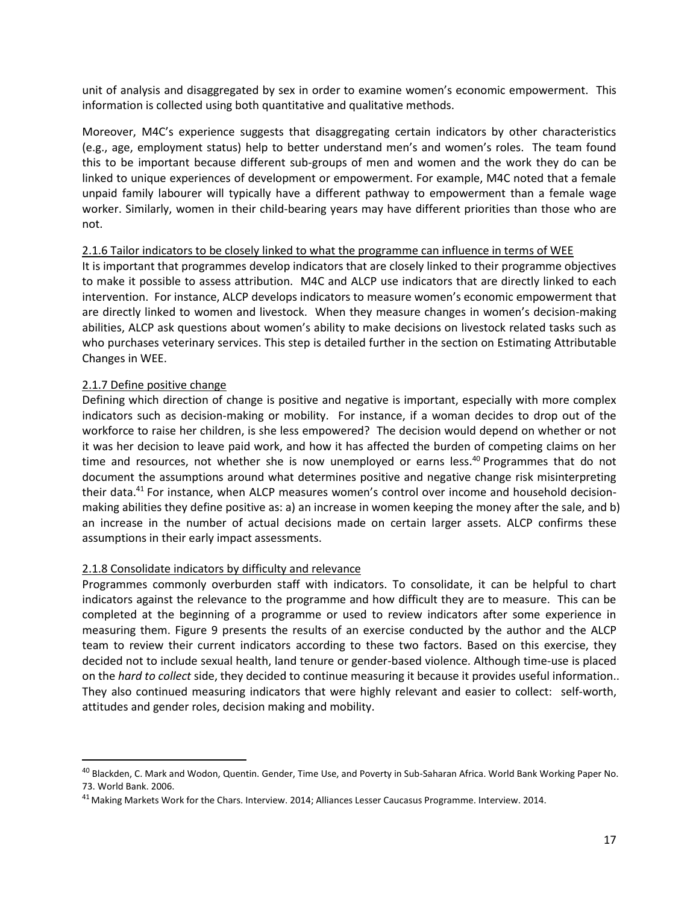unit of analysis and disaggregated by sex in order to examine women's economic empowerment. This information is collected using both quantitative and qualitative methods.

Moreover, M4C's experience suggests that disaggregating certain indicators by other characteristics (e.g., age, employment status) help to better understand men's and women's roles. The team found this to be important because different sub-groups of men and women and the work they do can be linked to unique experiences of development or empowerment. For example, M4C noted that a female unpaid family labourer will typically have a different pathway to empowerment than a female wage worker. Similarly, women in their child-bearing years may have different priorities than those who are not.

#### 2.1.6 Tailor indicators to be closely linked to what the programme can influence in terms of WEE

It is important that programmes develop indicators that are closely linked to their programme objectives to make it possible to assess attribution. M4C and ALCP use indicators that are directly linked to each intervention. For instance, ALCP develops indicators to measure women's economic empowerment that are directly linked to women and livestock. When they measure changes in women's decision-making abilities, ALCP ask questions about women's ability to make decisions on livestock related tasks such as who purchases veterinary services. This step is detailed further in the section on Estimating Attributable Changes in WEE.

#### 2.1.7 Define positive change

Defining which direction of change is positive and negative is important, especially with more complex indicators such as decision-making or mobility. For instance, if a woman decides to drop out of the workforce to raise her children, is she less empowered? The decision would depend on whether or not it was her decision to leave paid work, and how it has affected the burden of competing claims on her time and resources, not whether she is now unemployed or earns less.[40] Programmes that do not document the assumptions around what determines positive and negative change risk misinterpreting their data.[41] For instance, when ALCP measures women's control over income and household decision-making abilities they define positive as: a) an increase in women keeping the money after the sale, and b) an increase in the number of actual decisions made on certain larger assets. ALCP confirms these assumptions in their early impact assessments.

#### 2.1.8 Consolidate indicators by difficulty and relevance

Programmes commonly overburden staff with indicators. To consolidate, it can be helpful to chart indicators against the relevance to the programme and how difficult they are to measure. This can be completed at the beginning of a programme or used to review indicators after some experience in measuring them. Figure 9 presents the results of an exercise conducted by the author and the ALCP team to review their current indicators according to these two factors. Based on this exercise, they decided not to include sexual health, land tenure or gender-based violence. Although time-use is placed on the *hard to collect* side, they decided to continue measuring it because it provides useful information.. They also continued measuring indicators that were highly relevant and easier to collect: self-worth, attitudes and gender roles, decision making and mobility.

---

[40] Blackden, C. Mark and Wodon, Quentin. Gender, Time Use, and Poverty in Sub-Saharan Africa. World Bank Working Paper No. 73. World Bank. 2006.

[41] Making Markets Work for the Chars. Interview. 2014; Alliances Lesser Caucasus Programme. Interview. 2014.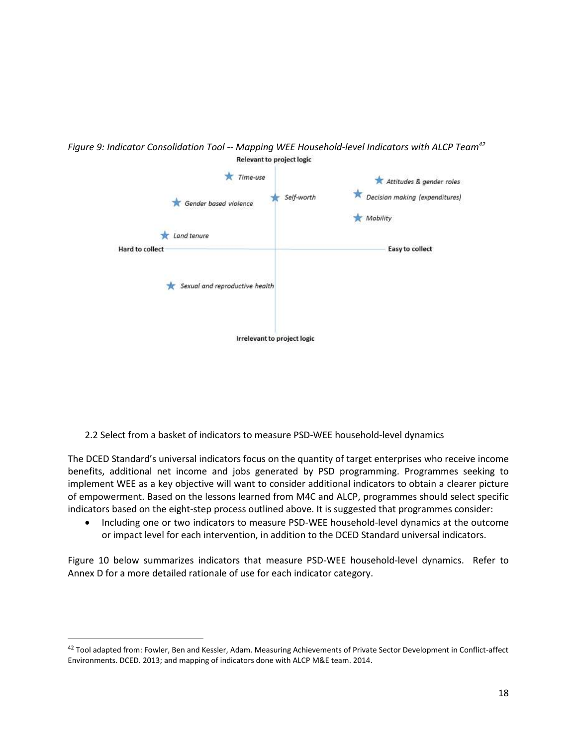*Figure 9: Indicator Consolidation Tool -- Mapping WEE Household-level Indicators with ALCP Team[42]*

Relevant to project logic

Time-use

Self-worth

Attitudes & gender roles

Decision making (expenditures)

Gender based violence

Mobility

Land tenure

Hard to collect

Easy to collect

Sexual and reproductive health

Irrelevant to project logic

2.2 Select from a basket of indicators to measure PSD-WEE household-level dynamics

The DCED Standard's universal indicators focus on the quantity of target enterprises who receive income benefits, additional net income and jobs generated by PSD programming. Programmes seeking to implement WEE as a key objective will want to consider additional indicators to obtain a clearer picture of empowerment. Based on the lessons learned from M4C and ALCP, programmes should select specific indicators based on the eight-step process outlined above. It is suggested that programmes consider:

- Including one or two indicators to measure PSD-WEE household-level dynamics at the outcome or impact level for each intervention, in addition to the DCED Standard universal indicators.

Figure 10 below summarizes indicators that measure PSD-WEE household-level dynamics. Refer to Annex D for a more detailed rationale of use for each indicator category.

[42] Tool adapted from: Fowler, Ben and Kessler, Adam. Measuring Achievements of Private Sector Development in Conflict-affect Environments. DCED. 2013; and mapping of indicators done with ALCP M&E team. 2014.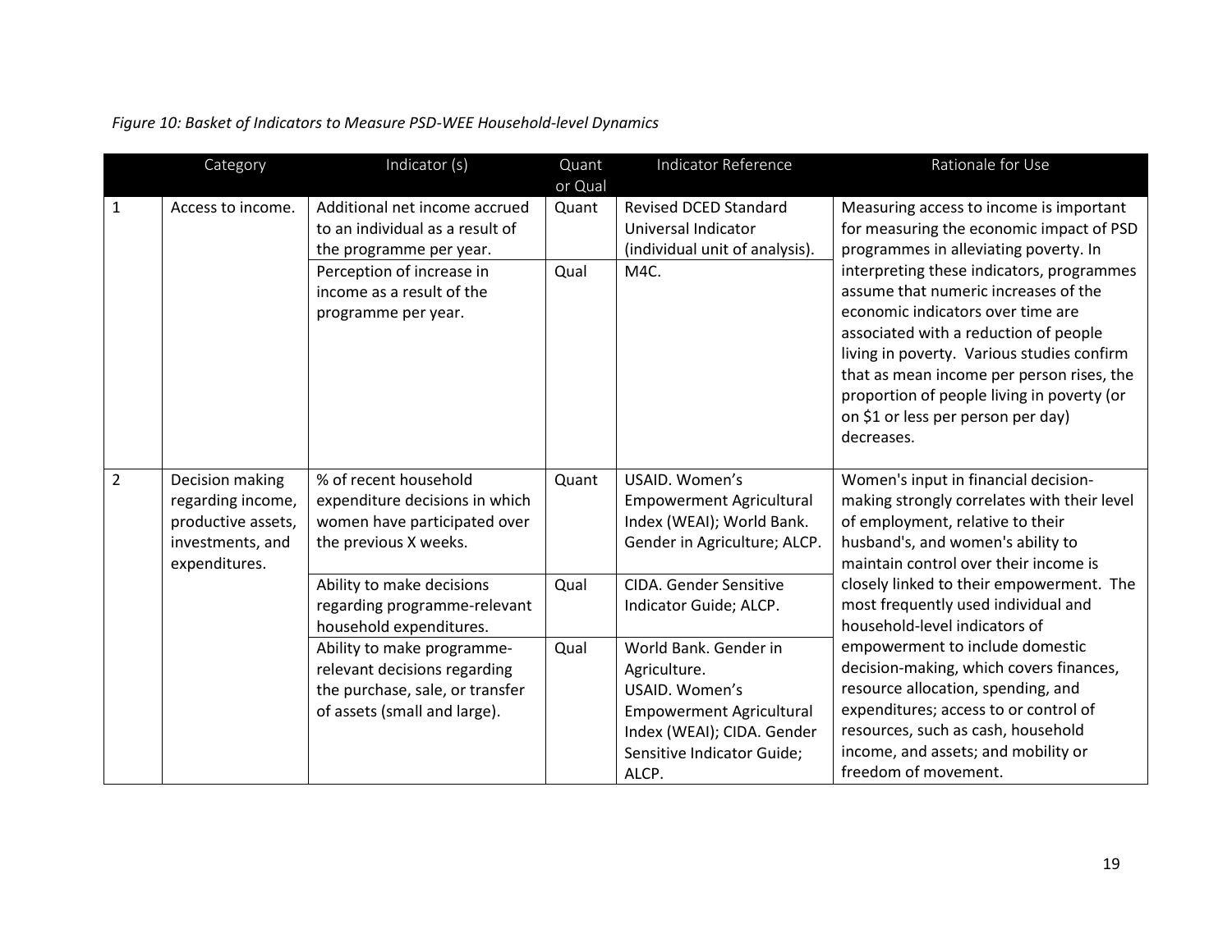*Figure 10: Basket of Indicators to Measure PSD-WEE Household-level Dynamics*

| | Category | Indicator (s) | Quant or Qual | Indicator Reference | Rationale for Use |
|---|---|---|---|---|---|
| 1 | Access to income. | Additional net income accrued to an individual as a result of the programme per year. | Quant | Revised DCED Standard Universal Indicator (individual unit of analysis). | Measuring access to income is important for measuring the economic impact of PSD programmes in alleviating poverty. In interpreting these indicators, programmes assume that numeric increases of the economic indicators over time are associated with a reduction of people living in poverty. Various studies confirm that as mean income per person rises, the proportion of people living in poverty (or on $1 or less per person per day) decreases. |
| | | Perception of increase in income as a result of the programme per year. | Qual | M4C. | |
| 2 | Decision making regarding income, productive assets, investments, and expenditures. | % of recent household expenditure decisions in which women have participated over the previous X weeks. | Quant | USAID. Women's Empowerment Agricultural Index (WEAI); World Bank. Gender in Agriculture; ALCP. | Women's input in financial decision-making strongly correlates with their level of employment, relative to their husband's, and women's ability to maintain control over their income is closely linked to their empowerment. The most frequently used individual and household-level indicators of empowerment to include domestic decision-making, which covers finances, resource allocation, spending, and expenditures; access to or control of resources, such as cash, household income, and assets; and mobility or freedom of movement. |
| | | Ability to make decisions regarding programme-relevant household expenditures. | Qual | CIDA. Gender Sensitive Indicator Guide; ALCP. | |
| | | Ability to make programme-relevant decisions regarding the purchase, sale, or transfer of assets (small and large). | Qual | World Bank. Gender in Agriculture. USAID. Women's Empowerment Agricultural Index (WEAI); CIDA. Gender Sensitive Indicator Guide; ALCP. | |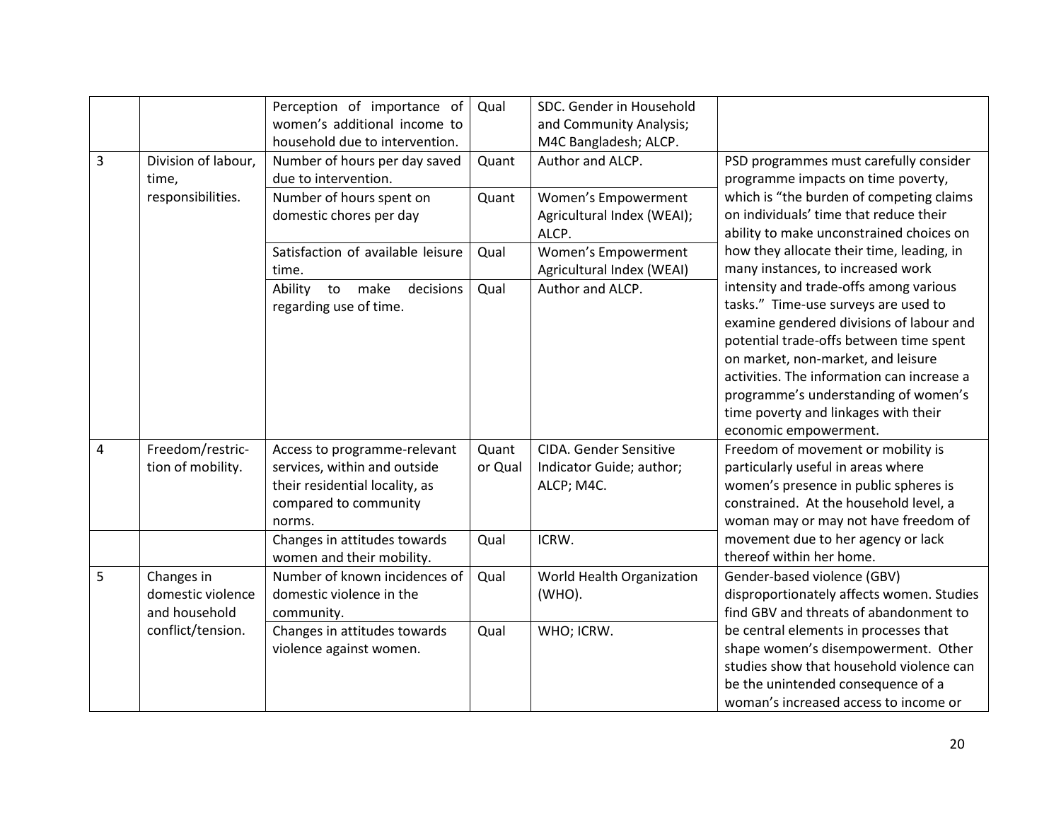| | | Perception of importance of women's additional income to household due to intervention. | Qual | SDC. Gender in Household and Community Analysis; M4C Bangladesh; ALCP. | |
|---|---|---|---|---|---|
| 3 | Division of labour, time, responsibilities. | Number of hours per day saved due to intervention. | Quant | Author and ALCP. | PSD programmes must carefully consider programme impacts on time poverty, which is "the burden of competing claims on individuals' time that reduce their ability to make unconstrained choices on how they allocate their time, leading, in many instances, to increased work intensity and trade-offs among various tasks." Time-use surveys are used to examine gendered divisions of labour and potential trade-offs between time spent on market, non-market, and leisure activities. The information can increase a programme's understanding of women's time poverty and linkages with their economic empowerment. |
| | | Number of hours spent on domestic chores per day | Quant | Women's Empowerment Agricultural Index (WEAI); ALCP. | |
| | | Satisfaction of available leisure time. | Qual | Women's Empowerment Agricultural Index (WEAI) | |
| | | Ability to make decisions regarding use of time. | Qual | Author and ALCP. | |
| 4 | Freedom/restriction of mobility. | Access to programme-relevant services, within and outside their residential locality, as compared to community norms. | Quant or Qual | CIDA. Gender Sensitive Indicator Guide; author; ALCP; M4C. | Freedom of movement or mobility is particularly useful in areas where women's presence in public spheres is constrained. At the household level, a woman may or may not have freedom of movement due to her agency or lack thereof within her home. |
| | | Changes in attitudes towards women and their mobility. | Qual | ICRW. | |
| 5 | Changes in domestic violence and household conflict/tension. | Number of known incidences of domestic violence in the community. | Qual | World Health Organization (WHO). | Gender-based violence (GBV) disproportionately affects women. Studies find GBV and threats of abandonment to be central elements in processes that shape women's disempowerment. Other studies show that household violence can be the unintended consequence of a woman's increased access to income or |
| | | Changes in attitudes towards violence against women. | Qual | WHO; ICRW. | |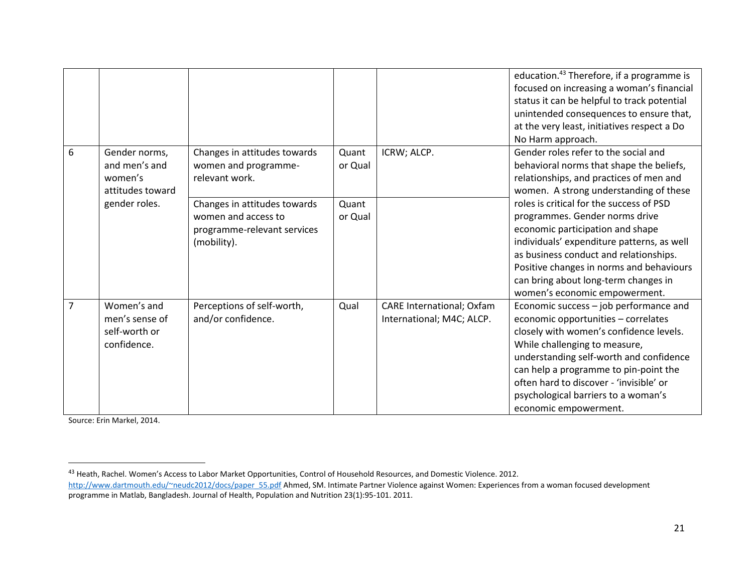| | | | | | |
|---|---|---|---|---|---|
| | | | | | education.[43] Therefore, if a programme is focused on increasing a woman's financial status it can be helpful to track potential unintended consequences to ensure that, at the very least, initiatives respect a Do No Harm approach. |
| 6 | Gender norms, and men's and women's attitudes toward gender roles. | Changes in attitudes towards women and programme-relevant work. | Quant or Qual | ICRW; ALCP. | Gender roles refer to the social and behavioral norms that shape the beliefs, relationships, and practices of men and women. A strong understanding of these roles is critical for the success of PSD programmes. Gender norms drive economic participation and shape individuals' expenditure patterns, as well as business conduct and relationships. Positive changes in norms and behaviours can bring about long-term changes in women's economic empowerment. |
| | | Changes in attitudes towards women and access to programme-relevant services (mobility). | Quant or Qual | | |
| 7 | Women's and men's sense of self-worth or confidence. | Perceptions of self-worth, and/or confidence. | Qual | CARE International; Oxfam International; M4C; ALCP. | Economic success – job performance and economic opportunities – correlates closely with women's confidence levels. While challenging to measure, understanding self-worth and confidence can help a programme to pin-point the often hard to discover - 'invisible' or psychological barriers to a woman's economic empowerment. |

Source: Erin Markel, 2014.

[43] Heath, Rachel. Women's Access to Labor Market Opportunities, Control of Household Resources, and Domestic Violence. 2012. http://www.dartmouth.edu/~neudc2012/docs/paper_55.pdf Ahmed, SM. Intimate Partner Violence against Women: Experiences from a woman focused development programme in Matlab, Bangladesh. Journal of Health, Population and Nutrition 23(1):95-101. 2011.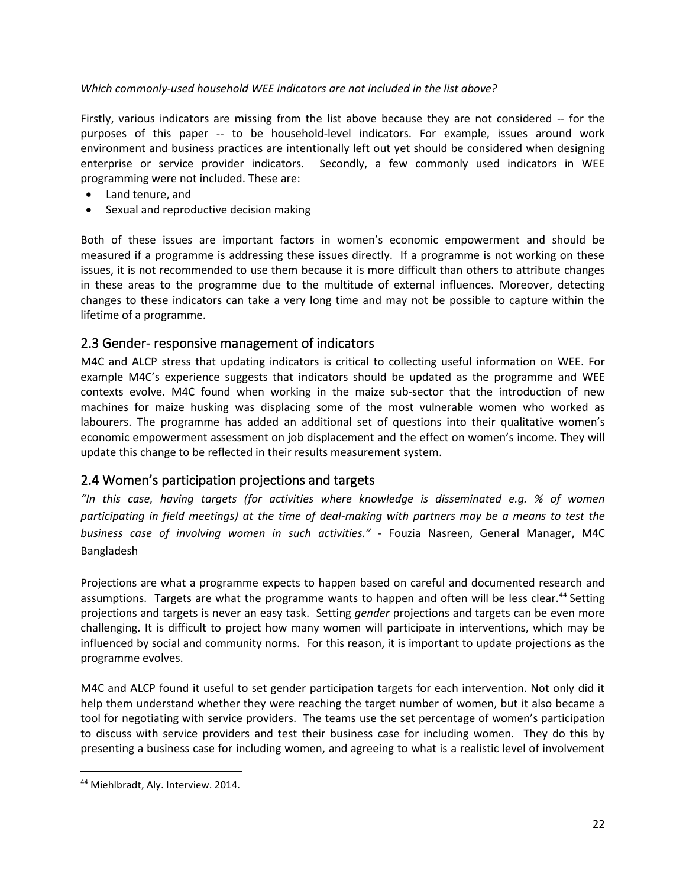*Which commonly-used household WEE indicators are not included in the list above?*

Firstly, various indicators are missing from the list above because they are not considered -- for the purposes of this paper -- to be household-level indicators. For example, issues around work environment and business practices are intentionally left out yet should be considered when designing enterprise or service provider indicators. Secondly, a few commonly used indicators in WEE programming were not included. These are:

- Land tenure, and
- Sexual and reproductive decision making

Both of these issues are important factors in women's economic empowerment and should be measured if a programme is addressing these issues directly. If a programme is not working on these issues, it is not recommended to use them because it is more difficult than others to attribute changes in these areas to the programme due to the multitude of external influences. Moreover, detecting changes to these indicators can take a very long time and may not be possible to capture within the lifetime of a programme.

## 2.3 Gender- responsive management of indicators

M4C and ALCP stress that updating indicators is critical to collecting useful information on WEE. For example M4C's experience suggests that indicators should be updated as the programme and WEE contexts evolve. M4C found when working in the maize sub-sector that the introduction of new machines for maize husking was displacing some of the most vulnerable women who worked as labourers. The programme has added an additional set of questions into their qualitative women's economic empowerment assessment on job displacement and the effect on women's income. They will update this change to be reflected in their results measurement system.

## 2.4 Women's participation projections and targets

*"In this case, having targets (for activities where knowledge is disseminated e.g. % of women participating in field meetings) at the time of deal-making with partners may be a means to test the business case of involving women in such activities."* - Fouzia Nasreen, General Manager, M4C Bangladesh

Projections are what a programme expects to happen based on careful and documented research and assumptions. Targets are what the programme wants to happen and often will be less clear.[44] Setting projections and targets is never an easy task. Setting *gender* projections and targets can be even more challenging. It is difficult to project how many women will participate in interventions, which may be influenced by social and community norms. For this reason, it is important to update projections as the programme evolves.

M4C and ALCP found it useful to set gender participation targets for each intervention. Not only did it help them understand whether they were reaching the target number of women, but it also became a tool for negotiating with service providers. The teams use the set percentage of women's participation to discuss with service providers and test their business case for including women. They do this by presenting a business case for including women, and agreeing to what is a realistic level of involvement

[44] Miehlbradt, Aly. Interview. 2014.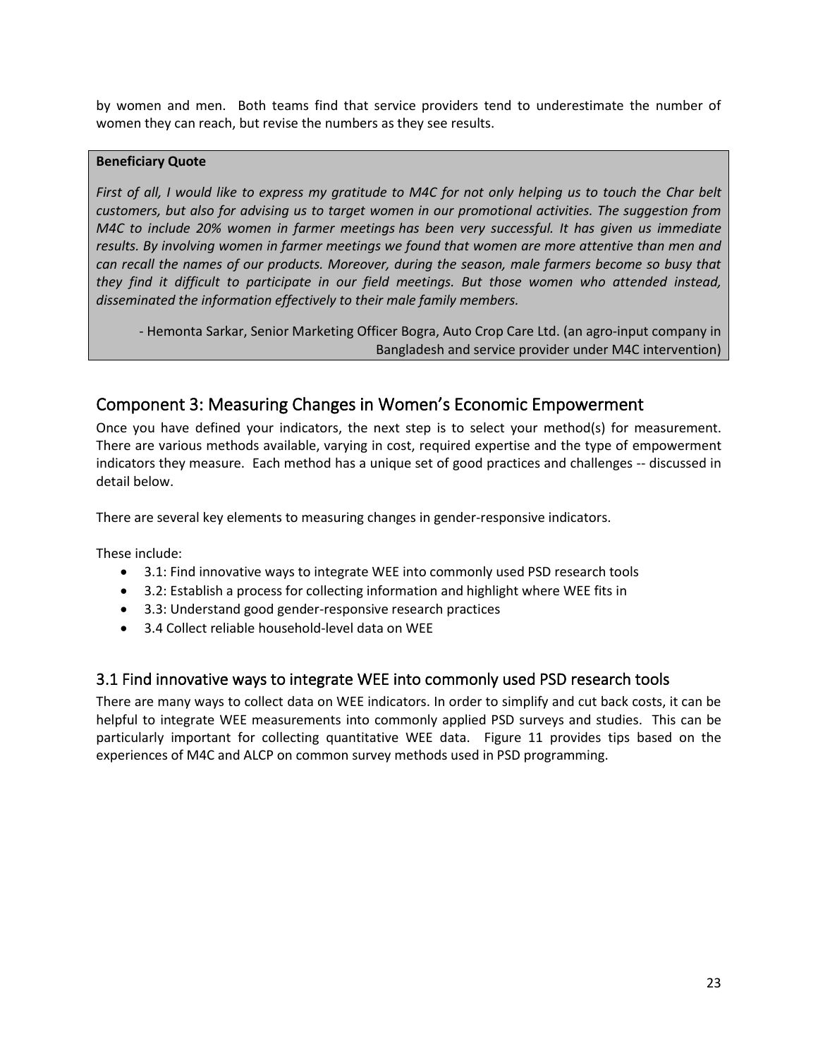by women and men. Both teams find that service providers tend to underestimate the number of women they can reach, but revise the numbers as they see results.

> **Beneficiary Quote**
>
> *First of all, I would like to express my gratitude to M4C for not only helping us to touch the Char belt customers, but also for advising us to target women in our promotional activities. The suggestion from M4C to include 20% women in farmer meetings has been very successful. It has given us immediate results. By involving women in farmer meetings we found that women are more attentive than men and can recall the names of our products. Moreover, during the season, male farmers become so busy that they find it difficult to participate in our field meetings. But those women who attended instead, disseminated the information effectively to their male family members.*
>
> - Hemonta Sarkar, Senior Marketing Officer Bogra, Auto Crop Care Ltd. (an agro-input company in Bangladesh and service provider under M4C intervention)

## Component 3: Measuring Changes in Women's Economic Empowerment

Once you have defined your indicators, the next step is to select your method(s) for measurement. There are various methods available, varying in cost, required expertise and the type of empowerment indicators they measure. Each method has a unique set of good practices and challenges -- discussed in detail below.

There are several key elements to measuring changes in gender-responsive indicators.

These include:

- 3.1: Find innovative ways to integrate WEE into commonly used PSD research tools
- 3.2: Establish a process for collecting information and highlight where WEE fits in
- 3.3: Understand good gender-responsive research practices
- 3.4 Collect reliable household-level data on WEE

### 3.1 Find innovative ways to integrate WEE into commonly used PSD research tools

There are many ways to collect data on WEE indicators. In order to simplify and cut back costs, it can be helpful to integrate WEE measurements into commonly applied PSD surveys and studies. This can be particularly important for collecting quantitative WEE data. Figure 11 provides tips based on the experiences of M4C and ALCP on common survey methods used in PSD programming.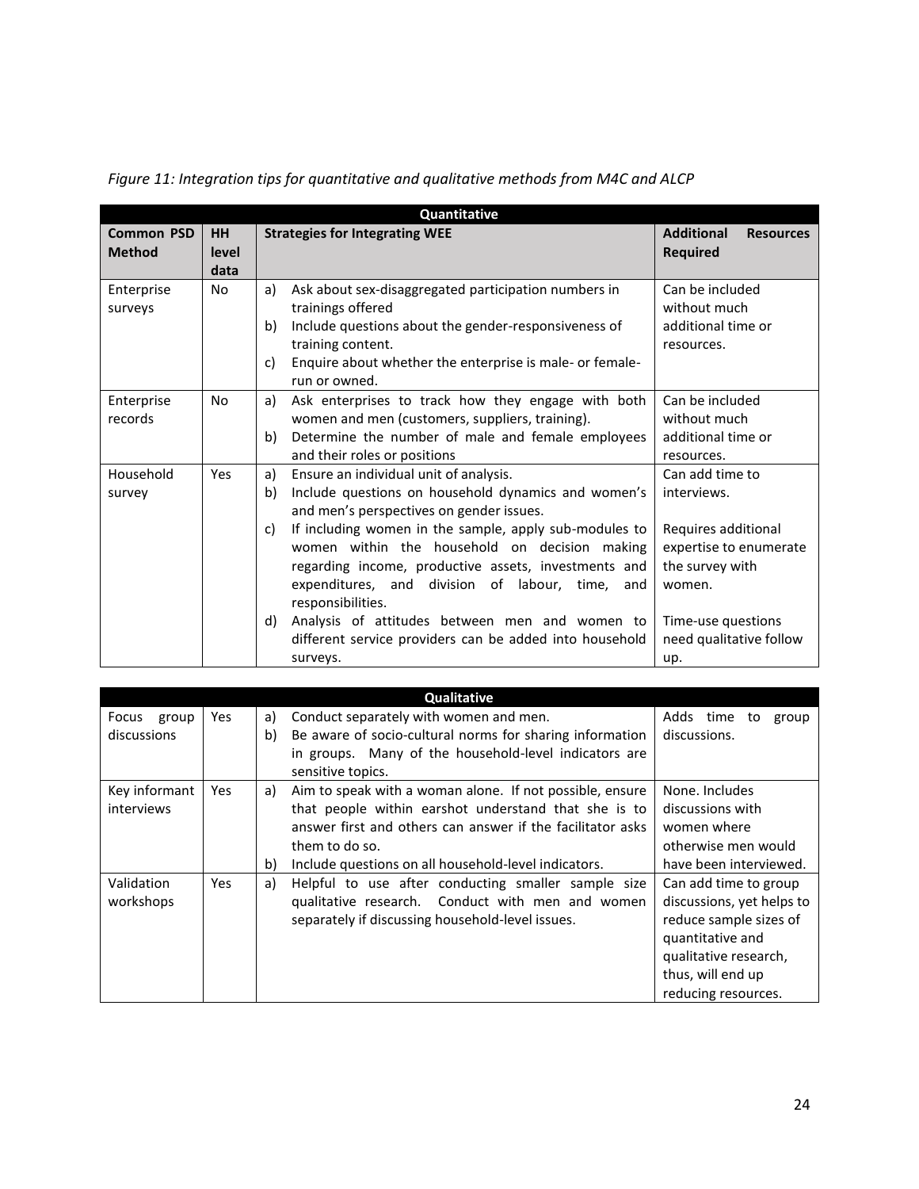*Figure 11: Integration tips for quantitative and qualitative methods from M4C and ALCP*

| **Quantitative** | | | |
|---|---|---|---|
| **Common PSD Method** | **HH level data** | **Strategies for Integrating WEE** | **Additional Resources Required** |
| Enterprise surveys | No | a) Ask about sex-disaggregated participation numbers in trainings offered<br>b) Include questions about the gender-responsiveness of training content.<br>c) Enquire about whether the enterprise is male- or female-run or owned. | Can be included without much additional time or resources. |
| Enterprise records | No | a) Ask enterprises to track how they engage with both women and men (customers, suppliers, training).<br>b) Determine the number of male and female employees and their roles or positions | Can be included without much additional time or resources. |
| Household survey | Yes | a) Ensure an individual unit of analysis.<br>b) Include questions on household dynamics and women's and men's perspectives on gender issues.<br>c) If including women in the sample, apply sub-modules to women within the household on decision making regarding income, productive assets, investments and expenditures, and division of labour, time, and responsibilities.<br>d) Analysis of attitudes between men and women to different service providers can be added into household surveys. | Can add time to interviews.<br><br>Requires additional expertise to enumerate the survey with women.<br><br>Time-use questions need qualitative follow up. |

| **Qualitative** | | | |
|---|---|---|---|
| Focus group discussions | Yes | a) Conduct separately with women and men.<br>b) Be aware of socio-cultural norms for sharing information in groups. Many of the household-level indicators are sensitive topics. | Adds time to group discussions. |
| Key informant interviews | Yes | a) Aim to speak with a woman alone. If not possible, ensure that people within earshot understand that she is to answer first and others can answer if the facilitator asks them to do so.<br>b) Include questions on all household-level indicators. | None. Includes discussions with women where otherwise men would have been interviewed. |
| Validation workshops | Yes | a) Helpful to use after conducting smaller sample size qualitative research. Conduct with men and women separately if discussing household-level issues. | Can add time to group discussions, yet helps to reduce sample sizes of quantitative and qualitative research, thus, will end up reducing resources. |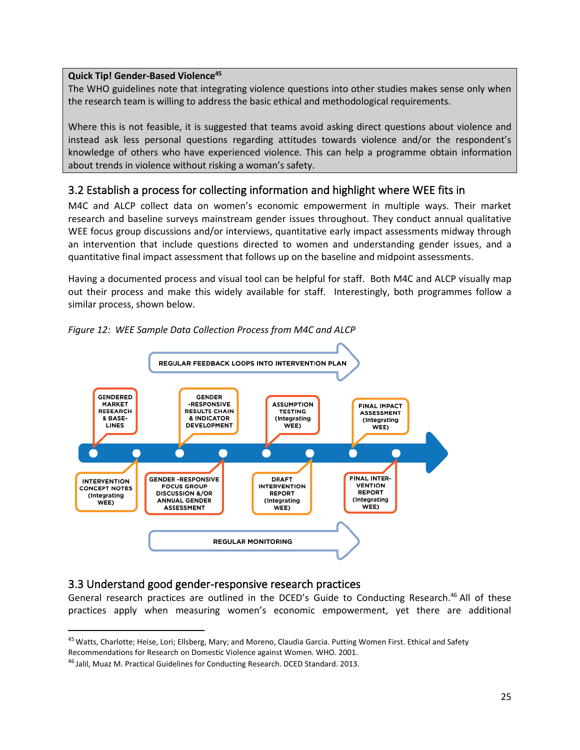**Quick Tip! Gender-Based Violence**[45]

The WHO guidelines note that integrating violence questions into other studies makes sense only when the research team is willing to address the basic ethical and methodological requirements.

Where this is not feasible, it is suggested that teams avoid asking direct questions about violence and instead ask less personal questions regarding attitudes towards violence and/or the respondent's knowledge of others who have experienced violence. This can help a programme obtain information about trends in violence without risking a woman's safety.

## 3.2 Establish a process for collecting information and highlight where WEE fits in

M4C and ALCP collect data on women's economic empowerment in multiple ways. Their market research and baseline surveys mainstream gender issues throughout. They conduct annual qualitative WEE focus group discussions and/or interviews, quantitative early impact assessments midway through an intervention that include questions directed to women and understanding gender issues, and a quantitative final impact assessment that follows up on the baseline and midpoint assessments.

Having a documented process and visual tool can be helpful for staff. Both M4C and ALCP visually map out their process and make this widely available for staff. Interestingly, both programmes follow a similar process, shown below.

*Figure 12: WEE Sample Data Collection Process from M4C and ALCP*

REGULAR FEEDBACK LOOPS INTO INTERVENTION PLAN

1. GENDERED MARKET RESEARCH & BASE-LINES
2. INTERVENTION CONCEPT NOTES (Integrating WEE)
3. GENDER-RESPONSIVE RESULTS CHAIN & INDICATOR DEVELOPMENT
4. GENDER-RESPONSIVE FOCUS GROUP DISCUSSION &/OR ANNUAL GENDER ASSESSMENT
5. ASSUMPTION TESTING (Integrating WEE)
6. DRAFT INTERVENTION REPORT (Integrating WEE)
7. FINAL IMPACT ASSESSMENT (Integrating WEE)
8. FINAL INTER-VENTION REPORT (Integrating WEE)

REGULAR MONITORING

## 3.3 Understand good gender-responsive research practices

General research practices are outlined in the DCED's Guide to Conducting Research.[46] All of these practices apply when measuring women's economic empowerment, yet there are additional

---

[45] Watts, Charlotte; Heise, Lori; Ellsberg, Mary; and Moreno, Claudia Garcia. Putting Women First. Ethical and Safety Recommendations for Research on Domestic Violence against Women. WHO. 2001.

[46] Jalil, Muaz M. Practical Guidelines for Conducting Research. DCED Standard. 2013.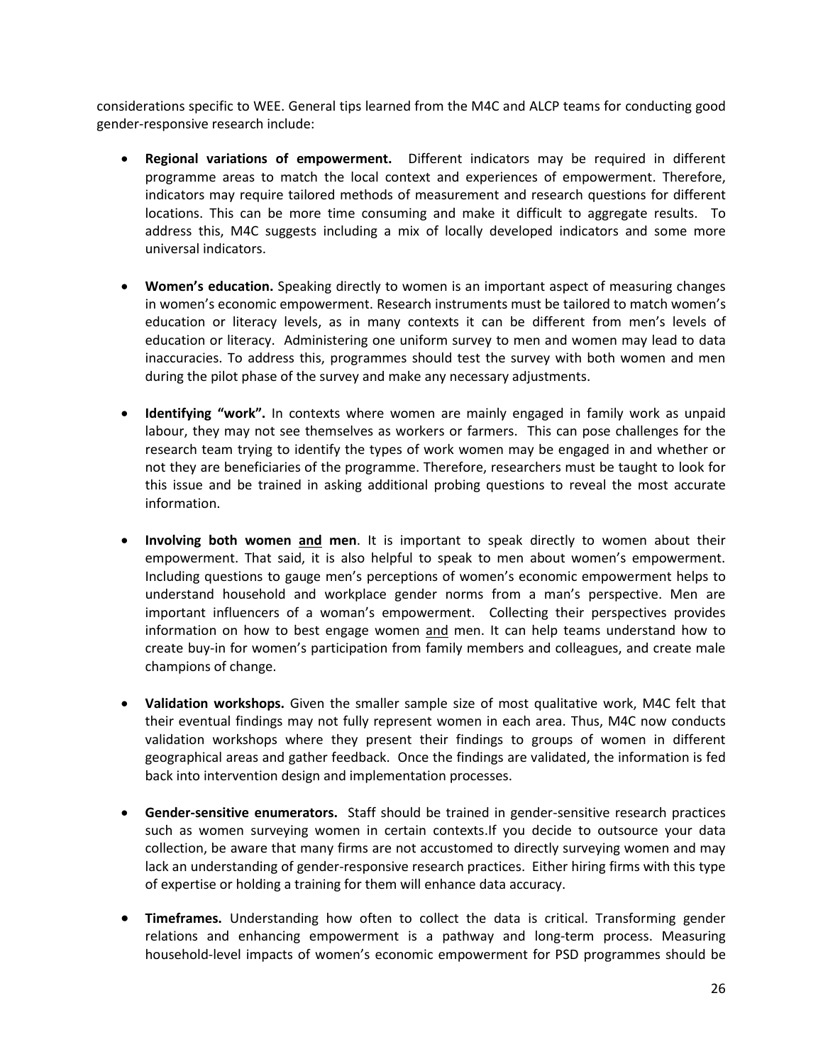considerations specific to WEE. General tips learned from the M4C and ALCP teams for conducting good gender-responsive research include:

- **Regional variations of empowerment.** Different indicators may be required in different programme areas to match the local context and experiences of empowerment. Therefore, indicators may require tailored methods of measurement and research questions for different locations. This can be more time consuming and make it difficult to aggregate results. To address this, M4C suggests including a mix of locally developed indicators and some more universal indicators.

- **Women's education.** Speaking directly to women is an important aspect of measuring changes in women's economic empowerment. Research instruments must be tailored to match women's education or literacy levels, as in many contexts it can be different from men's levels of education or literacy. Administering one uniform survey to men and women may lead to data inaccuracies. To address this, programmes should test the survey with both women and men during the pilot phase of the survey and make any necessary adjustments.

- **Identifying "work".** In contexts where women are mainly engaged in family work as unpaid labour, they may not see themselves as workers or farmers. This can pose challenges for the research team trying to identify the types of work women may be engaged in and whether or not they are beneficiaries of the programme. Therefore, researchers must be taught to look for this issue and be trained in asking additional probing questions to reveal the most accurate information.

- **Involving both women <u>and</u> men**. It is important to speak directly to women about their empowerment. That said, it is also helpful to speak to men about women's empowerment. Including questions to gauge men's perceptions of women's economic empowerment helps to understand household and workplace gender norms from a man's perspective. Men are important influencers of a woman's empowerment. Collecting their perspectives provides information on how to best engage women <u>and</u> men. It can help teams understand how to create buy-in for women's participation from family members and colleagues, and create male champions of change.

- **Validation workshops.** Given the smaller sample size of most qualitative work, M4C felt that their eventual findings may not fully represent women in each area. Thus, M4C now conducts validation workshops where they present their findings to groups of women in different geographical areas and gather feedback. Once the findings are validated, the information is fed back into intervention design and implementation processes.

- **Gender-sensitive enumerators.** Staff should be trained in gender-sensitive research practices such as women surveying women in certain contexts.If you decide to outsource your data collection, be aware that many firms are not accustomed to directly surveying women and may lack an understanding of gender-responsive research practices. Either hiring firms with this type of expertise or holding a training for them will enhance data accuracy.

- **Timeframes.** Understanding how often to collect the data is critical. Transforming gender relations and enhancing empowerment is a pathway and long-term process. Measuring household-level impacts of women's economic empowerment for PSD programmes should be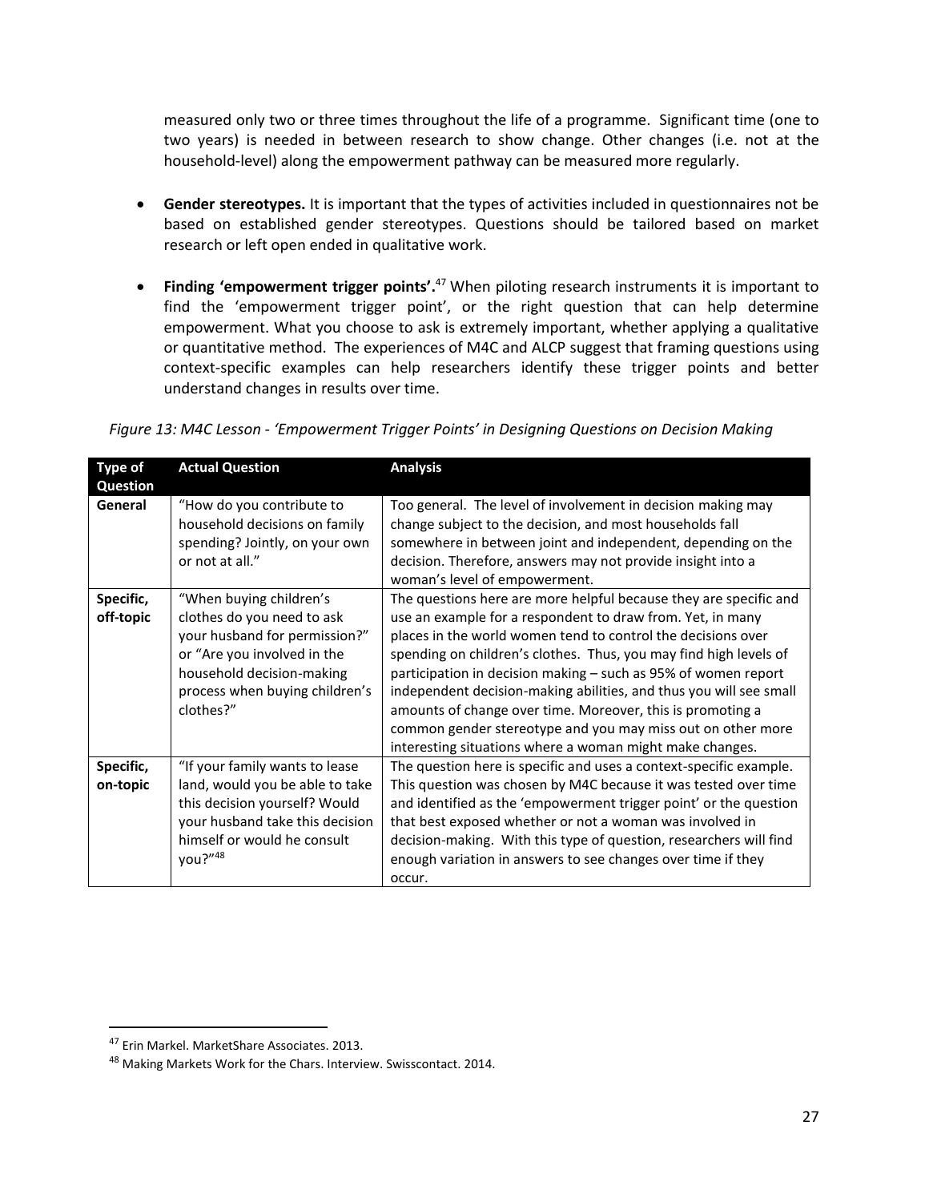measured only two or three times throughout the life of a programme. Significant time (one to two years) is needed in between research to show change. Other changes (i.e. not at the household-level) along the empowerment pathway can be measured more regularly.

- **Gender stereotypes.** It is important that the types of activities included in questionnaires not be based on established gender stereotypes. Questions should be tailored based on market research or left open ended in qualitative work.

- **Finding 'empowerment trigger points'.**[47] When piloting research instruments it is important to find the 'empowerment trigger point', or the right question that can help determine empowerment. What you choose to ask is extremely important, whether applying a qualitative or quantitative method. The experiences of M4C and ALCP suggest that framing questions using context-specific examples can help researchers identify these trigger points and better understand changes in results over time.

*Figure 13: M4C Lesson - 'Empowerment Trigger Points' in Designing Questions on Decision Making*

| Type of Question | Actual Question | Analysis |
|---|---|---|
| **General** | "How do you contribute to household decisions on family spending? Jointly, on your own or not at all." | Too general. The level of involvement in decision making may change subject to the decision, and most households fall somewhere in between joint and independent, depending on the decision. Therefore, answers may not provide insight into a woman's level of empowerment. |
| **Specific, off-topic** | "When buying children's clothes do you need to ask your husband for permission?" or "Are you involved in the household decision-making process when buying children's clothes?" | The questions here are more helpful because they are specific and use an example for a respondent to draw from. Yet, in many places in the world women tend to control the decisions over spending on children's clothes. Thus, you may find high levels of participation in decision making – such as 95% of women report independent decision-making abilities, and thus you will see small amounts of change over time. Moreover, this is promoting a common gender stereotype and you may miss out on other more interesting situations where a woman might make changes. |
| **Specific, on-topic** | "If your family wants to lease land, would you be able to take this decision yourself? Would your husband take this decision himself or would he consult you?"[48] | The question here is specific and uses a context-specific example. This question was chosen by M4C because it was tested over time and identified as the 'empowerment trigger point' or the question that best exposed whether or not a woman was involved in decision-making. With this type of question, researchers will find enough variation in answers to see changes over time if they occur. |

[47] Erin Markel. MarketShare Associates. 2013.

[48] Making Markets Work for the Chars. Interview. Swisscontact. 2014.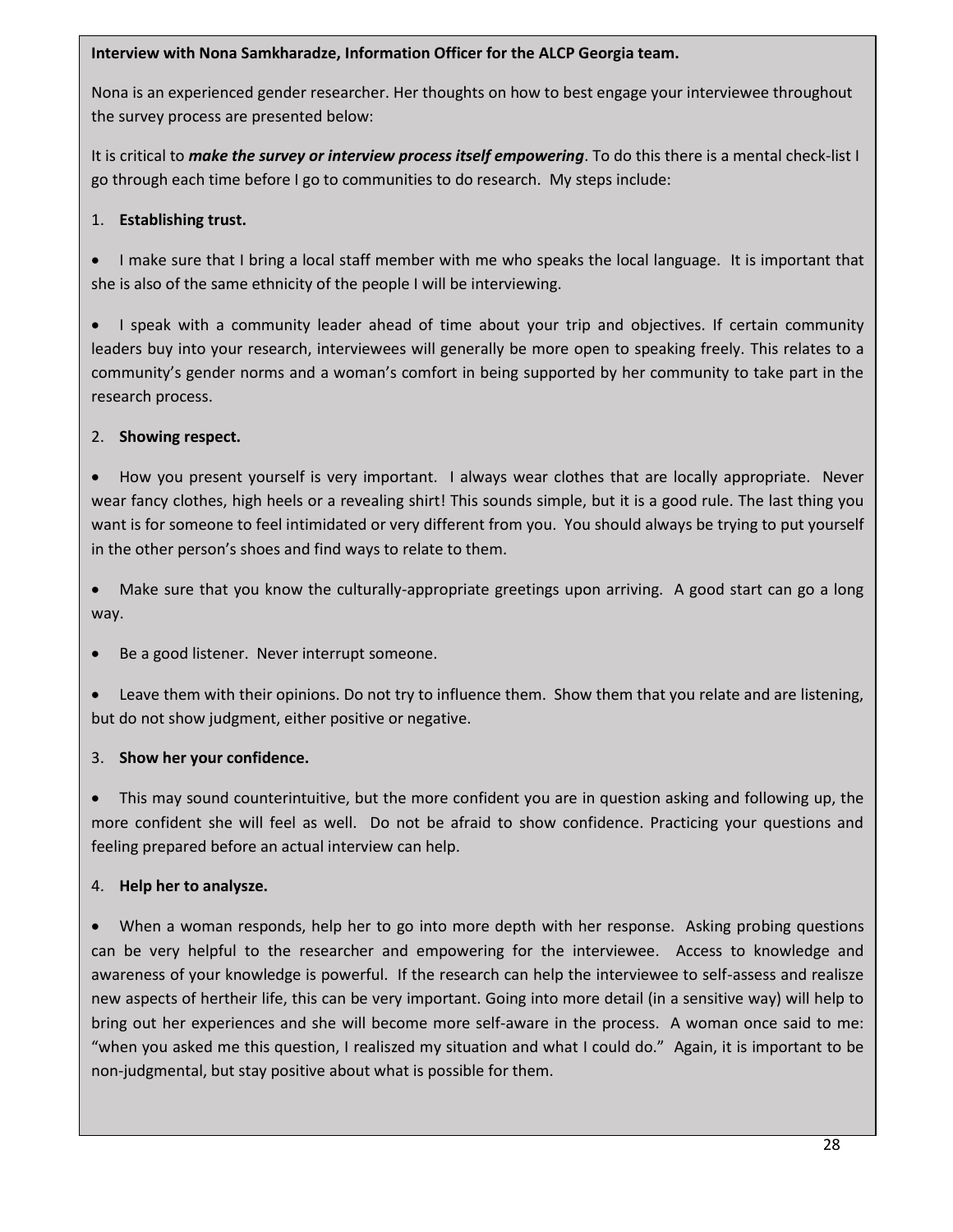**Interview with Nona Samkharadze, Information Officer for the ALCP Georgia team.**

Nona is an experienced gender researcher. Her thoughts on how to best engage your interviewee throughout the survey process are presented below:

It is critical to ***make the survey or interview process itself empowering***. To do this there is a mental check-list I go through each time before I go to communities to do research. My steps include:

1. **Establishing trust.**

- I make sure that I bring a local staff member with me who speaks the local language. It is important that she is also of the same ethnicity of the people I will be interviewing.

- I speak with a community leader ahead of time about your trip and objectives. If certain community leaders buy into your research, interviewees will generally be more open to speaking freely. This relates to a community's gender norms and a woman's comfort in being supported by her community to take part in the research process.

2. **Showing respect.**

- How you present yourself is very important. I always wear clothes that are locally appropriate. Never wear fancy clothes, high heels or a revealing shirt! This sounds simple, but it is a good rule. The last thing you want is for someone to feel intimidated or very different from you. You should always be trying to put yourself in the other person's shoes and find ways to relate to them.

- Make sure that you know the culturally-appropriate greetings upon arriving. A good start can go a long way.

- Be a good listener. Never interrupt someone.

- Leave them with their opinions. Do not try to influence them. Show them that you relate and are listening, but do not show judgment, either positive or negative.

3. **Show her your confidence.**

- This may sound counterintuitive, but the more confident you are in question asking and following up, the more confident she will feel as well. Do not be afraid to show confidence. Practicing your questions and feeling prepared before an actual interview can help.

4. **Help her to analysze.**

- When a woman responds, help her to go into more depth with her response. Asking probing questions can be very helpful to the researcher and empowering for the interviewee. Access to knowledge and awareness of your knowledge is powerful. If the research can help the interviewee to self-assess and realisze new aspects of hertheir life, this can be very important. Going into more detail (in a sensitive way) will help to bring out her experiences and she will become more self-aware in the process. A woman once said to me: "when you asked me this question, I realiszed my situation and what I could do." Again, it is important to be non-judgmental, but stay positive about what is possible for them.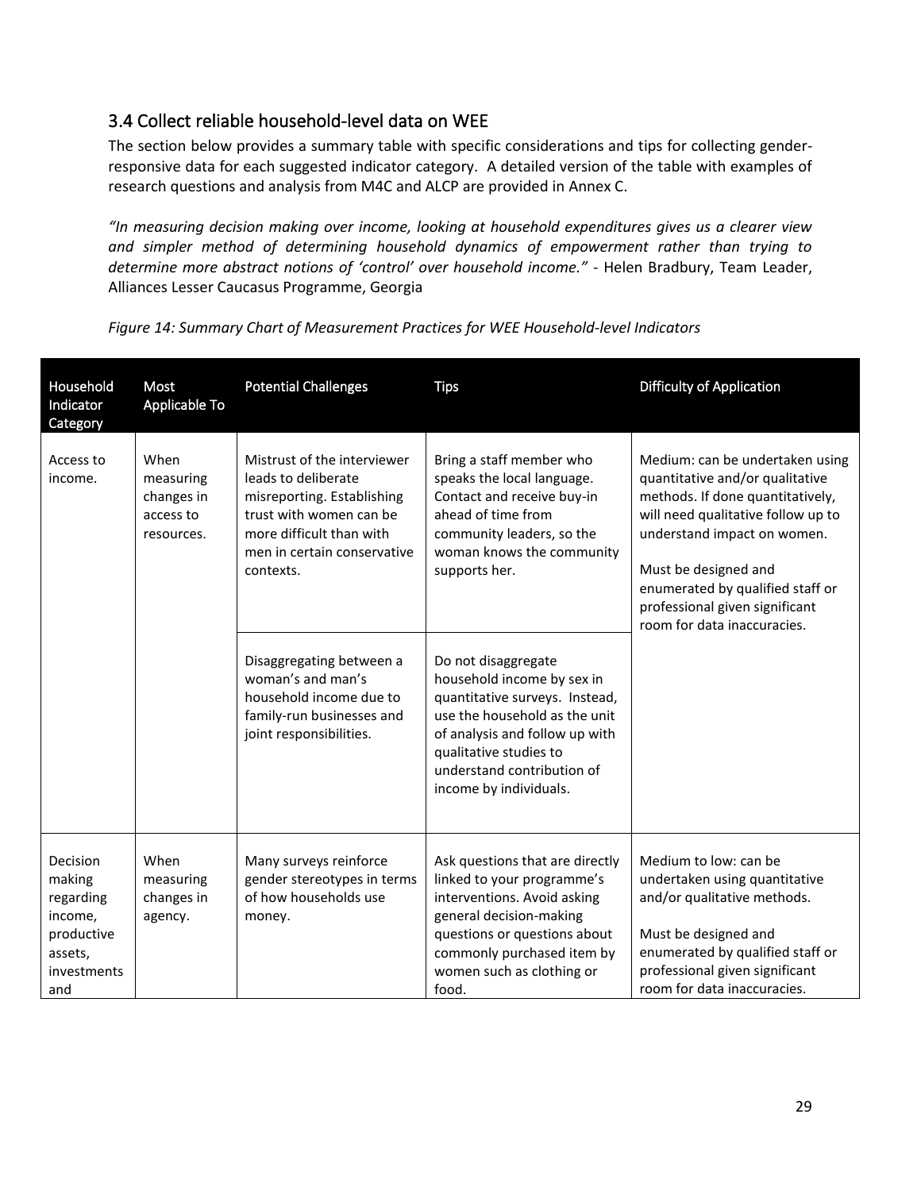## 3.4 Collect reliable household-level data on WEE

The section below provides a summary table with specific considerations and tips for collecting gender-responsive data for each suggested indicator category. A detailed version of the table with examples of research questions and analysis from M4C and ALCP are provided in Annex C.

*"In measuring decision making over income, looking at household expenditures gives us a clearer view and simpler method of determining household dynamics of empowerment rather than trying to determine more abstract notions of 'control' over household income."* - Helen Bradbury, Team Leader, Alliances Lesser Caucasus Programme, Georgia

*Figure 14: Summary Chart of Measurement Practices for WEE Household-level Indicators*

| Household Indicator Category | Most Applicable To | Potential Challenges | Tips | Difficulty of Application |
|---|---|---|---|---|
| Access to income. | When measuring changes in access to resources. | Mistrust of the interviewer leads to deliberate misreporting. Establishing trust with women can be more difficult than with men in certain conservative contexts. | Bring a staff member who speaks the local language. Contact and receive buy-in ahead of time from community leaders, so the woman knows the community supports her. | Medium: can be undertaken using quantitative and/or qualitative methods. If done quantitatively, will need qualitative follow up to understand impact on women.<br><br>Must be designed and enumerated by qualified staff or professional given significant room for data inaccuracies. |
| | | Disaggregating between a woman's and man's household income due to family-run businesses and joint responsibilities. | Do not disaggregate household income by sex in quantitative surveys. Instead, use the household as the unit of analysis and follow up with qualitative studies to understand contribution of income by individuals. | |
| Decision making regarding income, productive assets, investments and | When measuring changes in agency. | Many surveys reinforce gender stereotypes in terms of how households use money. | Ask questions that are directly linked to your programme's interventions. Avoid asking general decision-making questions or questions about commonly purchased item by women such as clothing or food. | Medium to low: can be undertaken using quantitative and/or qualitative methods.<br><br>Must be designed and enumerated by qualified staff or professional given significant room for data inaccuracies. |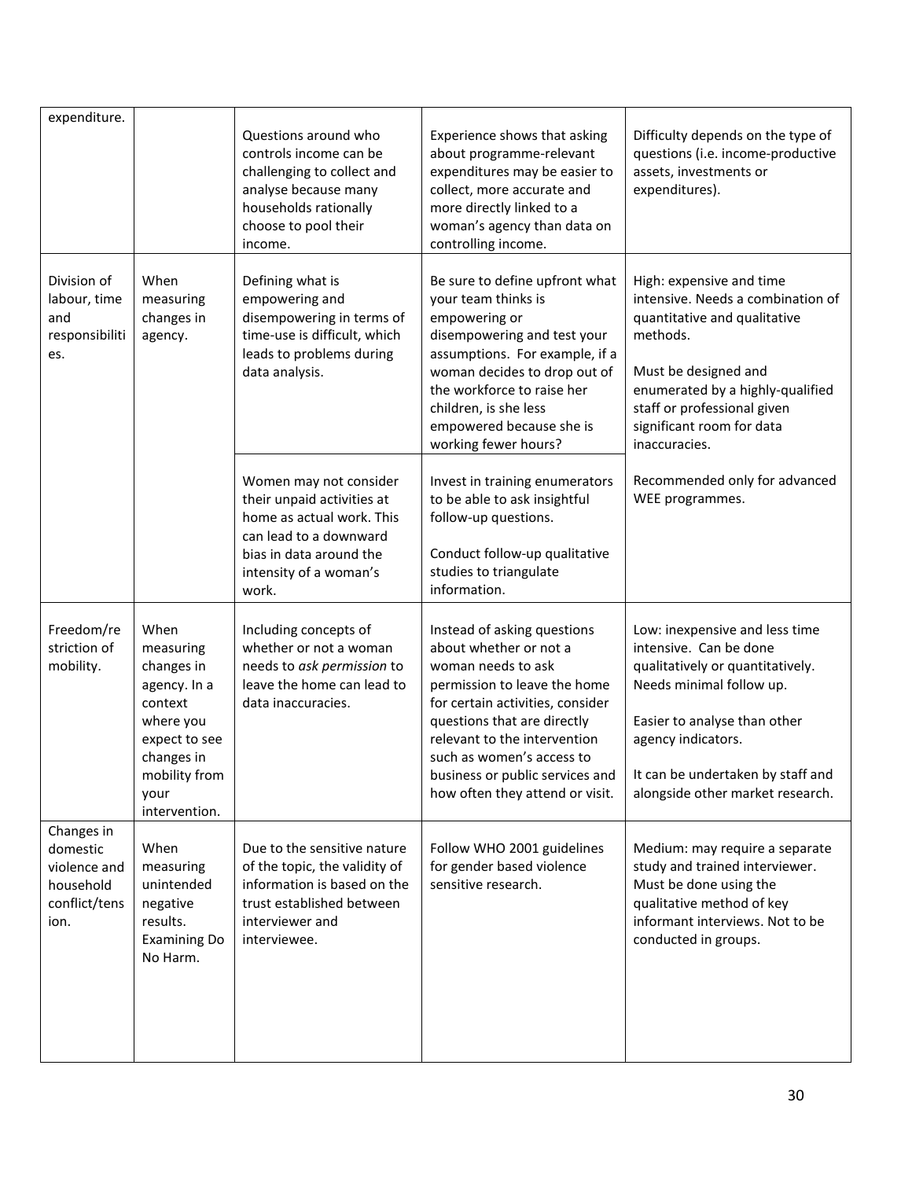| | | | | |
|---|---|---|---|---|
| expenditure. | | Questions around who controls income can be challenging to collect and analyse because many households rationally choose to pool their income. | Experience shows that asking about programme-relevant expenditures may be easier to collect, more accurate and more directly linked to a woman's agency than data on controlling income. | Difficulty depends on the type of questions (i.e. income-productive assets, investments or expenditures). |
| Division of labour, time and responsibilities. | When measuring changes in agency. | Defining what is empowering and disempowering in terms of time-use is difficult, which leads to problems during data analysis. | Be sure to define upfront what your team thinks is empowering or disempowering and test your assumptions. For example, if a woman decides to drop out of the workforce to raise her children, is she less empowered because she is working fewer hours? | High: expensive and time intensive. Needs a combination of quantitative and qualitative methods.<br><br>Must be designed and enumerated by a highly-qualified staff or professional given significant room for data inaccuracies.<br><br>Recommended only for advanced WEE programmes. |
| | | Women may not consider their unpaid activities at home as actual work. This can lead to a downward bias in data around the intensity of a woman's work. | Invest in training enumerators to be able to ask insightful follow-up questions.<br><br>Conduct follow-up qualitative studies to triangulate information. | |
| Freedom/restriction of mobility. | When measuring changes in agency. In a context where you expect to see changes in mobility from your intervention. | Including concepts of whether or not a woman needs to *ask permission* to leave the home can lead to data inaccuracies. | Instead of asking questions about whether or not a woman needs to ask permission to leave the home for certain activities, consider questions that are directly relevant to the intervention such as women's access to business or public services and how often they attend or visit. | Low: inexpensive and less time intensive. Can be done qualitatively or quantitatively. Needs minimal follow up.<br><br>Easier to analyse than other agency indicators.<br><br>It can be undertaken by staff and alongside other market research. |
| Changes in domestic violence and household conflict/tension. | When measuring unintended negative results. Examining Do No Harm. | Due to the sensitive nature of the topic, the validity of information is based on the trust established between interviewer and interviewee. | Follow WHO 2001 guidelines for gender based violence sensitive research. | Medium: may require a separate study and trained interviewer. Must be done using the qualitative method of key informant interviews. Not to be conducted in groups. |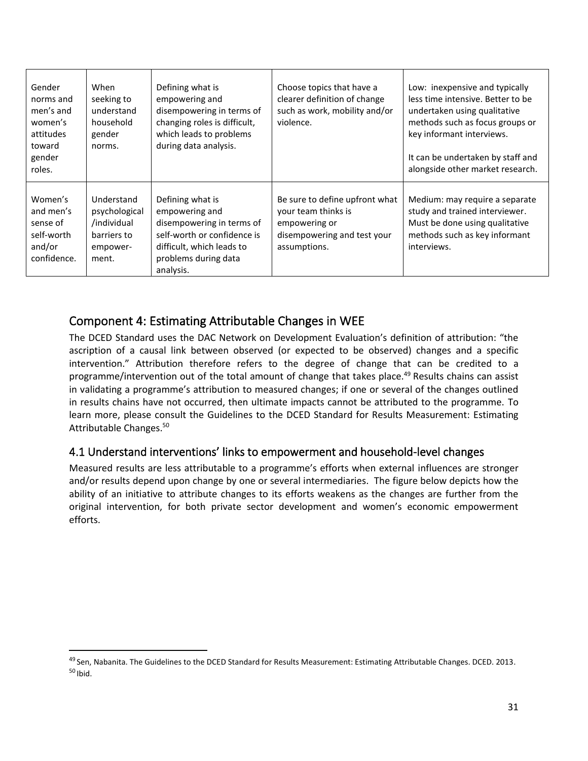| Gender norms and men's and women's attitudes toward gender roles. | When seeking to understand household gender norms. | Defining what is empowering and disempowering in terms of changing roles is difficult, which leads to problems during data analysis. | Choose topics that have a clearer definition of change such as work, mobility and/or violence. | Low: inexpensive and typically less time intensive. Better to be undertaken using qualitative methods such as focus groups or key informant interviews.<br><br>It can be undertaken by staff and alongside other market research. |
|---|---|---|---|---|
| Women's and men's sense of self-worth and/or confidence. | Understand psychological /individual barriers to empower-ment. | Defining what is empowering and disempowering in terms of self-worth or confidence is difficult, which leads to problems during data analysis. | Be sure to define upfront what your team thinks is empowering or disempowering and test your assumptions. | Medium: may require a separate study and trained interviewer. Must be done using qualitative methods such as key informant interviews. |

## Component 4: Estimating Attributable Changes in WEE

The DCED Standard uses the DAC Network on Development Evaluation's definition of attribution: "the ascription of a causal link between observed (or expected to be observed) changes and a specific intervention." Attribution therefore refers to the degree of change that can be credited to a programme/intervention out of the total amount of change that takes place.[49] Results chains can assist in validating a programme's attribution to measured changes; if one or several of the changes outlined in results chains have not occurred, then ultimate impacts cannot be attributed to the programme. To learn more, please consult the Guidelines to the DCED Standard for Results Measurement: Estimating Attributable Changes.[50]

### 4.1 Understand interventions' links to empowerment and household-level changes

Measured results are less attributable to a programme's efforts when external influences are stronger and/or results depend upon change by one or several intermediaries. The figure below depicts how the ability of an initiative to attribute changes to its efforts weakens as the changes are further from the original intervention, for both private sector development and women's economic empowerment efforts.

[49] Sen, Nabanita. The Guidelines to the DCED Standard for Results Measurement: Estimating Attributable Changes. DCED. 2013.
[50] Ibid.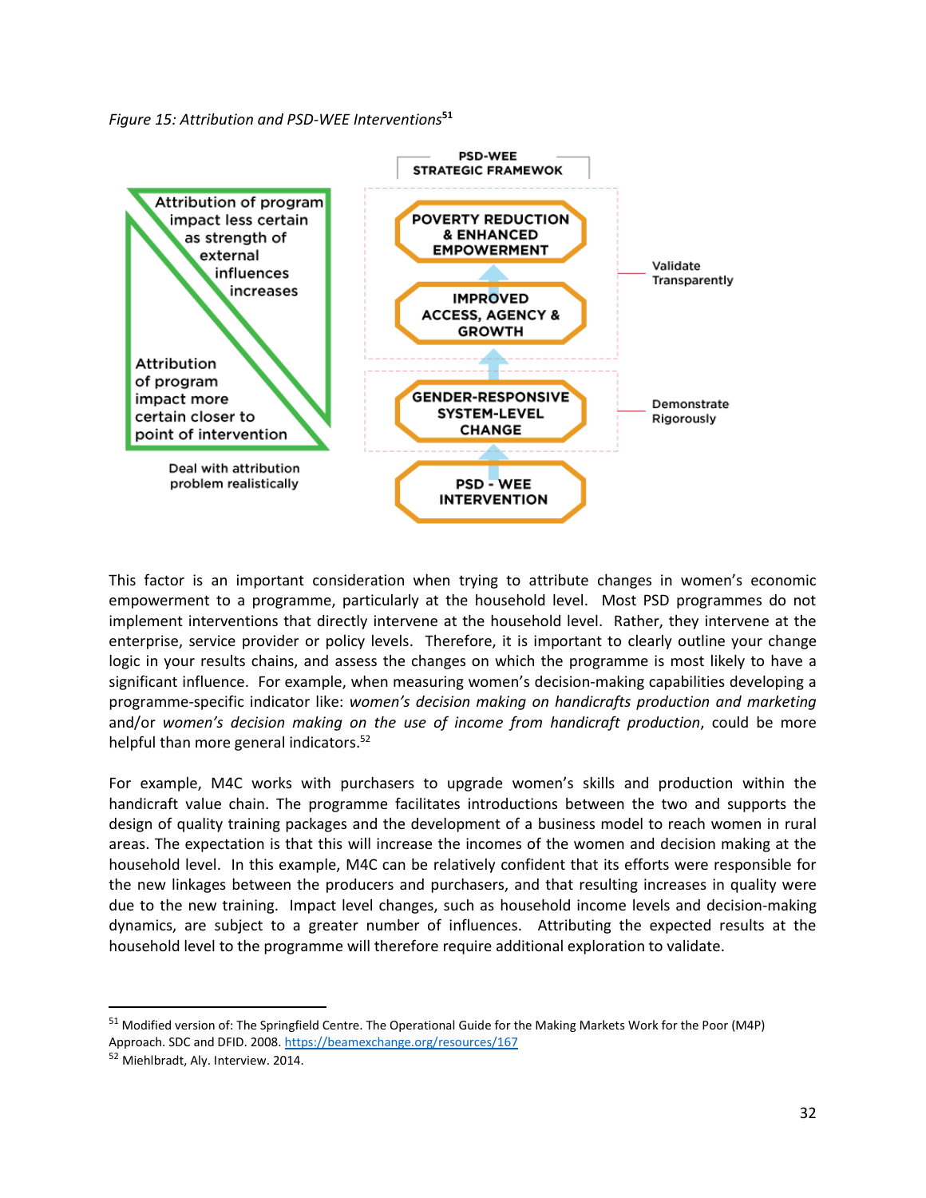*Figure 15: Attribution and PSD-WEE Interventions*[51]

PSD-WEE STRATEGIC FRAMEWOK

Attribution of program impact less certain as strength of external influences increases

Attribution of program impact more certain closer to point of intervention

Deal with attribution problem realistically

POVERTY REDUCTION & ENHANCED EMPOWERMENT

IMPROVED ACCESS, AGENCY & GROWTH

GENDER-RESPONSIVE SYSTEM-LEVEL CHANGE

PSD - WEE INTERVENTION

Validate Transparently

Demonstrate Rigorously

This factor is an important consideration when trying to attribute changes in women's economic empowerment to a programme, particularly at the household level. Most PSD programmes do not implement interventions that directly intervene at the household level. Rather, they intervene at the enterprise, service provider or policy levels. Therefore, it is important to clearly outline your change logic in your results chains, and assess the changes on which the programme is most likely to have a significant influence. For example, when measuring women's decision-making capabilities developing a programme-specific indicator like: *women's decision making on handicrafts production and marketing* and/or *women's decision making on the use of income from handicraft production*, could be more helpful than more general indicators.[52]

For example, M4C works with purchasers to upgrade women's skills and production within the handicraft value chain. The programme facilitates introductions between the two and supports the design of quality training packages and the development of a business model to reach women in rural areas. The expectation is that this will increase the incomes of the women and decision making at the household level. In this example, M4C can be relatively confident that its efforts were responsible for the new linkages between the producers and purchasers, and that resulting increases in quality were due to the new training. Impact level changes, such as household income levels and decision-making dynamics, are subject to a greater number of influences. Attributing the expected results at the household level to the programme will therefore require additional exploration to validate.

---

[51] Modified version of: The Springfield Centre. The Operational Guide for the Making Markets Work for the Poor (M4P) Approach. SDC and DFID. 2008. https://beamexchange.org/resources/167

[52] Miehlbradt, Aly. Interview. 2014.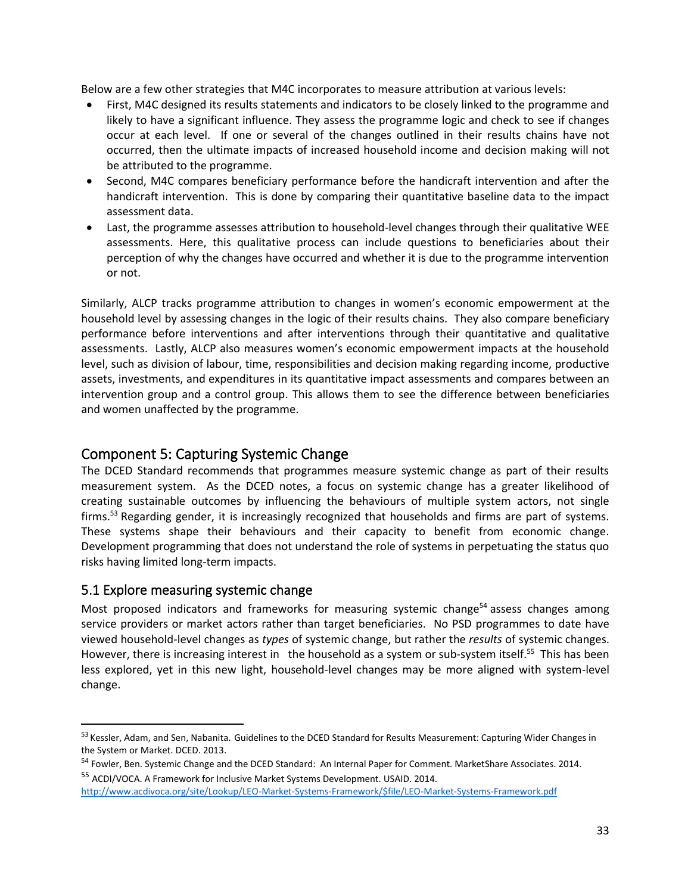Below are a few other strategies that M4C incorporates to measure attribution at various levels:

- First, M4C designed its results statements and indicators to be closely linked to the programme and likely to have a significant influence. They assess the programme logic and check to see if changes occur at each level. If one or several of the changes outlined in their results chains have not occurred, then the ultimate impacts of increased household income and decision making will not be attributed to the programme.
- Second, M4C compares beneficiary performance before the handicraft intervention and after the handicraft intervention. This is done by comparing their quantitative baseline data to the impact assessment data.
- Last, the programme assesses attribution to household-level changes through their qualitative WEE assessments. Here, this qualitative process can include questions to beneficiaries about their perception of why the changes have occurred and whether it is due to the programme intervention or not.

Similarly, ALCP tracks programme attribution to changes in women's economic empowerment at the household level by assessing changes in the logic of their results chains. They also compare beneficiary performance before interventions and after interventions through their quantitative and qualitative assessments. Lastly, ALCP also measures women's economic empowerment impacts at the household level, such as division of labour, time, responsibilities and decision making regarding income, productive assets, investments, and expenditures in its quantitative impact assessments and compares between an intervention group and a control group. This allows them to see the difference between beneficiaries and women unaffected by the programme.

## Component 5: Capturing Systemic Change

The DCED Standard recommends that programmes measure systemic change as part of their results measurement system. As the DCED notes, a focus on systemic change has a greater likelihood of creating sustainable outcomes by influencing the behaviours of multiple system actors, not single firms.[53] Regarding gender, it is increasingly recognized that households and firms are part of systems. These systems shape their behaviours and their capacity to benefit from economic change. Development programming that does not understand the role of systems in perpetuating the status quo risks having limited long-term impacts.

### 5.1 Explore measuring systemic change

Most proposed indicators and frameworks for measuring systemic change[54] assess changes among service providers or market actors rather than target beneficiaries. No PSD programmes to date have viewed household-level changes as *types* of systemic change, but rather the *results* of systemic changes. However, there is increasing interest in the household as a system or sub-system itself.[55] This has been less explored, yet in this new light, household-level changes may be more aligned with system-level change.

---

[53] Kessler, Adam, and Sen, Nabanita. Guidelines to the DCED Standard for Results Measurement: Capturing Wider Changes in the System or Market. DCED. 2013.

[54] Fowler, Ben. Systemic Change and the DCED Standard: An Internal Paper for Comment. MarketShare Associates. 2014.

[55] ACDI/VOCA. A Framework for Inclusive Market Systems Development. USAID. 2014. http://www.acdivoca.org/site/Lookup/LEO-Market-Systems-Framework/$file/LEO-Market-Systems-Framework.pdf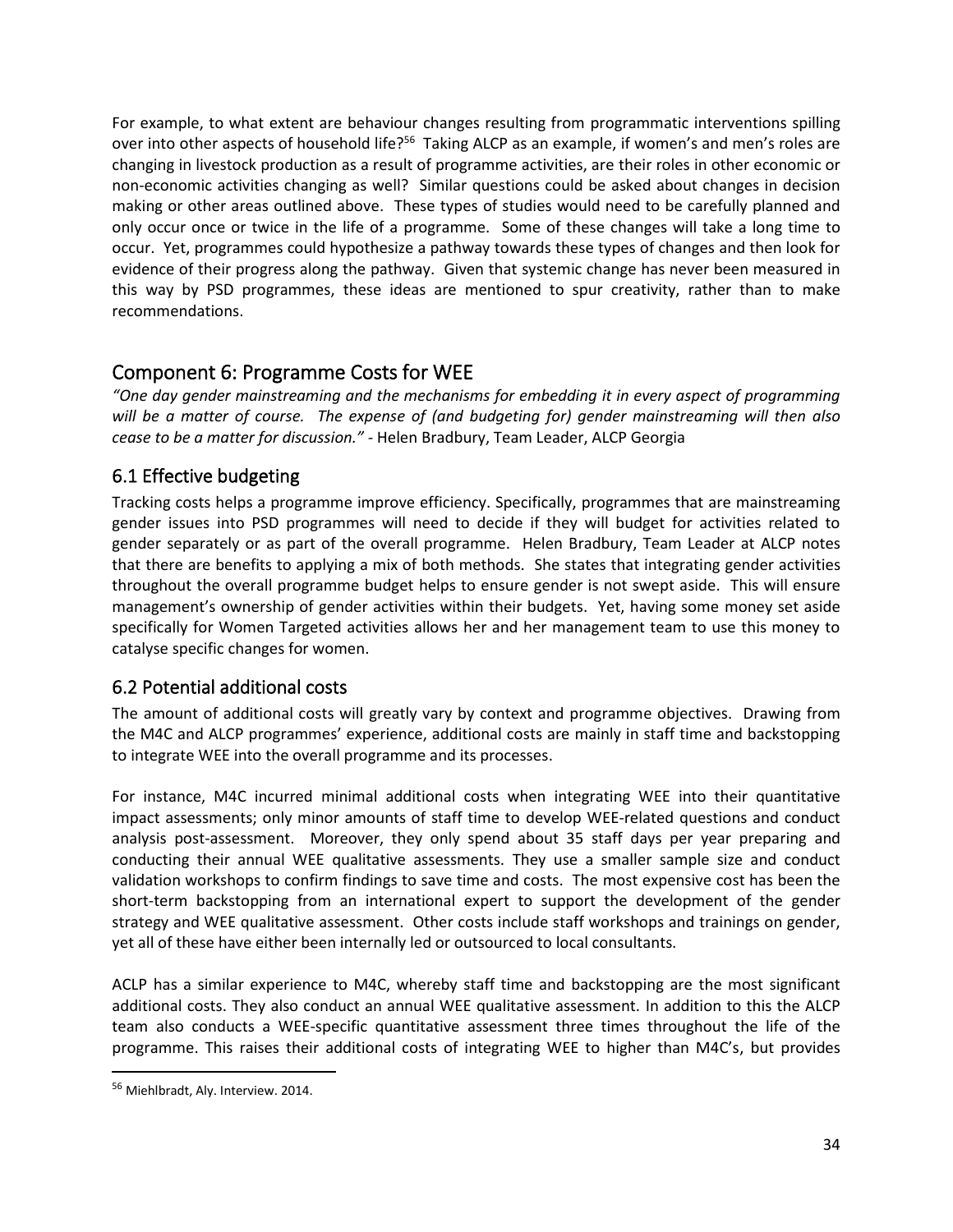For example, to what extent are behaviour changes resulting from programmatic interventions spilling over into other aspects of household life?[56] Taking ALCP as an example, if women's and men's roles are changing in livestock production as a result of programme activities, are their roles in other economic or non-economic activities changing as well? Similar questions could be asked about changes in decision making or other areas outlined above. These types of studies would need to be carefully planned and only occur once or twice in the life of a programme. Some of these changes will take a long time to occur. Yet, programmes could hypothesize a pathway towards these types of changes and then look for evidence of their progress along the pathway. Given that systemic change has never been measured in this way by PSD programmes, these ideas are mentioned to spur creativity, rather than to make recommendations.

## Component 6: Programme Costs for WEE

*"One day gender mainstreaming and the mechanisms for embedding it in every aspect of programming will be a matter of course. The expense of (and budgeting for) gender mainstreaming will then also cease to be a matter for discussion."* - Helen Bradbury, Team Leader, ALCP Georgia

### 6.1 Effective budgeting

Tracking costs helps a programme improve efficiency. Specifically, programmes that are mainstreaming gender issues into PSD programmes will need to decide if they will budget for activities related to gender separately or as part of the overall programme. Helen Bradbury, Team Leader at ALCP notes that there are benefits to applying a mix of both methods. She states that integrating gender activities throughout the overall programme budget helps to ensure gender is not swept aside. This will ensure management's ownership of gender activities within their budgets. Yet, having some money set aside specifically for Women Targeted activities allows her and her management team to use this money to catalyse specific changes for women.

### 6.2 Potential additional costs

The amount of additional costs will greatly vary by context and programme objectives. Drawing from the M4C and ALCP programmes' experience, additional costs are mainly in staff time and backstopping to integrate WEE into the overall programme and its processes.

For instance, M4C incurred minimal additional costs when integrating WEE into their quantitative impact assessments; only minor amounts of staff time to develop WEE-related questions and conduct analysis post-assessment. Moreover, they only spend about 35 staff days per year preparing and conducting their annual WEE qualitative assessments. They use a smaller sample size and conduct validation workshops to confirm findings to save time and costs. The most expensive cost has been the short-term backstopping from an international expert to support the development of the gender strategy and WEE qualitative assessment. Other costs include staff workshops and trainings on gender, yet all of these have either been internally led or outsourced to local consultants.

ACLP has a similar experience to M4C, whereby staff time and backstopping are the most significant additional costs. They also conduct an annual WEE qualitative assessment. In addition to this the ALCP team also conducts a WEE-specific quantitative assessment three times throughout the life of the programme. This raises their additional costs of integrating WEE to higher than M4C's, but provides

[56] Miehlbradt, Aly. Interview. 2014.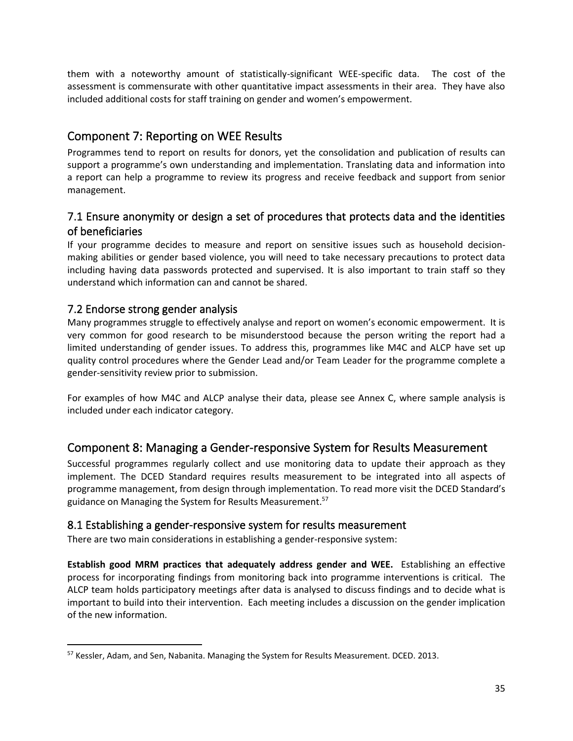them with a noteworthy amount of statistically-significant WEE-specific data. The cost of the assessment is commensurate with other quantitative impact assessments in their area. They have also included additional costs for staff training on gender and women's empowerment.

## Component 7: Reporting on WEE Results

Programmes tend to report on results for donors, yet the consolidation and publication of results can support a programme's own understanding and implementation. Translating data and information into a report can help a programme to review its progress and receive feedback and support from senior management.

### 7.1 Ensure anonymity or design a set of procedures that protects data and the identities of beneficiaries

If your programme decides to measure and report on sensitive issues such as household decision-making abilities or gender based violence, you will need to take necessary precautions to protect data including having data passwords protected and supervised. It is also important to train staff so they understand which information can and cannot be shared.

### 7.2 Endorse strong gender analysis

Many programmes struggle to effectively analyse and report on women's economic empowerment. It is very common for good research to be misunderstood because the person writing the report had a limited understanding of gender issues. To address this, programmes like M4C and ALCP have set up quality control procedures where the Gender Lead and/or Team Leader for the programme complete a gender-sensitivity review prior to submission.

For examples of how M4C and ALCP analyse their data, please see Annex C, where sample analysis is included under each indicator category.

## Component 8: Managing a Gender-responsive System for Results Measurement

Successful programmes regularly collect and use monitoring data to update their approach as they implement. The DCED Standard requires results measurement to be integrated into all aspects of programme management, from design through implementation. To read more visit the DCED Standard's guidance on Managing the System for Results Measurement.[57]

### 8.1 Establishing a gender-responsive system for results measurement

There are two main considerations in establishing a gender-responsive system:

**Establish good MRM practices that adequately address gender and WEE.** Establishing an effective process for incorporating findings from monitoring back into programme interventions is critical. The ALCP team holds participatory meetings after data is analysed to discuss findings and to decide what is important to build into their intervention. Each meeting includes a discussion on the gender implication of the new information.

[57] Kessler, Adam, and Sen, Nabanita. Managing the System for Results Measurement. DCED. 2013.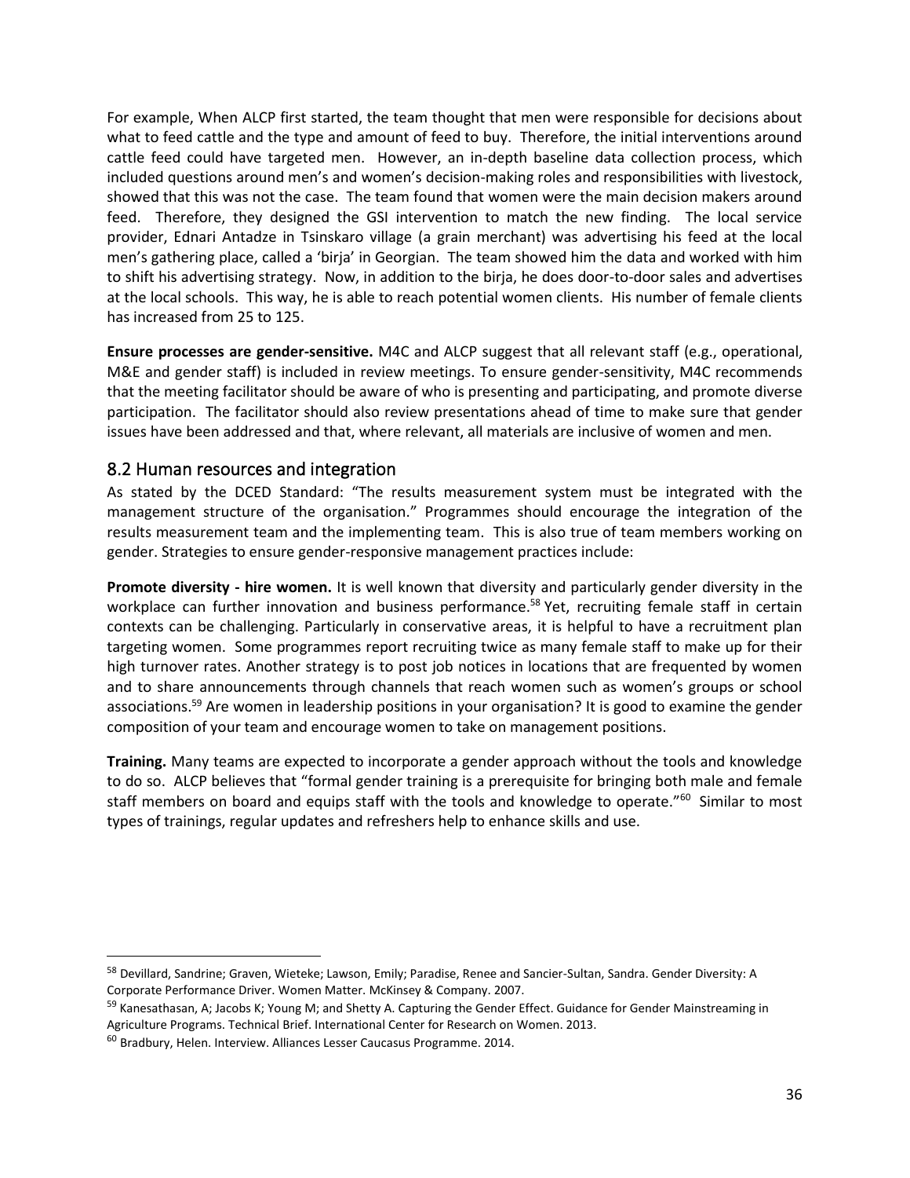For example, When ALCP first started, the team thought that men were responsible for decisions about what to feed cattle and the type and amount of feed to buy. Therefore, the initial interventions around cattle feed could have targeted men. However, an in-depth baseline data collection process, which included questions around men's and women's decision-making roles and responsibilities with livestock, showed that this was not the case. The team found that women were the main decision makers around feed. Therefore, they designed the GSI intervention to match the new finding. The local service provider, Ednari Antadze in Tsinskaro village (a grain merchant) was advertising his feed at the local men's gathering place, called a 'birja' in Georgian. The team showed him the data and worked with him to shift his advertising strategy. Now, in addition to the birja, he does door-to-door sales and advertises at the local schools. This way, he is able to reach potential women clients. His number of female clients has increased from 25 to 125.

**Ensure processes are gender-sensitive.** M4C and ALCP suggest that all relevant staff (e.g., operational, M&E and gender staff) is included in review meetings. To ensure gender-sensitivity, M4C recommends that the meeting facilitator should be aware of who is presenting and participating, and promote diverse participation. The facilitator should also review presentations ahead of time to make sure that gender issues have been addressed and that, where relevant, all materials are inclusive of women and men.

## 8.2 Human resources and integration

As stated by the DCED Standard: "The results measurement system must be integrated with the management structure of the organisation." Programmes should encourage the integration of the results measurement team and the implementing team. This is also true of team members working on gender. Strategies to ensure gender-responsive management practices include:

**Promote diversity - hire women.** It is well known that diversity and particularly gender diversity in the workplace can further innovation and business performance.[58] Yet, recruiting female staff in certain contexts can be challenging. Particularly in conservative areas, it is helpful to have a recruitment plan targeting women. Some programmes report recruiting twice as many female staff to make up for their high turnover rates. Another strategy is to post job notices in locations that are frequented by women and to share announcements through channels that reach women such as women's groups or school associations.[59] Are women in leadership positions in your organisation? It is good to examine the gender composition of your team and encourage women to take on management positions.

**Training.** Many teams are expected to incorporate a gender approach without the tools and knowledge to do so. ALCP believes that "formal gender training is a prerequisite for bringing both male and female staff members on board and equips staff with the tools and knowledge to operate."[60] Similar to most types of trainings, regular updates and refreshers help to enhance skills and use.

---

[58] Devillard, Sandrine; Graven, Wieteke; Lawson, Emily; Paradise, Renee and Sancier-Sultan, Sandra. Gender Diversity: A Corporate Performance Driver. Women Matter. McKinsey & Company. 2007.

[59] Kanesathasan, A; Jacobs K; Young M; and Shetty A. Capturing the Gender Effect. Guidance for Gender Mainstreaming in Agriculture Programs. Technical Brief. International Center for Research on Women. 2013.

[60] Bradbury, Helen. Interview. Alliances Lesser Caucasus Programme. 2014.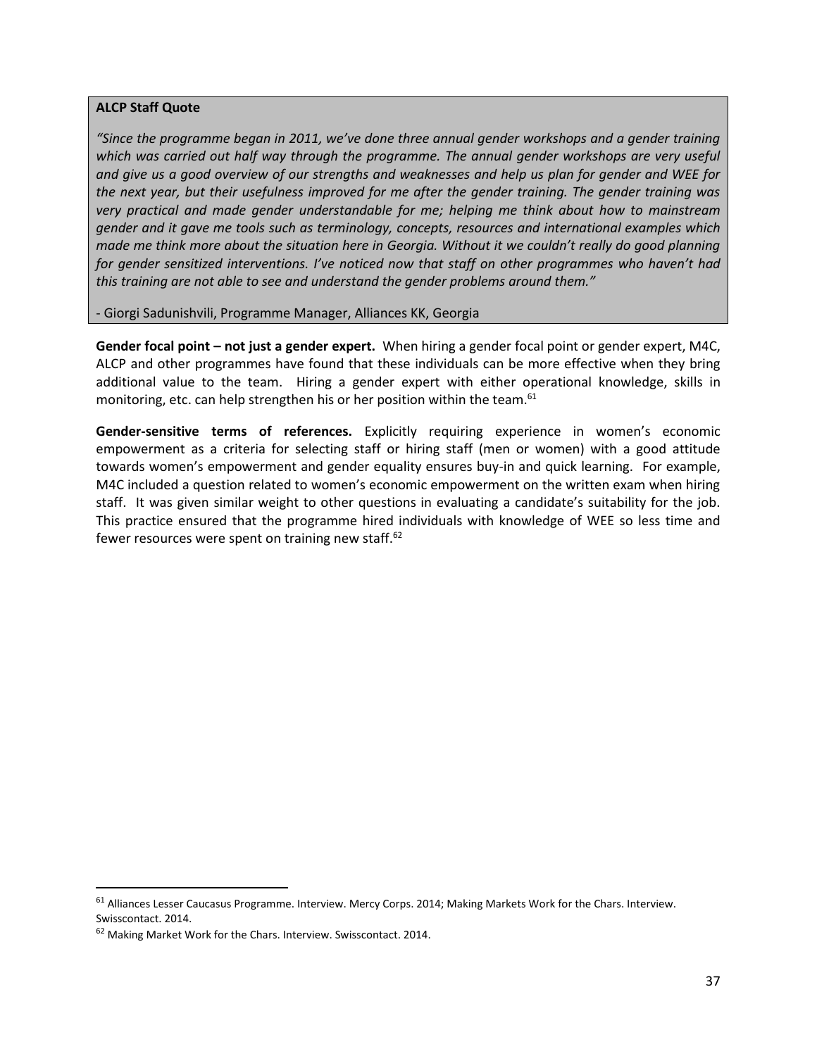**ALCP Staff Quote**

*"Since the programme began in 2011, we've done three annual gender workshops and a gender training which was carried out half way through the programme. The annual gender workshops are very useful and give us a good overview of our strengths and weaknesses and help us plan for gender and WEE for the next year, but their usefulness improved for me after the gender training. The gender training was very practical and made gender understandable for me; helping me think about how to mainstream gender and it gave me tools such as terminology, concepts, resources and international examples which made me think more about the situation here in Georgia. Without it we couldn't really do good planning for gender sensitized interventions. I've noticed now that staff on other programmes who haven't had this training are not able to see and understand the gender problems around them."*

- Giorgi Sadunishvili, Programme Manager, Alliances KK, Georgia

**Gender focal point – not just a gender expert.** When hiring a gender focal point or gender expert, M4C, ALCP and other programmes have found that these individuals can be more effective when they bring additional value to the team. Hiring a gender expert with either operational knowledge, skills in monitoring, etc. can help strengthen his or her position within the team.[61]

**Gender-sensitive terms of references.** Explicitly requiring experience in women's economic empowerment as a criteria for selecting staff or hiring staff (men or women) with a good attitude towards women's empowerment and gender equality ensures buy-in and quick learning. For example, M4C included a question related to women's economic empowerment on the written exam when hiring staff. It was given similar weight to other questions in evaluating a candidate's suitability for the job. This practice ensured that the programme hired individuals with knowledge of WEE so less time and fewer resources were spent on training new staff.[62]

---

[61] Alliances Lesser Caucasus Programme. Interview. Mercy Corps. 2014; Making Markets Work for the Chars. Interview. Swisscontact. 2014.

[62] Making Market Work for the Chars. Interview. Swisscontact. 2014.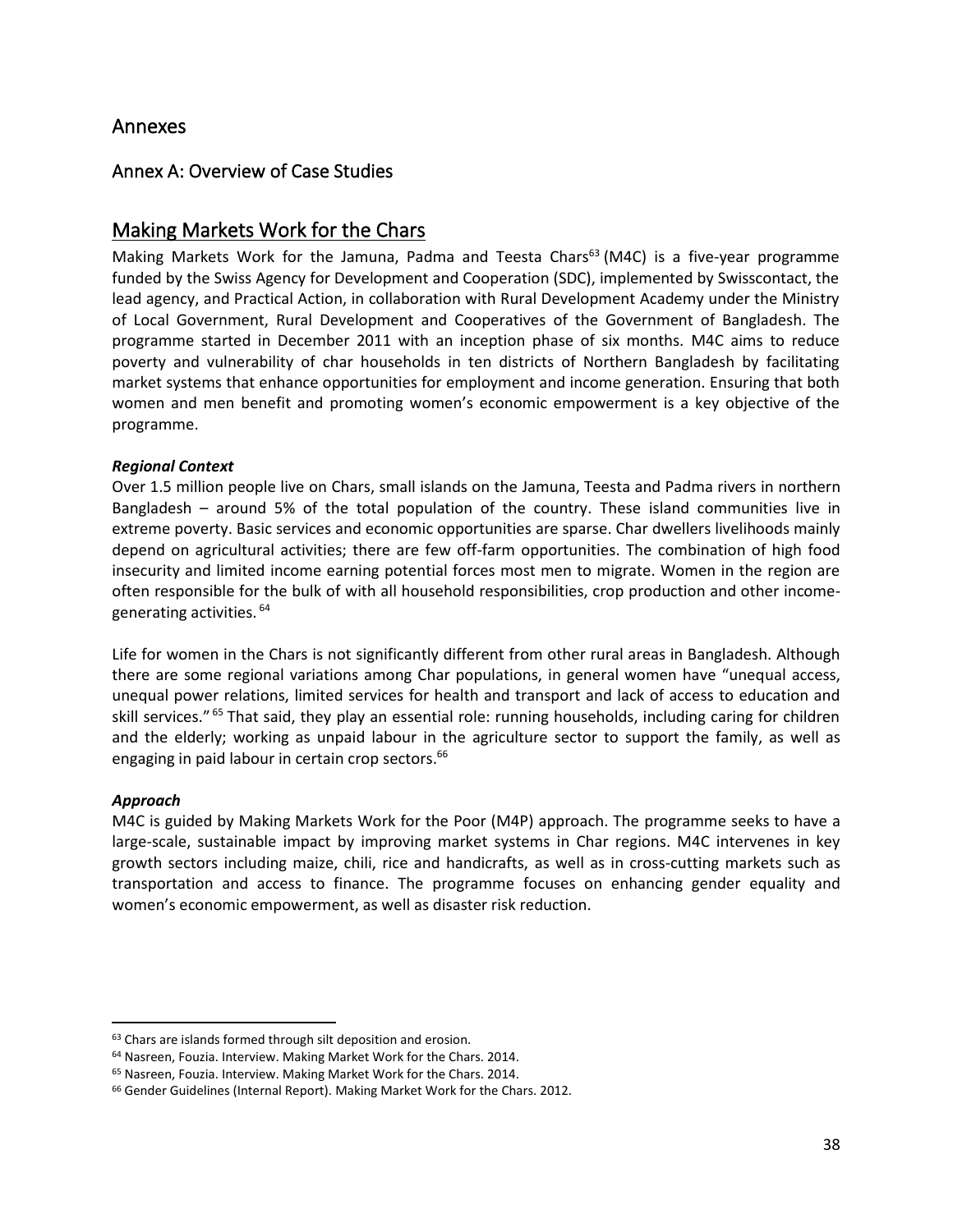# Annexes

## Annex A: Overview of Case Studies

## Making Markets Work for the Chars

Making Markets Work for the Jamuna, Padma and Teesta Chars[63] (M4C) is a five-year programme funded by the Swiss Agency for Development and Cooperation (SDC), implemented by Swisscontact, the lead agency, and Practical Action, in collaboration with Rural Development Academy under the Ministry of Local Government, Rural Development and Cooperatives of the Government of Bangladesh. The programme started in December 2011 with an inception phase of six months. M4C aims to reduce poverty and vulnerability of char households in ten districts of Northern Bangladesh by facilitating market systems that enhance opportunities for employment and income generation. Ensuring that both women and men benefit and promoting women's economic empowerment is a key objective of the programme.

***Regional Context***

Over 1.5 million people live on Chars, small islands on the Jamuna, Teesta and Padma rivers in northern Bangladesh – around 5% of the total population of the country. These island communities live in extreme poverty. Basic services and economic opportunities are sparse. Char dwellers livelihoods mainly depend on agricultural activities; there are few off-farm opportunities. The combination of high food insecurity and limited income earning potential forces most men to migrate. Women in the region are often responsible for the bulk of with all household responsibilities, crop production and other income-generating activities. [64]

Life for women in the Chars is not significantly different from other rural areas in Bangladesh. Although there are some regional variations among Char populations, in general women have "unequal access, unequal power relations, limited services for health and transport and lack of access to education and skill services." [65] That said, they play an essential role: running households, including caring for children and the elderly; working as unpaid labour in the agriculture sector to support the family, as well as engaging in paid labour in certain crop sectors.[66]

***Approach***

M4C is guided by Making Markets Work for the Poor (M4P) approach. The programme seeks to have a large-scale, sustainable impact by improving market systems in Char regions. M4C intervenes in key growth sectors including maize, chili, rice and handicrafts, as well as in cross-cutting markets such as transportation and access to finance. The programme focuses on enhancing gender equality and women's economic empowerment, as well as disaster risk reduction.

---

[63] Chars are islands formed through silt deposition and erosion.

[64] Nasreen, Fouzia. Interview. Making Market Work for the Chars. 2014.

[65] Nasreen, Fouzia. Interview. Making Market Work for the Chars. 2014.

[66] Gender Guidelines (Internal Report). Making Market Work for the Chars. 2012.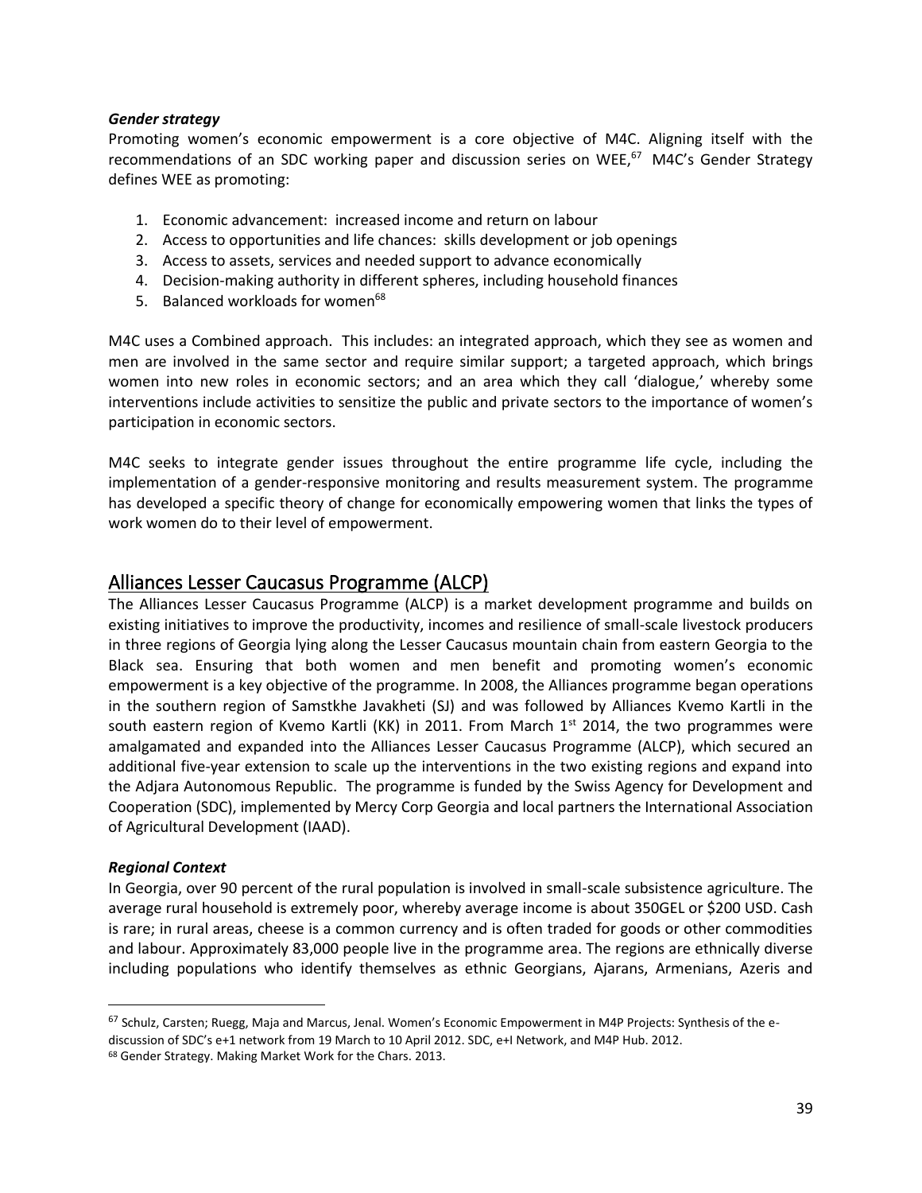### *Gender strategy*

Promoting women's economic empowerment is a core objective of M4C. Aligning itself with the recommendations of an SDC working paper and discussion series on WEE,[67] M4C's Gender Strategy defines WEE as promoting:

1. Economic advancement: increased income and return on labour
2. Access to opportunities and life chances: skills development or job openings
3. Access to assets, services and needed support to advance economically
4. Decision-making authority in different spheres, including household finances
5. Balanced workloads for women[68]

M4C uses a Combined approach. This includes: an integrated approach, which they see as women and men are involved in the same sector and require similar support; a targeted approach, which brings women into new roles in economic sectors; and an area which they call 'dialogue,' whereby some interventions include activities to sensitize the public and private sectors to the importance of women's participation in economic sectors.

M4C seeks to integrate gender issues throughout the entire programme life cycle, including the implementation of a gender-responsive monitoring and results measurement system. The programme has developed a specific theory of change for economically empowering women that links the types of work women do to their level of empowerment.

## Alliances Lesser Caucasus Programme (ALCP)

The Alliances Lesser Caucasus Programme (ALCP) is a market development programme and builds on existing initiatives to improve the productivity, incomes and resilience of small-scale livestock producers in three regions of Georgia lying along the Lesser Caucasus mountain chain from eastern Georgia to the Black sea. Ensuring that both women and men benefit and promoting women's economic empowerment is a key objective of the programme. In 2008, the Alliances programme began operations in the southern region of Samstkhe Javakheti (SJ) and was followed by Alliances Kvemo Kartli in the south eastern region of Kvemo Kartli (KK) in 2011. From March 1st 2014, the two programmes were amalgamated and expanded into the Alliances Lesser Caucasus Programme (ALCP), which secured an additional five-year extension to scale up the interventions in the two existing regions and expand into the Adjara Autonomous Republic. The programme is funded by the Swiss Agency for Development and Cooperation (SDC), implemented by Mercy Corp Georgia and local partners the International Association of Agricultural Development (IAAD).

### *Regional Context*

In Georgia, over 90 percent of the rural population is involved in small-scale subsistence agriculture. The average rural household is extremely poor, whereby average income is about 350GEL or $200 USD. Cash is rare; in rural areas, cheese is a common currency and is often traded for goods or other commodities and labour. Approximately 83,000 people live in the programme area. The regions are ethnically diverse including populations who identify themselves as ethnic Georgians, Ajarans, Armenians, Azeris and

---

[67] Schulz, Carsten; Ruegg, Maja and Marcus, Jenal. Women's Economic Empowerment in M4P Projects: Synthesis of the e-discussion of SDC's e+1 network from 19 March to 10 April 2012. SDC, e+I Network, and M4P Hub. 2012.

[68] Gender Strategy. Making Market Work for the Chars. 2013.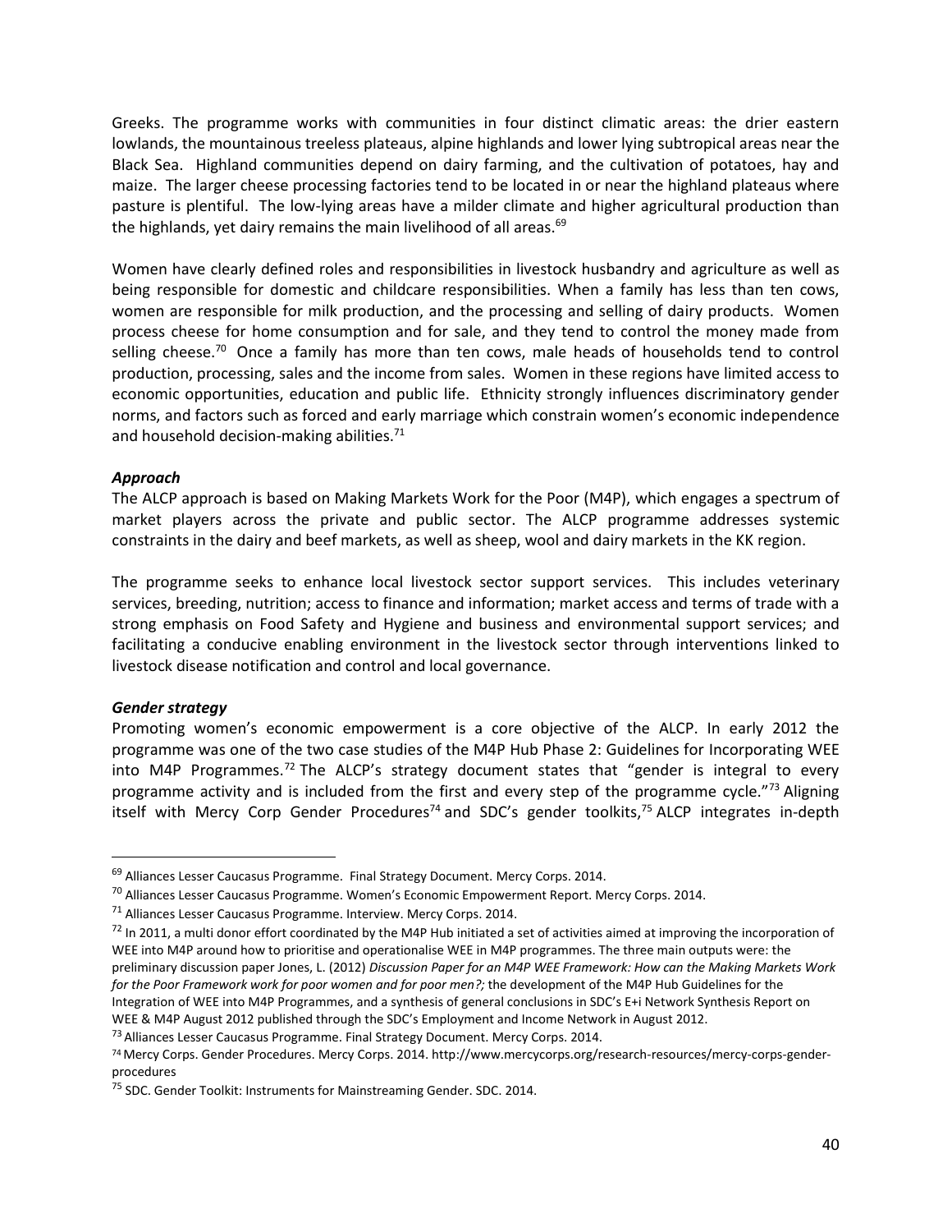Greeks. The programme works with communities in four distinct climatic areas: the drier eastern lowlands, the mountainous treeless plateaus, alpine highlands and lower lying subtropical areas near the Black Sea. Highland communities depend on dairy farming, and the cultivation of potatoes, hay and maize. The larger cheese processing factories tend to be located in or near the highland plateaus where pasture is plentiful. The low-lying areas have a milder climate and higher agricultural production than the highlands, yet dairy remains the main livelihood of all areas.[69]

Women have clearly defined roles and responsibilities in livestock husbandry and agriculture as well as being responsible for domestic and childcare responsibilities. When a family has less than ten cows, women are responsible for milk production, and the processing and selling of dairy products. Women process cheese for home consumption and for sale, and they tend to control the money made from selling cheese.[70] Once a family has more than ten cows, male heads of households tend to control production, processing, sales and the income from sales. Women in these regions have limited access to economic opportunities, education and public life. Ethnicity strongly influences discriminatory gender norms, and factors such as forced and early marriage which constrain women's economic independence and household decision-making abilities.[71]

***Approach***

The ALCP approach is based on Making Markets Work for the Poor (M4P), which engages a spectrum of market players across the private and public sector. The ALCP programme addresses systemic constraints in the dairy and beef markets, as well as sheep, wool and dairy markets in the KK region.

The programme seeks to enhance local livestock sector support services. This includes veterinary services, breeding, nutrition; access to finance and information; market access and terms of trade with a strong emphasis on Food Safety and Hygiene and business and environmental support services; and facilitating a conducive enabling environment in the livestock sector through interventions linked to livestock disease notification and control and local governance.

***Gender strategy***

Promoting women's economic empowerment is a core objective of the ALCP. In early 2012 the programme was one of the two case studies of the M4P Hub Phase 2: Guidelines for Incorporating WEE into M4P Programmes.[72] The ALCP's strategy document states that "gender is integral to every programme activity and is included from the first and every step of the programme cycle."[73] Aligning itself with Mercy Corp Gender Procedures[74] and SDC's gender toolkits,[75] ALCP integrates in-depth

---

[69] Alliances Lesser Caucasus Programme. Final Strategy Document. Mercy Corps. 2014.

[70] Alliances Lesser Caucasus Programme. Women's Economic Empowerment Report. Mercy Corps. 2014.

[71] Alliances Lesser Caucasus Programme. Interview. Mercy Corps. 2014.

[72] In 2011, a multi donor effort coordinated by the M4P Hub initiated a set of activities aimed at improving the incorporation of WEE into M4P around how to prioritise and operationalise WEE in M4P programmes. The three main outputs were: the preliminary discussion paper Jones, L. (2012) *Discussion Paper for an M4P WEE Framework: How can the Making Markets Work for the Poor Framework work for poor women and for poor men?;* the development of the M4P Hub Guidelines for the Integration of WEE into M4P Programmes, and a synthesis of general conclusions in SDC's E+i Network Synthesis Report on WEE & M4P August 2012 published through the SDC's Employment and Income Network in August 2012.

[73] Alliances Lesser Caucasus Programme. Final Strategy Document. Mercy Corps. 2014.

[74] Mercy Corps. Gender Procedures. Mercy Corps. 2014. http://www.mercycorps.org/research-resources/mercy-corps-gender-procedures

[75] SDC. Gender Toolkit: Instruments for Mainstreaming Gender. SDC. 2014.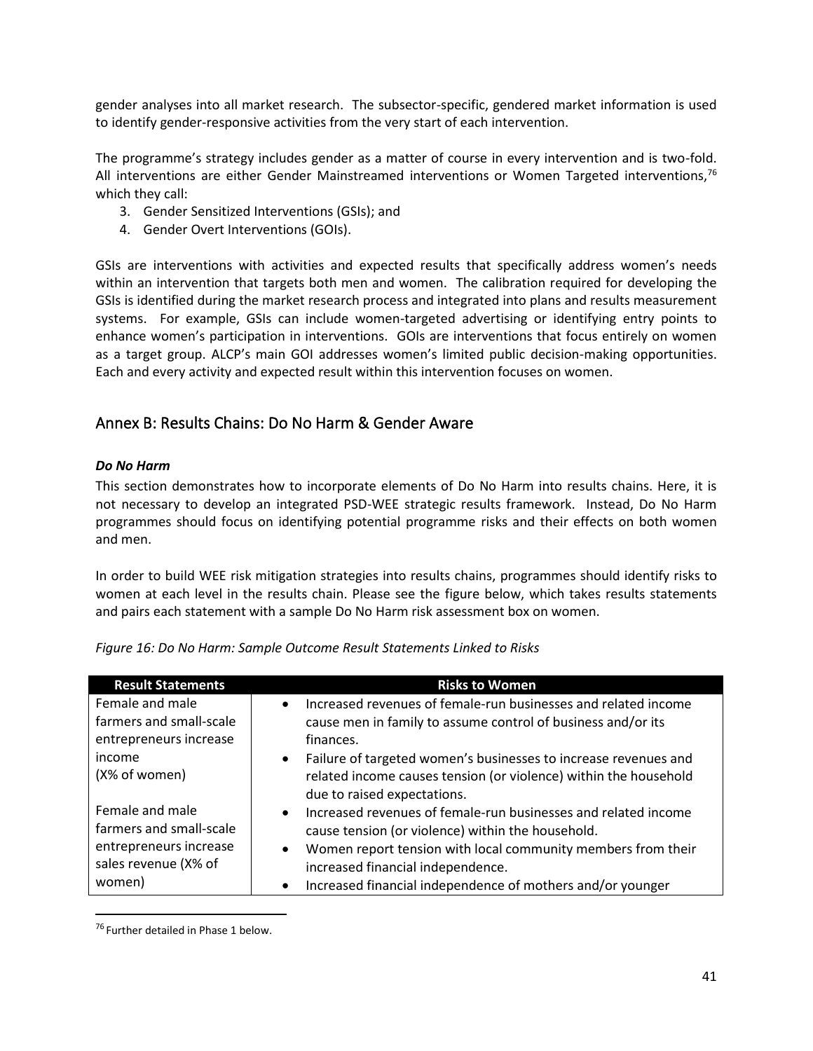gender analyses into all market research. The subsector-specific, gendered market information is used to identify gender-responsive activities from the very start of each intervention.

The programme's strategy includes gender as a matter of course in every intervention and is two-fold. All interventions are either Gender Mainstreamed interventions or Women Targeted interventions,[76] which they call:

3. Gender Sensitized Interventions (GSIs); and
4. Gender Overt Interventions (GOIs).

GSIs are interventions with activities and expected results that specifically address women's needs within an intervention that targets both men and women. The calibration required for developing the GSIs is identified during the market research process and integrated into plans and results measurement systems. For example, GSIs can include women-targeted advertising or identifying entry points to enhance women's participation in interventions. GOIs are interventions that focus entirely on women as a target group. ALCP's main GOI addresses women's limited public decision-making opportunities. Each and every activity and expected result within this intervention focuses on women.

## Annex B: Results Chains: Do No Harm & Gender Aware

### *Do No Harm*

This section demonstrates how to incorporate elements of Do No Harm into results chains. Here, it is not necessary to develop an integrated PSD-WEE strategic results framework. Instead, Do No Harm programmes should focus on identifying potential programme risks and their effects on both women and men.

In order to build WEE risk mitigation strategies into results chains, programmes should identify risks to women at each level in the results chain. Please see the figure below, which takes results statements and pairs each statement with a sample Do No Harm risk assessment box on women.

*Figure 16: Do No Harm: Sample Outcome Result Statements Linked to Risks*

| Result Statements | Risks to Women |
|---|---|
| Female and male farmers and small-scale entrepreneurs increase income (X% of women) | • Increased revenues of female-run businesses and related income cause men in family to assume control of business and/or its finances.<br>• Failure of targeted women's businesses to increase revenues and related income causes tension (or violence) within the household due to raised expectations. |
| Female and male farmers and small-scale entrepreneurs increase sales revenue (X% of women) | • Increased revenues of female-run businesses and related income cause tension (or violence) within the household.<br>• Women report tension with local community members from their increased financial independence.<br>• Increased financial independence of mothers and/or younger |

[76] Further detailed in Phase 1 below.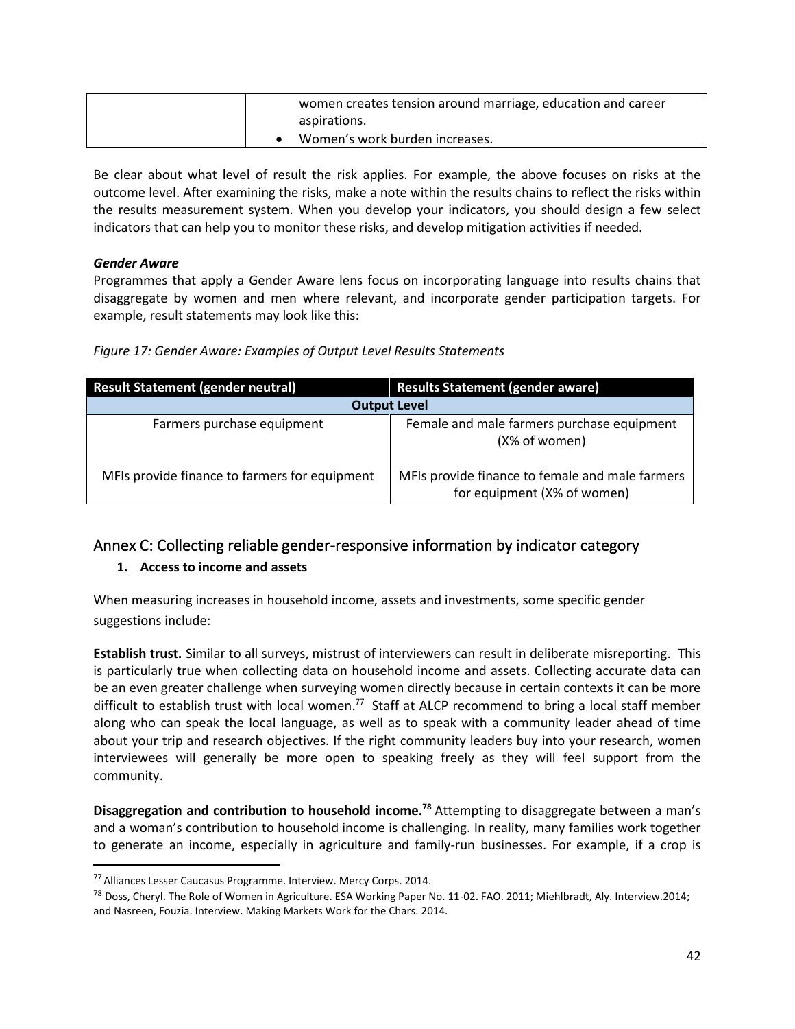| | women creates tension around marriage, education and career aspirations.<br>• Women's work burden increases. |
|---|---|

Be clear about what level of result the risk applies. For example, the above focuses on risks at the outcome level. After examining the risks, make a note within the results chains to reflect the risks within the results measurement system. When you develop your indicators, you should design a few select indicators that can help you to monitor these risks, and develop mitigation activities if needed.

***Gender Aware***

Programmes that apply a Gender Aware lens focus on incorporating language into results chains that disaggregate by women and men where relevant, and incorporate gender participation targets. For example, result statements may look like this:

*Figure 17: Gender Aware: Examples of Output Level Results Statements*

| Result Statement (gender neutral) | Results Statement (gender aware) |
|---|---|
| **Output Level** | |
| Farmers purchase equipment | Female and male farmers purchase equipment (X% of women) |
| MFIs provide finance to farmers for equipment | MFIs provide finance to female and male farmers for equipment (X% of women) |

## Annex C: Collecting reliable gender-responsive information by indicator category

### 1. Access to income and assets

When measuring increases in household income, assets and investments, some specific gender suggestions include:

**Establish trust.** Similar to all surveys, mistrust of interviewers can result in deliberate misreporting. This is particularly true when collecting data on household income and assets. Collecting accurate data can be an even greater challenge when surveying women directly because in certain contexts it can be more difficult to establish trust with local women.[77] Staff at ALCP recommend to bring a local staff member along who can speak the local language, as well as to speak with a community leader ahead of time about your trip and research objectives. If the right community leaders buy into your research, women interviewees will generally be more open to speaking freely as they will feel support from the community.

**Disaggregation and contribution to household income.[78]** Attempting to disaggregate between a man's and a woman's contribution to household income is challenging. In reality, many families work together to generate an income, especially in agriculture and family-run businesses. For example, if a crop is

[77] Alliances Lesser Caucasus Programme. Interview. Mercy Corps. 2014.

[78] Doss, Cheryl. The Role of Women in Agriculture. ESA Working Paper No. 11-02. FAO. 2011; Miehlbradt, Aly. Interview.2014; and Nasreen, Fouzia. Interview. Making Markets Work for the Chars. 2014.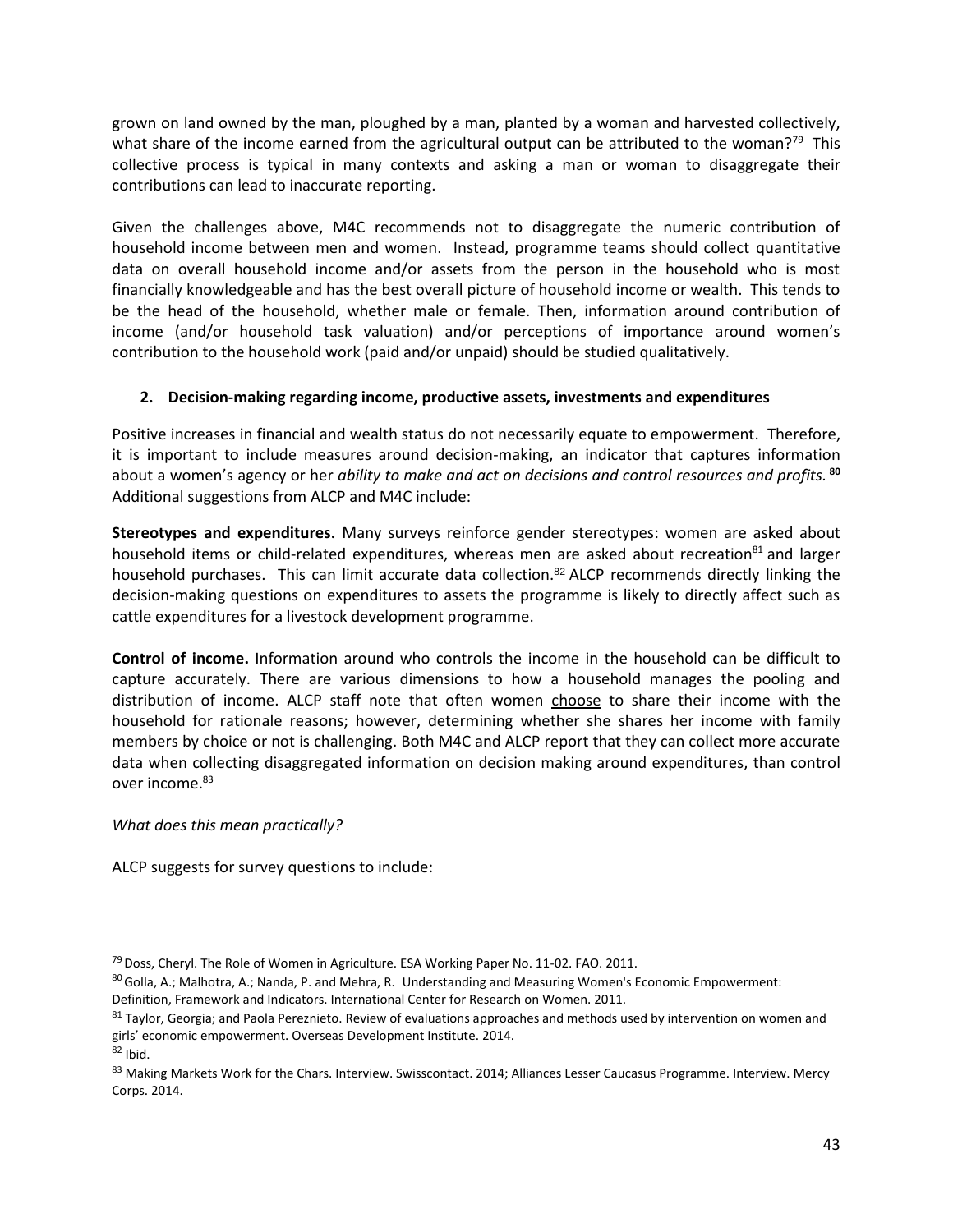grown on land owned by the man, ploughed by a man, planted by a woman and harvested collectively, what share of the income earned from the agricultural output can be attributed to the woman?[79] This collective process is typical in many contexts and asking a man or woman to disaggregate their contributions can lead to inaccurate reporting.

Given the challenges above, M4C recommends not to disaggregate the numeric contribution of household income between men and women. Instead, programme teams should collect quantitative data on overall household income and/or assets from the person in the household who is most financially knowledgeable and has the best overall picture of household income or wealth. This tends to be the head of the household, whether male or female. Then, information around contribution of income (and/or household task valuation) and/or perceptions of importance around women's contribution to the household work (paid and/or unpaid) should be studied qualitatively.

**2. Decision-making regarding income, productive assets, investments and expenditures**

Positive increases in financial and wealth status do not necessarily equate to empowerment. Therefore, it is important to include measures around decision-making, an indicator that captures information about a women's agency or her *ability to make and act on decisions and control resources and profits.*[80] Additional suggestions from ALCP and M4C include:

**Stereotypes and expenditures.** Many surveys reinforce gender stereotypes: women are asked about household items or child-related expenditures, whereas men are asked about recreation[81] and larger household purchases. This can limit accurate data collection.[82] ALCP recommends directly linking the decision-making questions on expenditures to assets the programme is likely to directly affect such as cattle expenditures for a livestock development programme.

**Control of income.** Information around who controls the income in the household can be difficult to capture accurately. There are various dimensions to how a household manages the pooling and distribution of income. ALCP staff note that often women choose to share their income with the household for rationale reasons; however, determining whether she shares her income with family members by choice or not is challenging. Both M4C and ALCP report that they can collect more accurate data when collecting disaggregated information on decision making around expenditures, than control over income.[83]

*What does this mean practically?*

ALCP suggests for survey questions to include:

---

[79] Doss, Cheryl. The Role of Women in Agriculture. ESA Working Paper No. 11-02. FAO. 2011.

[80] Golla, A.; Malhotra, A.; Nanda, P. and Mehra, R. Understanding and Measuring Women's Economic Empowerment: Definition, Framework and Indicators. International Center for Research on Women. 2011.

[81] Taylor, Georgia; and Paola Pereznieto. Review of evaluations approaches and methods used by intervention on women and girls' economic empowerment. Overseas Development Institute. 2014.

[82] Ibid.

[83] Making Markets Work for the Chars. Interview. Swisscontact. 2014; Alliances Lesser Caucasus Programme. Interview. Mercy Corps. 2014.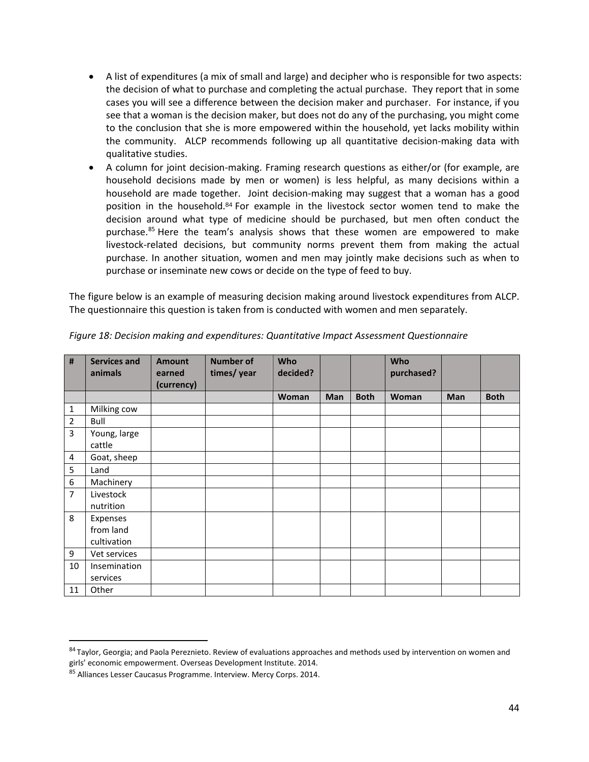- A list of expenditures (a mix of small and large) and decipher who is responsible for two aspects: the decision of what to purchase and completing the actual purchase. They report that in some cases you will see a difference between the decision maker and purchaser. For instance, if you see that a woman is the decision maker, but does not do any of the purchasing, you might come to the conclusion that she is more empowered within the household, yet lacks mobility within the community. ALCP recommends following up all quantitative decision-making data with qualitative studies.
- A column for joint decision-making. Framing research questions as either/or (for example, are household decisions made by men or women) is less helpful, as many decisions within a household are made together. Joint decision-making may suggest that a woman has a good position in the household.[84] For example in the livestock sector women tend to make the decision around what type of medicine should be purchased, but men often conduct the purchase.[85] Here the team's analysis shows that these women are empowered to make livestock-related decisions, but community norms prevent them from making the actual purchase. In another situation, women and men may jointly make decisions such as when to purchase or inseminate new cows or decide on the type of feed to buy.

The figure below is an example of measuring decision making around livestock expenditures from ALCP. The questionnaire this question is taken from is conducted with women and men separately.

*Figure 18: Decision making and expenditures: Quantitative Impact Assessment Questionnaire*

| # | Services and animals | Amount earned (currency) | Number of times/ year | Who decided? | | | Who purchased? | | |
|---|---|---|---|---|---|---|---|---|---|
| | | | | Woman | Man | Both | Woman | Man | Both |
| 1 | Milking cow | | | | | | | | |
| 2 | Bull | | | | | | | | |
| 3 | Young, large cattle | | | | | | | | |
| 4 | Goat, sheep | | | | | | | | |
| 5 | Land | | | | | | | | |
| 6 | Machinery | | | | | | | | |
| 7 | Livestock nutrition | | | | | | | | |
| 8 | Expenses from land cultivation | | | | | | | | |
| 9 | Vet services | | | | | | | | |
| 10 | Insemination services | | | | | | | | |
| 11 | Other | | | | | | | | |

[84] Taylor, Georgia; and Paola Pereznieto. Review of evaluations approaches and methods used by intervention on women and girls' economic empowerment. Overseas Development Institute. 2014.

[85] Alliances Lesser Caucasus Programme. Interview. Mercy Corps. 2014.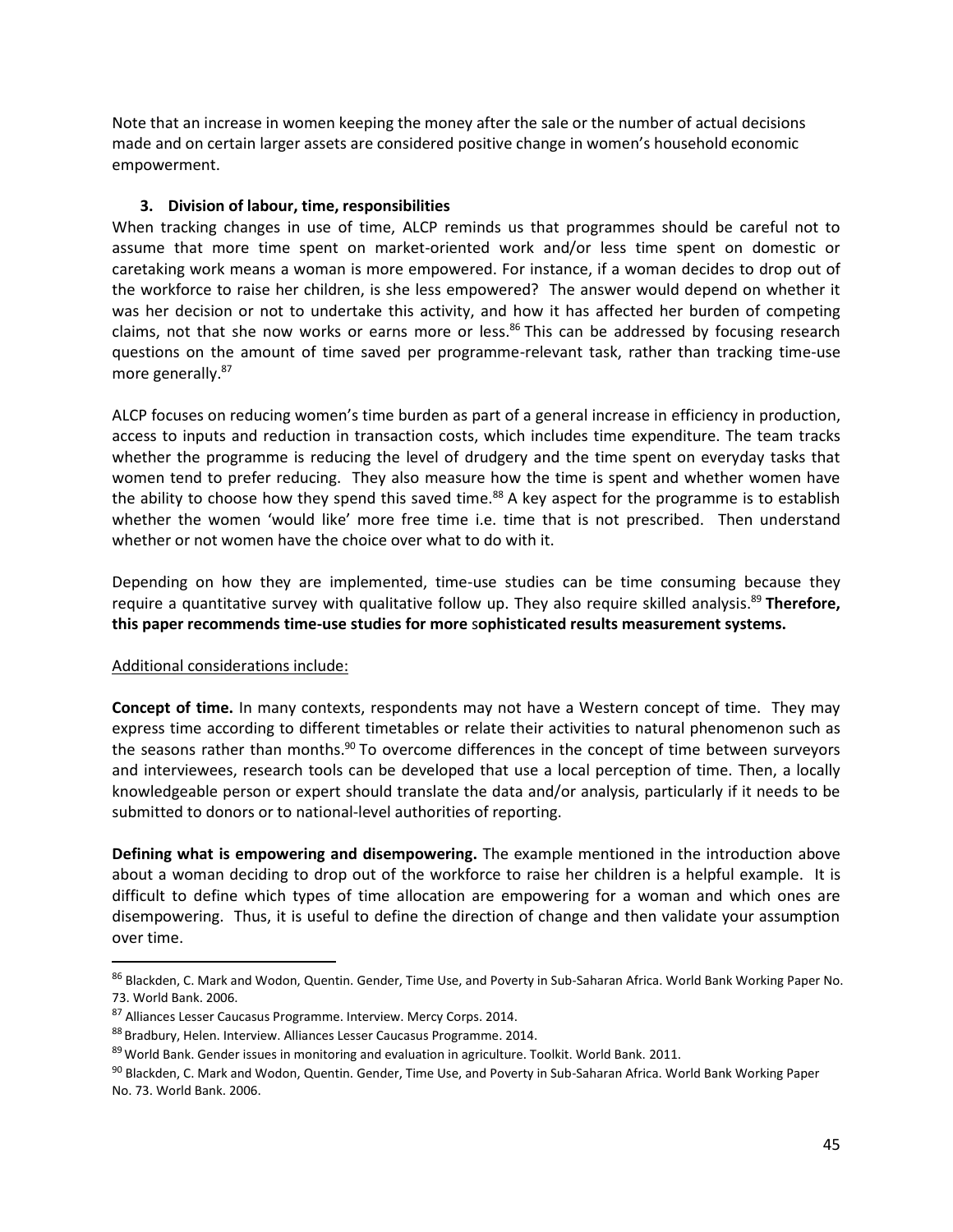Note that an increase in women keeping the money after the sale or the number of actual decisions made and on certain larger assets are considered positive change in women's household economic empowerment.

### 3. Division of labour, time, responsibilities

When tracking changes in use of time, ALCP reminds us that programmes should be careful not to assume that more time spent on market-oriented work and/or less time spent on domestic or caretaking work means a woman is more empowered. For instance, if a woman decides to drop out of the workforce to raise her children, is she less empowered? The answer would depend on whether it was her decision or not to undertake this activity, and how it has affected her burden of competing claims, not that she now works or earns more or less.[86] This can be addressed by focusing research questions on the amount of time saved per programme-relevant task, rather than tracking time-use more generally.[87]

ALCP focuses on reducing women's time burden as part of a general increase in efficiency in production, access to inputs and reduction in transaction costs, which includes time expenditure. The team tracks whether the programme is reducing the level of drudgery and the time spent on everyday tasks that women tend to prefer reducing. They also measure how the time is spent and whether women have the ability to choose how they spend this saved time.[88] A key aspect for the programme is to establish whether the women 'would like' more free time i.e. time that is not prescribed. Then understand whether or not women have the choice over what to do with it.

Depending on how they are implemented, time-use studies can be time consuming because they require a quantitative survey with qualitative follow up. They also require skilled analysis.[89] **Therefore, this paper recommends time-use studies for more sophisticated results measurement systems.**

<u>Additional considerations include:</u>

**Concept of time.** In many contexts, respondents may not have a Western concept of time. They may express time according to different timetables or relate their activities to natural phenomenon such as the seasons rather than months.[90] To overcome differences in the concept of time between surveyors and interviewees, research tools can be developed that use a local perception of time. Then, a locally knowledgeable person or expert should translate the data and/or analysis, particularly if it needs to be submitted to donors or to national-level authorities of reporting.

**Defining what is empowering and disempowering.** The example mentioned in the introduction above about a woman deciding to drop out of the workforce to raise her children is a helpful example. It is difficult to define which types of time allocation are empowering for a woman and which ones are disempowering. Thus, it is useful to define the direction of change and then validate your assumption over time.

---

[86] Blackden, C. Mark and Wodon, Quentin. Gender, Time Use, and Poverty in Sub-Saharan Africa. World Bank Working Paper No. 73. World Bank. 2006.

[87] Alliances Lesser Caucasus Programme. Interview. Mercy Corps. 2014.

[88] Bradbury, Helen. Interview. Alliances Lesser Caucasus Programme. 2014.

[89] World Bank. Gender issues in monitoring and evaluation in agriculture. Toolkit. World Bank. 2011.

[90] Blackden, C. Mark and Wodon, Quentin. Gender, Time Use, and Poverty in Sub-Saharan Africa. World Bank Working Paper No. 73. World Bank. 2006.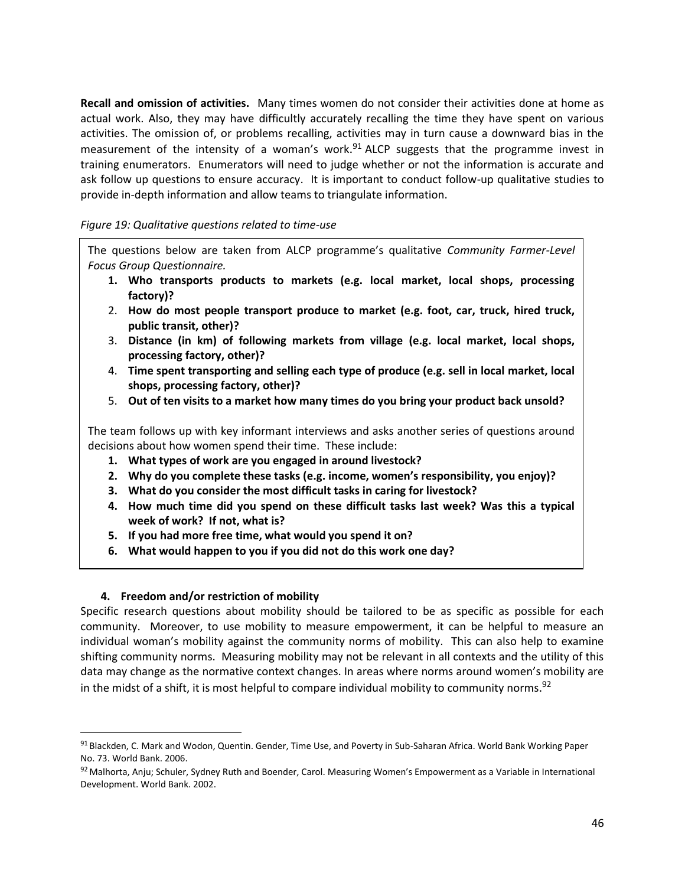**Recall and omission of activities.** Many times women do not consider their activities done at home as actual work. Also, they may have difficultly accurately recalling the time they have spent on various activities. The omission of, or problems recalling, activities may in turn cause a downward bias in the measurement of the intensity of a woman's work.[91] ALCP suggests that the programme invest in training enumerators. Enumerators will need to judge whether or not the information is accurate and ask follow up questions to ensure accuracy. It is important to conduct follow-up qualitative studies to provide in-depth information and allow teams to triangulate information.

*Figure 19: Qualitative questions related to time-use*

The questions below are taken from ALCP programme's qualitative *Community Farmer-Level Focus Group Questionnaire.*

1. **Who transports products to markets (e.g. local market, local shops, processing factory)?**
2. **How do most people transport produce to market (e.g. foot, car, truck, hired truck, public transit, other)?**
3. **Distance (in km) of following markets from village (e.g. local market, local shops, processing factory, other)?**
4. **Time spent transporting and selling each type of produce (e.g. sell in local market, local shops, processing factory, other)?**
5. **Out of ten visits to a market how many times do you bring your product back unsold?**

The team follows up with key informant interviews and asks another series of questions around decisions about how women spend their time. These include:

1. **What types of work are you engaged in around livestock?**
2. **Why do you complete these tasks (e.g. income, women's responsibility, you enjoy)?**
3. **What do you consider the most difficult tasks in caring for livestock?**
4. **How much time did you spend on these difficult tasks last week? Was this a typical week of work? If not, what is?**
5. **If you had more free time, what would you spend it on?**
6. **What would happen to you if you did not do this work one day?**

**4. Freedom and/or restriction of mobility**

Specific research questions about mobility should be tailored to be as specific as possible for each community. Moreover, to use mobility to measure empowerment, it can be helpful to measure an individual woman's mobility against the community norms of mobility. This can also help to examine shifting community norms. Measuring mobility may not be relevant in all contexts and the utility of this data may change as the normative context changes. In areas where norms around women's mobility are in the midst of a shift, it is most helpful to compare individual mobility to community norms.[92]

---

[91] Blackden, C. Mark and Wodon, Quentin. Gender, Time Use, and Poverty in Sub-Saharan Africa. World Bank Working Paper No. 73. World Bank. 2006.

[92] Malhorta, Anju; Schuler, Sydney Ruth and Boender, Carol. Measuring Women's Empowerment as a Variable in International Development. World Bank. 2002.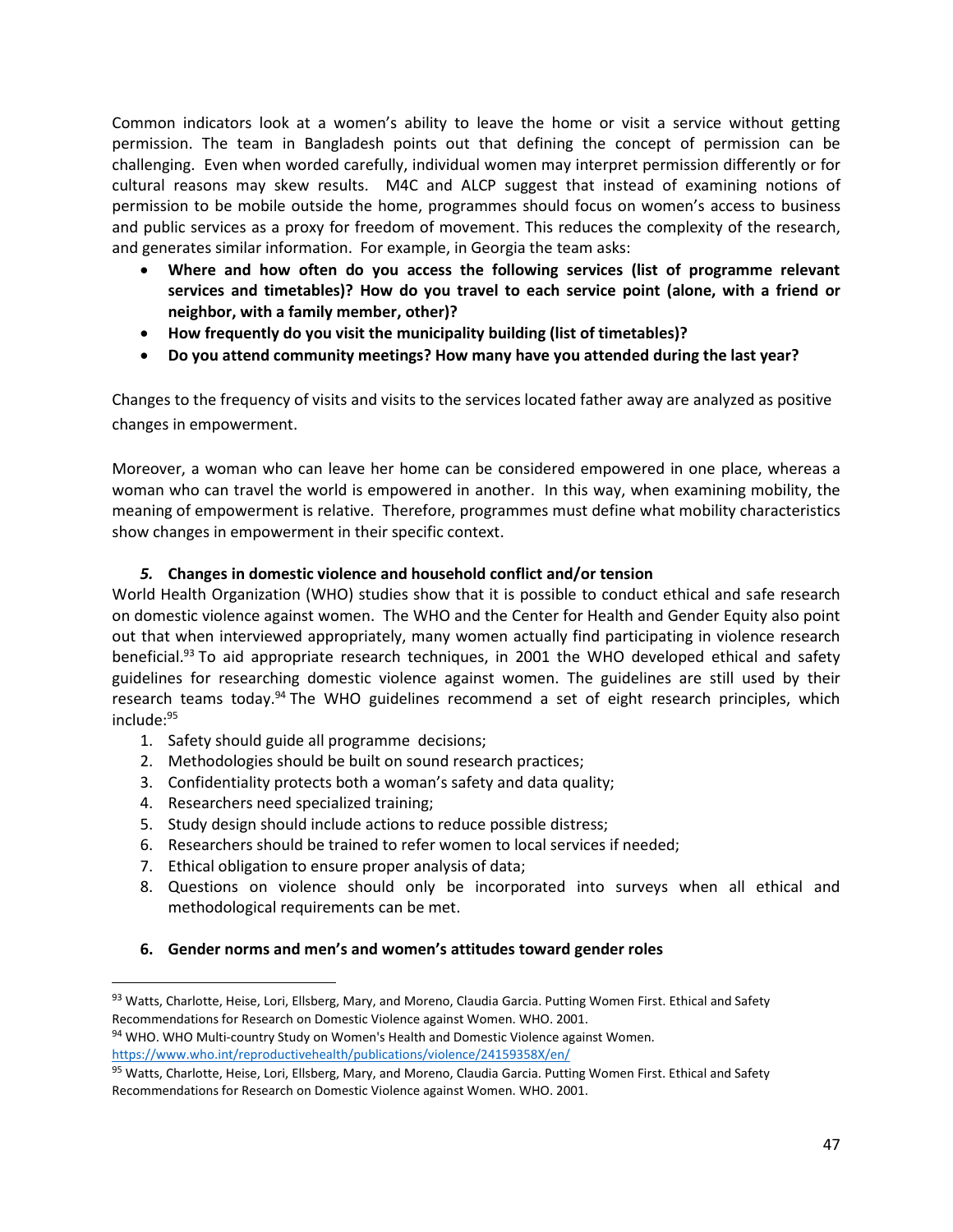Common indicators look at a women's ability to leave the home or visit a service without getting permission. The team in Bangladesh points out that defining the concept of permission can be challenging. Even when worded carefully, individual women may interpret permission differently or for cultural reasons may skew results. M4C and ALCP suggest that instead of examining notions of permission to be mobile outside the home, programmes should focus on women's access to business and public services as a proxy for freedom of movement. This reduces the complexity of the research, and generates similar information. For example, in Georgia the team asks:

- **Where and how often do you access the following services (list of programme relevant services and timetables)? How do you travel to each service point (alone, with a friend or neighbor, with a family member, other)?**
- **How frequently do you visit the municipality building (list of timetables)?**
- **Do you attend community meetings? How many have you attended during the last year?**

Changes to the frequency of visits and visits to the services located father away are analyzed as positive changes in empowerment.

Moreover, a woman who can leave her home can be considered empowered in one place, whereas a woman who can travel the world is empowered in another. In this way, when examining mobility, the meaning of empowerment is relative. Therefore, programmes must define what mobility characteristics show changes in empowerment in their specific context.

### *5.* Changes in domestic violence and household conflict and/or tension

World Health Organization (WHO) studies show that it is possible to conduct ethical and safe research on domestic violence against women. The WHO and the Center for Health and Gender Equity also point out that when interviewed appropriately, many women actually find participating in violence research beneficial.[93] To aid appropriate research techniques, in 2001 the WHO developed ethical and safety guidelines for researching domestic violence against women. The guidelines are still used by their research teams today.[94] The WHO guidelines recommend a set of eight research principles, which include:[95]

1. Safety should guide all programme decisions;
2. Methodologies should be built on sound research practices;
3. Confidentiality protects both a woman's safety and data quality;
4. Researchers need specialized training;
5. Study design should include actions to reduce possible distress;
6. Researchers should be trained to refer women to local services if needed;
7. Ethical obligation to ensure proper analysis of data;
8. Questions on violence should only be incorporated into surveys when all ethical and methodological requirements can be met.

### 6. Gender norms and men's and women's attitudes toward gender roles

---

[93] Watts, Charlotte, Heise, Lori, Ellsberg, Mary, and Moreno, Claudia Garcia. Putting Women First. Ethical and Safety Recommendations for Research on Domestic Violence against Women. WHO. 2001.

[94] WHO. WHO Multi-country Study on Women's Health and Domestic Violence against Women. https://www.who.int/reproductivehealth/publications/violence/24159358X/en/

[95] Watts, Charlotte, Heise, Lori, Ellsberg, Mary, and Moreno, Claudia Garcia. Putting Women First. Ethical and Safety Recommendations for Research on Domestic Violence against Women. WHO. 2001.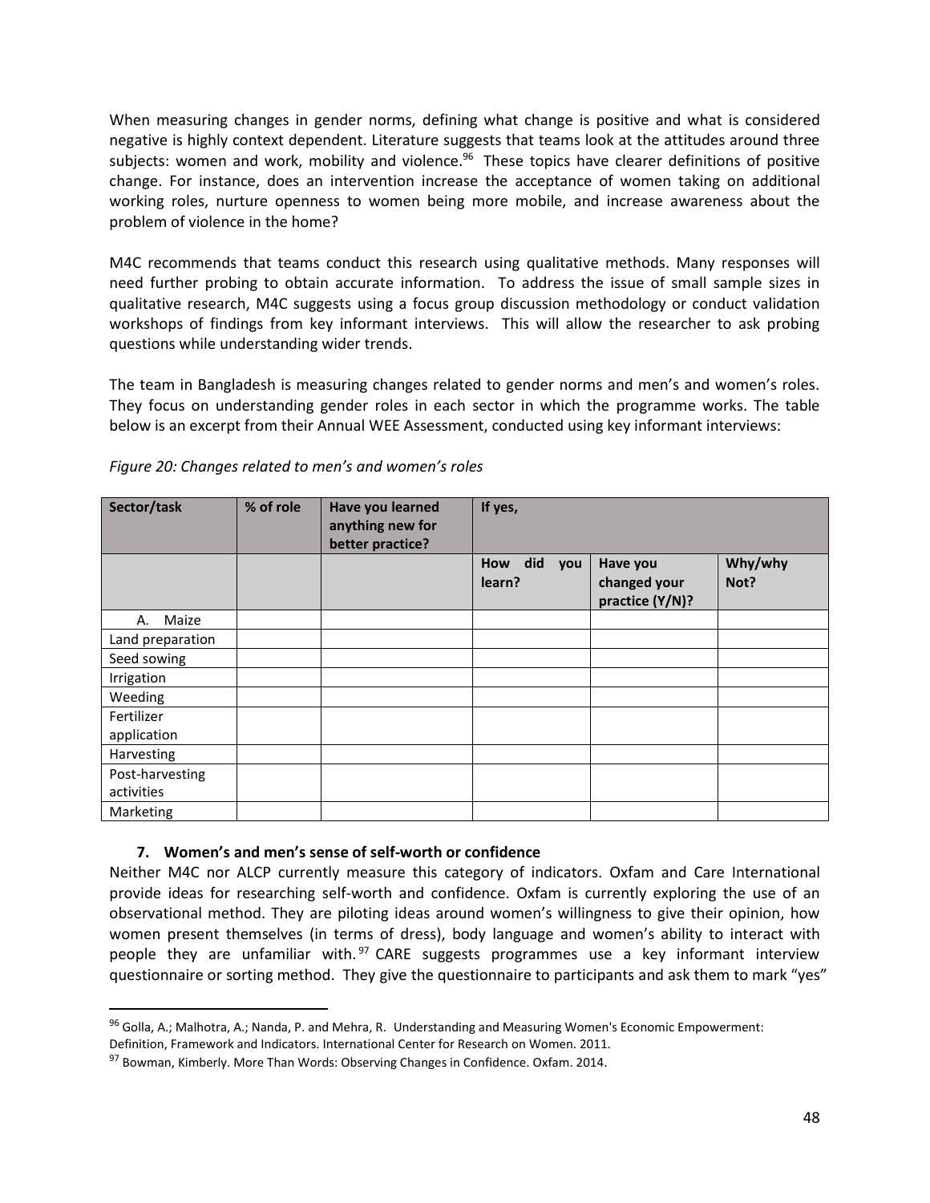When measuring changes in gender norms, defining what change is positive and what is considered negative is highly context dependent. Literature suggests that teams look at the attitudes around three subjects: women and work, mobility and violence.[96] These topics have clearer definitions of positive change. For instance, does an intervention increase the acceptance of women taking on additional working roles, nurture openness to women being more mobile, and increase awareness about the problem of violence in the home?

M4C recommends that teams conduct this research using qualitative methods. Many responses will need further probing to obtain accurate information. To address the issue of small sample sizes in qualitative research, M4C suggests using a focus group discussion methodology or conduct validation workshops of findings from key informant interviews. This will allow the researcher to ask probing questions while understanding wider trends.

The team in Bangladesh is measuring changes related to gender norms and men's and women's roles. They focus on understanding gender roles in each sector in which the programme works. The table below is an excerpt from their Annual WEE Assessment, conducted using key informant interviews:

*Figure 20: Changes related to men's and women's roles*

| Sector/task | % of role | Have you learned anything new for better practice? | If yes, | | |
|---|---|---|---|---|---|
| | | | How did you learn? | Have you changed your practice (Y/N)? | Why/why Not? |
| A. Maize | | | | | |
| Land preparation | | | | | |
| Seed sowing | | | | | |
| Irrigation | | | | | |
| Weeding | | | | | |
| Fertilizer application | | | | | |
| Harvesting | | | | | |
| Post-harvesting activities | | | | | |
| Marketing | | | | | |

**7. Women's and men's sense of self-worth or confidence**

Neither M4C nor ALCP currently measure this category of indicators. Oxfam and Care International provide ideas for researching self-worth and confidence. Oxfam is currently exploring the use of an observational method. They are piloting ideas around women's willingness to give their opinion, how women present themselves (in terms of dress), body language and women's ability to interact with people they are unfamiliar with.[97] CARE suggests programmes use a key informant interview questionnaire or sorting method. They give the questionnaire to participants and ask them to mark "yes"

---

[96] Golla, A.; Malhotra, A.; Nanda, P. and Mehra, R. Understanding and Measuring Women's Economic Empowerment: Definition, Framework and Indicators. International Center for Research on Women. 2011.

[97] Bowman, Kimberly. More Than Words: Observing Changes in Confidence. Oxfam. 2014.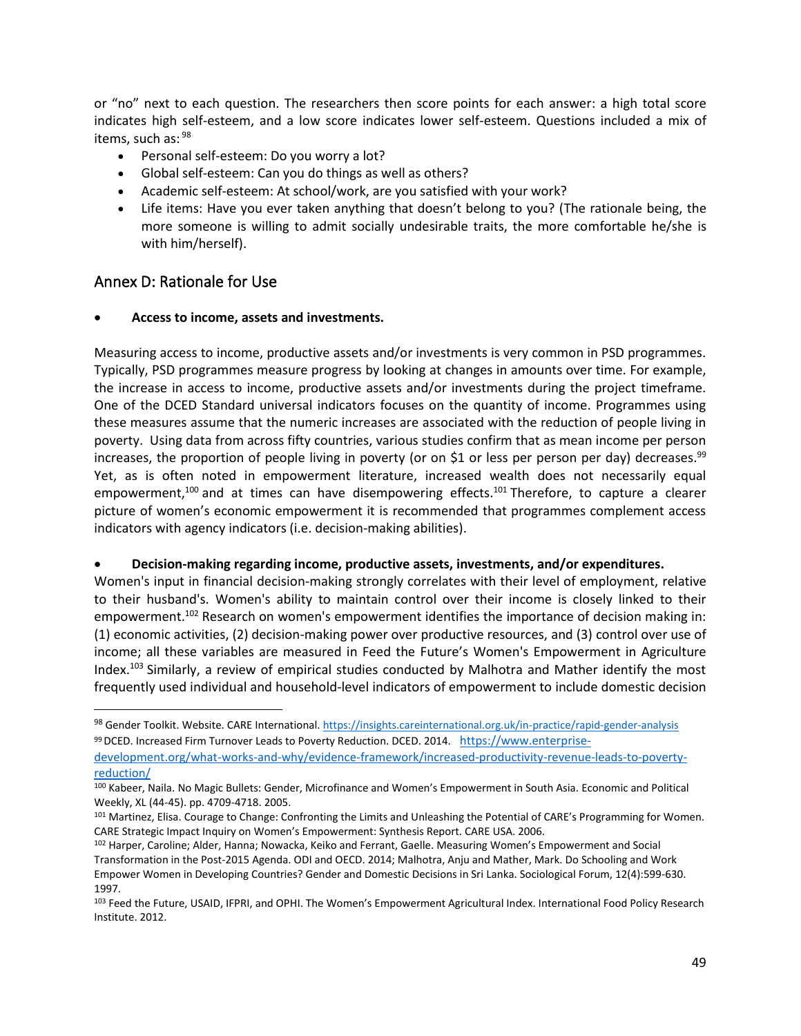or "no" next to each question. The researchers then score points for each answer: a high total score indicates high self-esteem, and a low score indicates lower self-esteem. Questions included a mix of items, such as:[98]

- Personal self-esteem: Do you worry a lot?
- Global self-esteem: Can you do things as well as others?
- Academic self-esteem: At school/work, are you satisfied with your work?
- Life items: Have you ever taken anything that doesn't belong to you? (The rationale being, the more someone is willing to admit socially undesirable traits, the more comfortable he/she is with him/herself).

## Annex D: Rationale for Use

- **Access to income, assets and investments.**

Measuring access to income, productive assets and/or investments is very common in PSD programmes. Typically, PSD programmes measure progress by looking at changes in amounts over time. For example, the increase in access to income, productive assets and/or investments during the project timeframe. One of the DCED Standard universal indicators focuses on the quantity of income. Programmes using these measures assume that the numeric increases are associated with the reduction of people living in poverty. Using data from across fifty countries, various studies confirm that as mean income per person increases, the proportion of people living in poverty (or on $1 or less per person per day) decreases.[99] Yet, as is often noted in empowerment literature, increased wealth does not necessarily equal empowerment,[100] and at times can have disempowering effects.[101] Therefore, to capture a clearer picture of women's economic empowerment it is recommended that programmes complement access indicators with agency indicators (i.e. decision-making abilities).

- **Decision-making regarding income, productive assets, investments, and/or expenditures.**

Women's input in financial decision-making strongly correlates with their level of employment, relative to their husband's. Women's ability to maintain control over their income is closely linked to their empowerment.[102] Research on women's empowerment identifies the importance of decision making in: (1) economic activities, (2) decision-making power over productive resources, and (3) control over use of income; all these variables are measured in Feed the Future's Women's Empowerment in Agriculture Index.[103] Similarly, a review of empirical studies conducted by Malhotra and Mather identify the most frequently used individual and household-level indicators of empowerment to include domestic decision

---

[98] Gender Toolkit. Website. CARE International. https://insights.careinternational.org.uk/in-practice/rapid-gender-analysis

[99] DCED. Increased Firm Turnover Leads to Poverty Reduction. DCED. 2014. https://www.enterprise-development.org/what-works-and-why/evidence-framework/increased-productivity-revenue-leads-to-poverty-reduction/

[100] Kabeer, Naila. No Magic Bullets: Gender, Microfinance and Women's Empowerment in South Asia. Economic and Political Weekly, XL (44-45). pp. 4709-4718. 2005.

[101] Martinez, Elisa. Courage to Change: Confronting the Limits and Unleashing the Potential of CARE's Programming for Women. CARE Strategic Impact Inquiry on Women's Empowerment: Synthesis Report. CARE USA. 2006.

[102] Harper, Caroline; Alder, Hanna; Nowacka, Keiko and Ferrant, Gaelle. Measuring Women's Empowerment and Social Transformation in the Post-2015 Agenda. ODI and OECD. 2014; Malhotra, Anju and Mather, Mark. Do Schooling and Work Empower Women in Developing Countries? Gender and Domestic Decisions in Sri Lanka. Sociological Forum, 12(4):599-630. 1997.

[103] Feed the Future, USAID, IFPRI, and OPHI. The Women's Empowerment Agricultural Index. International Food Policy Research Institute. 2012.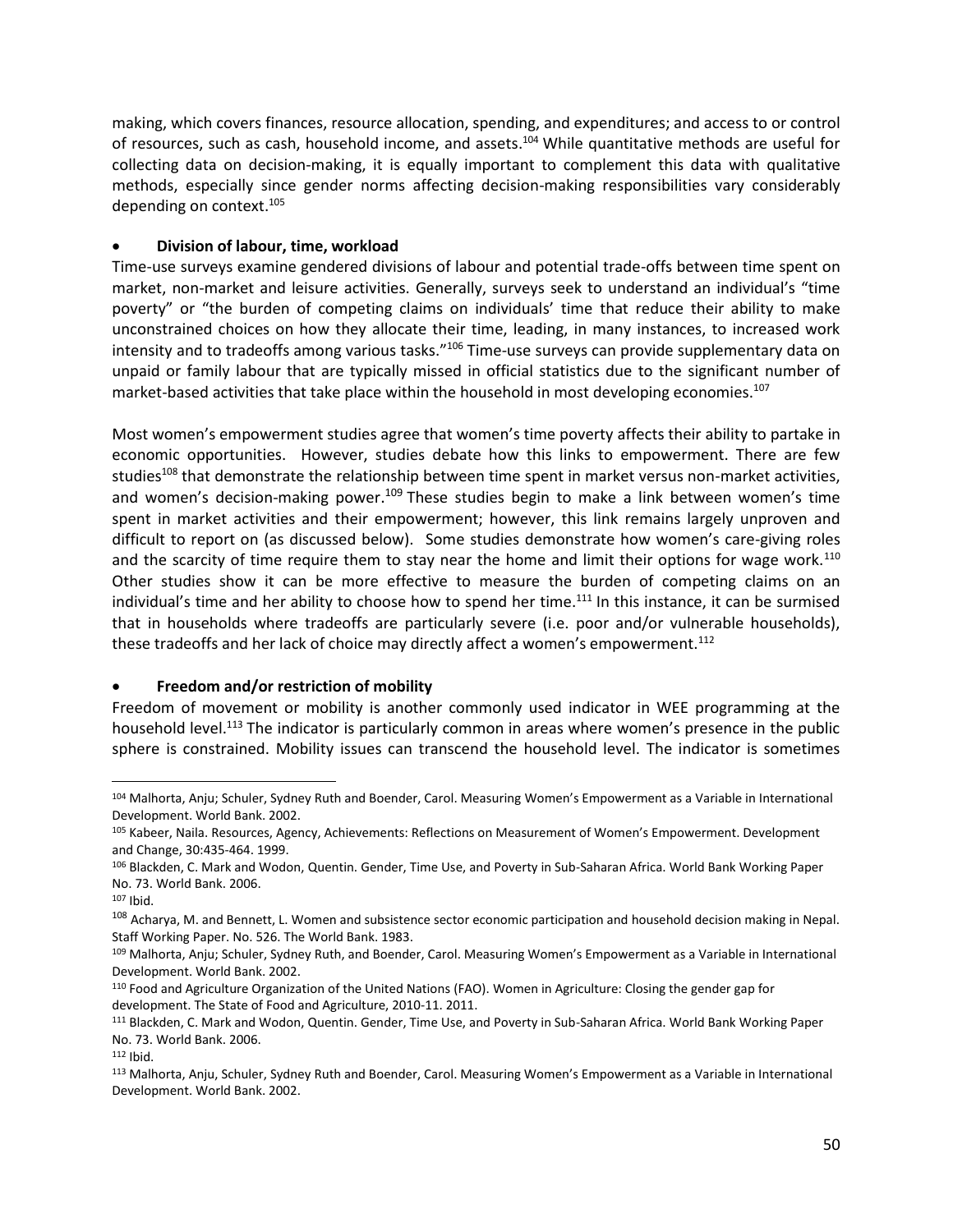making, which covers finances, resource allocation, spending, and expenditures; and access to or control of resources, such as cash, household income, and assets.[104] While quantitative methods are useful for collecting data on decision-making, it is equally important to complement this data with qualitative methods, especially since gender norms affecting decision-making responsibilities vary considerably depending on context.[105]

- **Division of labour, time, workload**

Time-use surveys examine gendered divisions of labour and potential trade-offs between time spent on market, non-market and leisure activities. Generally, surveys seek to understand an individual's "time poverty" or "the burden of competing claims on individuals' time that reduce their ability to make unconstrained choices on how they allocate their time, leading, in many instances, to increased work intensity and to tradeoffs among various tasks."[106] Time-use surveys can provide supplementary data on unpaid or family labour that are typically missed in official statistics due to the significant number of market-based activities that take place within the household in most developing economies.[107]

Most women's empowerment studies agree that women's time poverty affects their ability to partake in economic opportunities. However, studies debate how this links to empowerment. There are few studies[108] that demonstrate the relationship between time spent in market versus non-market activities, and women's decision-making power.[109] These studies begin to make a link between women's time spent in market activities and their empowerment; however, this link remains largely unproven and difficult to report on (as discussed below). Some studies demonstrate how women's care-giving roles and the scarcity of time require them to stay near the home and limit their options for wage work.[110] Other studies show it can be more effective to measure the burden of competing claims on an individual's time and her ability to choose how to spend her time.[111] In this instance, it can be surmised that in households where tradeoffs are particularly severe (i.e. poor and/or vulnerable households), these tradeoffs and her lack of choice may directly affect a women's empowerment.[112]

- **Freedom and/or restriction of mobility**

Freedom of movement or mobility is another commonly used indicator in WEE programming at the household level.[113] The indicator is particularly common in areas where women's presence in the public sphere is constrained. Mobility issues can transcend the household level. The indicator is sometimes

---

[104] Malhorta, Anju; Schuler, Sydney Ruth and Boender, Carol. Measuring Women's Empowerment as a Variable in International Development. World Bank. 2002.

[105] Kabeer, Naila. Resources, Agency, Achievements: Reflections on Measurement of Women's Empowerment. Development and Change, 30:435-464. 1999.

[106] Blackden, C. Mark and Wodon, Quentin. Gender, Time Use, and Poverty in Sub-Saharan Africa. World Bank Working Paper No. 73. World Bank. 2006.

[107] Ibid.

[108] Acharya, M. and Bennett, L. Women and subsistence sector economic participation and household decision making in Nepal. Staff Working Paper. No. 526. The World Bank. 1983.

[109] Malhorta, Anju; Schuler, Sydney Ruth, and Boender, Carol. Measuring Women's Empowerment as a Variable in International Development. World Bank. 2002.

[110] Food and Agriculture Organization of the United Nations (FAO). Women in Agriculture: Closing the gender gap for development. The State of Food and Agriculture, 2010-11. 2011.

[111] Blackden, C. Mark and Wodon, Quentin. Gender, Time Use, and Poverty in Sub-Saharan Africa. World Bank Working Paper No. 73. World Bank. 2006.

[112] Ibid.

[113] Malhorta, Anju, Schuler, Sydney Ruth and Boender, Carol. Measuring Women's Empowerment as a Variable in International Development. World Bank. 2002.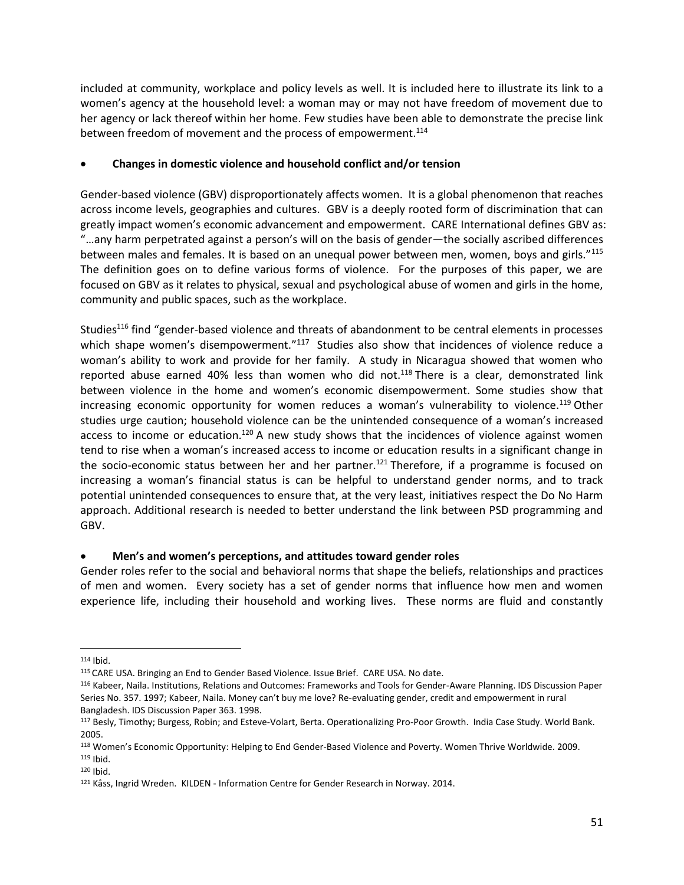included at community, workplace and policy levels as well. It is included here to illustrate its link to a women's agency at the household level: a woman may or may not have freedom of movement due to her agency or lack thereof within her home. Few studies have been able to demonstrate the precise link between freedom of movement and the process of empowerment.[114]

- **Changes in domestic violence and household conflict and/or tension**

Gender-based violence (GBV) disproportionately affects women. It is a global phenomenon that reaches across income levels, geographies and cultures. GBV is a deeply rooted form of discrimination that can greatly impact women's economic advancement and empowerment. CARE International defines GBV as: "…any harm perpetrated against a person's will on the basis of gender—the socially ascribed differences between males and females. It is based on an unequal power between men, women, boys and girls."[115] The definition goes on to define various forms of violence. For the purposes of this paper, we are focused on GBV as it relates to physical, sexual and psychological abuse of women and girls in the home, community and public spaces, such as the workplace.

Studies[116] find "gender-based violence and threats of abandonment to be central elements in processes which shape women's disempowerment."[117] Studies also show that incidences of violence reduce a woman's ability to work and provide for her family. A study in Nicaragua showed that women who reported abuse earned 40% less than women who did not.[118] There is a clear, demonstrated link between violence in the home and women's economic disempowerment. Some studies show that increasing economic opportunity for women reduces a woman's vulnerability to violence.[119] Other studies urge caution; household violence can be the unintended consequence of a woman's increased access to income or education.[120] A new study shows that the incidences of violence against women tend to rise when a woman's increased access to income or education results in a significant change in the socio-economic status between her and her partner.[121] Therefore, if a programme is focused on increasing a woman's financial status is can be helpful to understand gender norms, and to track potential unintended consequences to ensure that, at the very least, initiatives respect the Do No Harm approach. Additional research is needed to better understand the link between PSD programming and GBV.

- **Men's and women's perceptions, and attitudes toward gender roles**

Gender roles refer to the social and behavioral norms that shape the beliefs, relationships and practices of men and women. Every society has a set of gender norms that influence how men and women experience life, including their household and working lives. These norms are fluid and constantly

---

[114] Ibid.

[115] CARE USA. Bringing an End to Gender Based Violence. Issue Brief. CARE USA. No date.

[116] Kabeer, Naila. Institutions, Relations and Outcomes: Frameworks and Tools for Gender-Aware Planning. IDS Discussion Paper Series No. 357. 1997; Kabeer, Naila. Money can't buy me love? Re-evaluating gender, credit and empowerment in rural Bangladesh. IDS Discussion Paper 363. 1998.

[117] Besly, Timothy; Burgess, Robin; and Esteve-Volart, Berta. Operationalizing Pro-Poor Growth. India Case Study. World Bank. 2005.

[118] Women's Economic Opportunity: Helping to End Gender-Based Violence and Poverty. Women Thrive Worldwide. 2009.

[119] Ibid.

[120] Ibid.

[121] Kåss, Ingrid Wreden. KILDEN - Information Centre for Gender Research in Norway. 2014.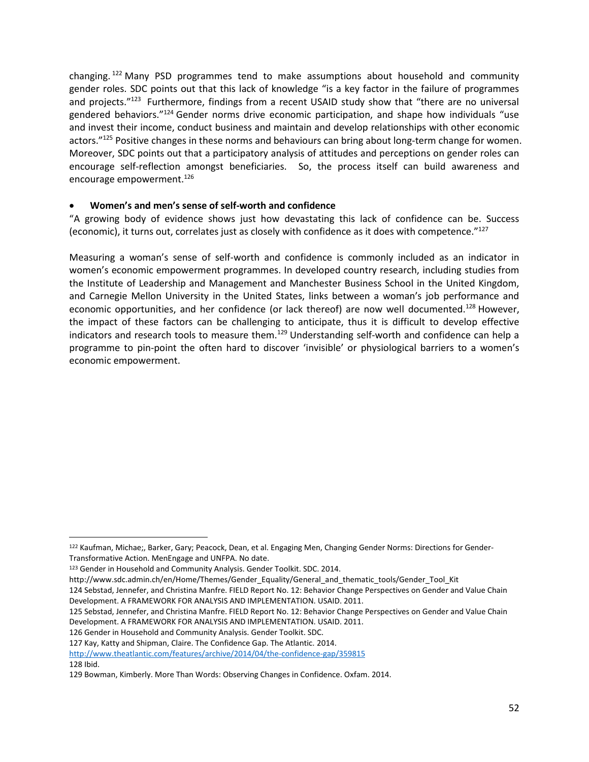changing.[122] Many PSD programmes tend to make assumptions about household and community gender roles. SDC points out that this lack of knowledge "is a key factor in the failure of programmes and projects."[123] Furthermore, findings from a recent USAID study show that "there are no universal gendered behaviors."[124] Gender norms drive economic participation, and shape how individuals "use and invest their income, conduct business and maintain and develop relationships with other economic actors."[125] Positive changes in these norms and behaviours can bring about long-term change for women. Moreover, SDC points out that a participatory analysis of attitudes and perceptions on gender roles can encourage self-reflection amongst beneficiaries. So, the process itself can build awareness and encourage empowerment.[126]

- **Women's and men's sense of self-worth and confidence**

"A growing body of evidence shows just how devastating this lack of confidence can be. Success (economic), it turns out, correlates just as closely with confidence as it does with competence."[127]

Measuring a woman's sense of self-worth and confidence is commonly included as an indicator in women's economic empowerment programmes. In developed country research, including studies from the Institute of Leadership and Management and Manchester Business School in the United Kingdom, and Carnegie Mellon University in the United States, links between a woman's job performance and economic opportunities, and her confidence (or lack thereof) are now well documented.[128] However, the impact of these factors can be challenging to anticipate, thus it is difficult to develop effective indicators and research tools to measure them.[129] Understanding self-worth and confidence can help a programme to pin-point the often hard to discover 'invisible' or physiological barriers to a women's economic empowerment.

---

122 Kaufman, Michae;, Barker, Gary; Peacock, Dean, et al. Engaging Men, Changing Gender Norms: Directions for Gender-Transformative Action. MenEngage and UNFPA. No date.

123 Gender in Household and Community Analysis. Gender Toolkit. SDC. 2014. http://www.sdc.admin.ch/en/Home/Themes/Gender_Equality/General_and_thematic_tools/Gender_Tool_Kit

124 Sebstad, Jennefer, and Christina Manfre. FIELD Report No. 12: Behavior Change Perspectives on Gender and Value Chain Development. A FRAMEWORK FOR ANALYSIS AND IMPLEMENTATION. USAID. 2011.

125 Sebstad, Jennefer, and Christina Manfre. FIELD Report No. 12: Behavior Change Perspectives on Gender and Value Chain Development. A FRAMEWORK FOR ANALYSIS AND IMPLEMENTATION. USAID. 2011.

126 Gender in Household and Community Analysis. Gender Toolkit. SDC.

127 Kay, Katty and Shipman, Claire. The Confidence Gap. The Atlantic. 2014. http://www.theatlantic.com/features/archive/2014/04/the-confidence-gap/359815

128 Ibid.

129 Bowman, Kimberly. More Than Words: Observing Changes in Confidence. Oxfam. 2014.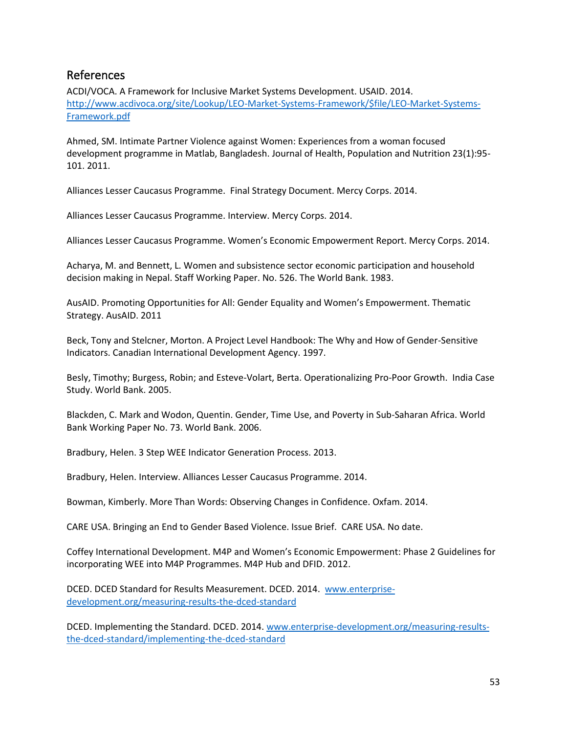## References

ACDI/VOCA. A Framework for Inclusive Market Systems Development. USAID. 2014. http://www.acdivoca.org/site/Lookup/LEO-Market-Systems-Framework/$file/LEO-Market-Systems-Framework.pdf

Ahmed, SM. Intimate Partner Violence against Women: Experiences from a woman focused development programme in Matlab, Bangladesh. Journal of Health, Population and Nutrition 23(1):95-101. 2011.

Alliances Lesser Caucasus Programme. Final Strategy Document. Mercy Corps. 2014.

Alliances Lesser Caucasus Programme. Interview. Mercy Corps. 2014.

Alliances Lesser Caucasus Programme. Women's Economic Empowerment Report. Mercy Corps. 2014.

Acharya, M. and Bennett, L. Women and subsistence sector economic participation and household decision making in Nepal. Staff Working Paper. No. 526. The World Bank. 1983.

AusAID. Promoting Opportunities for All: Gender Equality and Women's Empowerment. Thematic Strategy. AusAID. 2011

Beck, Tony and Stelcner, Morton. A Project Level Handbook: The Why and How of Gender-Sensitive Indicators. Canadian International Development Agency. 1997.

Besly, Timothy; Burgess, Robin; and Esteve-Volart, Berta. Operationalizing Pro-Poor Growth. India Case Study. World Bank. 2005.

Blackden, C. Mark and Wodon, Quentin. Gender, Time Use, and Poverty in Sub-Saharan Africa. World Bank Working Paper No. 73. World Bank. 2006.

Bradbury, Helen. 3 Step WEE Indicator Generation Process. 2013.

Bradbury, Helen. Interview. Alliances Lesser Caucasus Programme. 2014.

Bowman, Kimberly. More Than Words: Observing Changes in Confidence. Oxfam. 2014.

CARE USA. Bringing an End to Gender Based Violence. Issue Brief. CARE USA. No date.

Coffey International Development. M4P and Women's Economic Empowerment: Phase 2 Guidelines for incorporating WEE into M4P Programmes. M4P Hub and DFID. 2012.

DCED. DCED Standard for Results Measurement. DCED. 2014. www.enterprise-development.org/measuring-results-the-dced-standard

DCED. Implementing the Standard. DCED. 2014. www.enterprise-development.org/measuring-results-the-dced-standard/implementing-the-dced-standard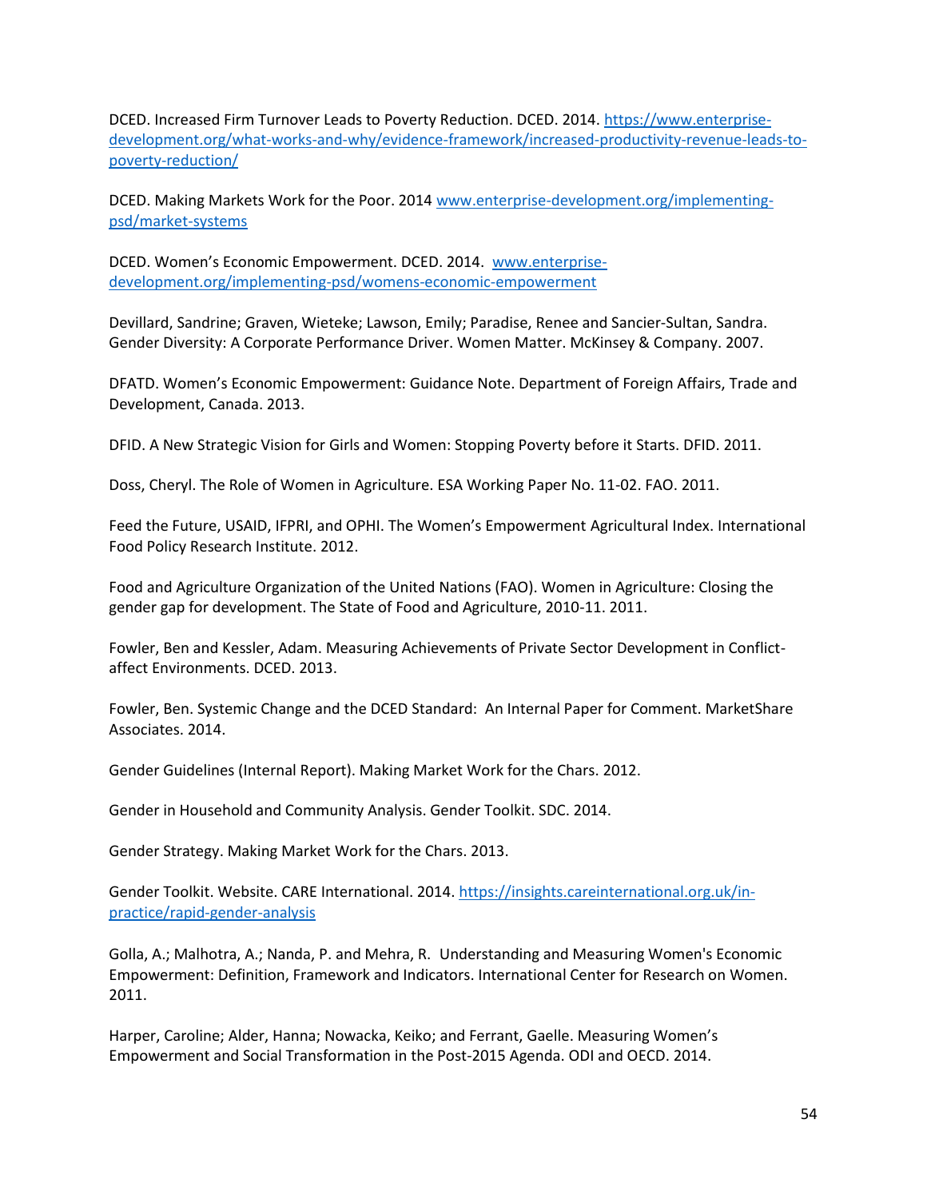DCED. Increased Firm Turnover Leads to Poverty Reduction. DCED. 2014. https://www.enterprise-development.org/what-works-and-why/evidence-framework/increased-productivity-revenue-leads-to-poverty-reduction/

DCED. Making Markets Work for the Poor. 2014 www.enterprise-development.org/implementing-psd/market-systems

DCED. Women's Economic Empowerment. DCED. 2014. www.enterprise-development.org/implementing-psd/womens-economic-empowerment

Devillard, Sandrine; Graven, Wieteke; Lawson, Emily; Paradise, Renee and Sancier-Sultan, Sandra. Gender Diversity: A Corporate Performance Driver. Women Matter. McKinsey & Company. 2007.

DFATD. Women's Economic Empowerment: Guidance Note. Department of Foreign Affairs, Trade and Development, Canada. 2013.

DFID. A New Strategic Vision for Girls and Women: Stopping Poverty before it Starts. DFID. 2011.

Doss, Cheryl. The Role of Women in Agriculture. ESA Working Paper No. 11-02. FAO. 2011.

Feed the Future, USAID, IFPRI, and OPHI. The Women's Empowerment Agricultural Index. International Food Policy Research Institute. 2012.

Food and Agriculture Organization of the United Nations (FAO). Women in Agriculture: Closing the gender gap for development. The State of Food and Agriculture, 2010-11. 2011.

Fowler, Ben and Kessler, Adam. Measuring Achievements of Private Sector Development in Conflict-affect Environments. DCED. 2013.

Fowler, Ben. Systemic Change and the DCED Standard: An Internal Paper for Comment. MarketShare Associates. 2014.

Gender Guidelines (Internal Report). Making Market Work for the Chars. 2012.

Gender in Household and Community Analysis. Gender Toolkit. SDC. 2014.

Gender Strategy. Making Market Work for the Chars. 2013.

Gender Toolkit. Website. CARE International. 2014. https://insights.careinternational.org.uk/in-practice/rapid-gender-analysis

Golla, A.; Malhotra, A.; Nanda, P. and Mehra, R. Understanding and Measuring Women's Economic Empowerment: Definition, Framework and Indicators. International Center for Research on Women. 2011.

Harper, Caroline; Alder, Hanna; Nowacka, Keiko; and Ferrant, Gaelle. Measuring Women's Empowerment and Social Transformation in the Post-2015 Agenda. ODI and OECD. 2014.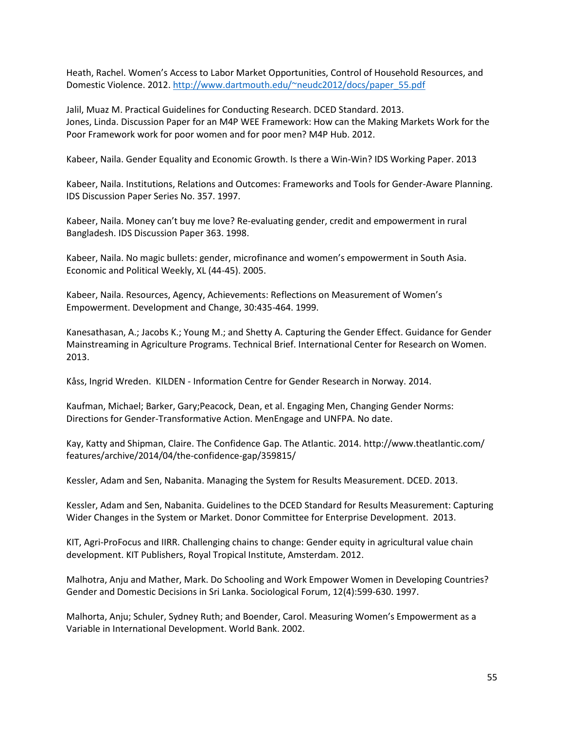Heath, Rachel. Women's Access to Labor Market Opportunities, Control of Household Resources, and Domestic Violence. 2012. http://www.dartmouth.edu/~neudc2012/docs/paper_55.pdf

Jalil, Muaz M. Practical Guidelines for Conducting Research. DCED Standard. 2013.
Jones, Linda. Discussion Paper for an M4P WEE Framework: How can the Making Markets Work for the Poor Framework work for poor women and for poor men? M4P Hub. 2012.

Kabeer, Naila. Gender Equality and Economic Growth. Is there a Win-Win? IDS Working Paper. 2013

Kabeer, Naila. Institutions, Relations and Outcomes: Frameworks and Tools for Gender-Aware Planning. IDS Discussion Paper Series No. 357. 1997.

Kabeer, Naila. Money can't buy me love? Re-evaluating gender, credit and empowerment in rural Bangladesh. IDS Discussion Paper 363. 1998.

Kabeer, Naila. No magic bullets: gender, microfinance and women's empowerment in South Asia. Economic and Political Weekly, XL (44-45). 2005.

Kabeer, Naila. Resources, Agency, Achievements: Reflections on Measurement of Women's Empowerment. Development and Change, 30:435-464. 1999.

Kanesathasan, A.; Jacobs K.; Young M.; and Shetty A. Capturing the Gender Effect. Guidance for Gender Mainstreaming in Agriculture Programs. Technical Brief. International Center for Research on Women. 2013.

Kåss, Ingrid Wreden. KILDEN - Information Centre for Gender Research in Norway. 2014.

Kaufman, Michael; Barker, Gary;Peacock, Dean, et al. Engaging Men, Changing Gender Norms: Directions for Gender-Transformative Action. MenEngage and UNFPA. No date.

Kay, Katty and Shipman, Claire. The Confidence Gap. The Atlantic. 2014. http://www.theatlantic.com/features/archive/2014/04/the-confidence-gap/359815/

Kessler, Adam and Sen, Nabanita. Managing the System for Results Measurement. DCED. 2013.

Kessler, Adam and Sen, Nabanita. Guidelines to the DCED Standard for Results Measurement: Capturing Wider Changes in the System or Market. Donor Committee for Enterprise Development. 2013.

KIT, Agri-ProFocus and IIRR. Challenging chains to change: Gender equity in agricultural value chain development. KIT Publishers, Royal Tropical Institute, Amsterdam. 2012.

Malhotra, Anju and Mather, Mark. Do Schooling and Work Empower Women in Developing Countries? Gender and Domestic Decisions in Sri Lanka. Sociological Forum, 12(4):599-630. 1997.

Malhorta, Anju; Schuler, Sydney Ruth; and Boender, Carol. Measuring Women's Empowerment as a Variable in International Development. World Bank. 2002.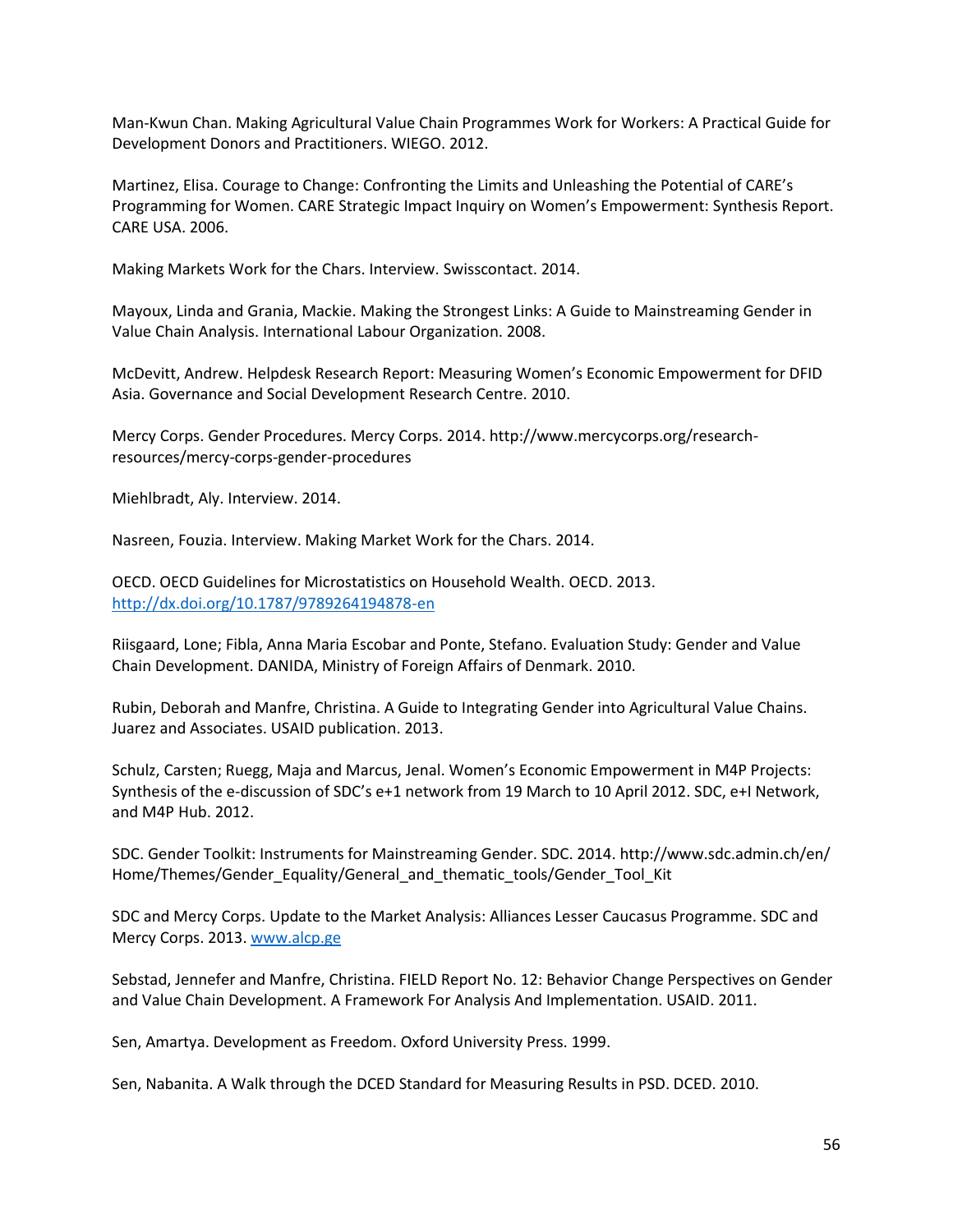Man-Kwun Chan. Making Agricultural Value Chain Programmes Work for Workers: A Practical Guide for Development Donors and Practitioners. WIEGO. 2012.

Martinez, Elisa. Courage to Change: Confronting the Limits and Unleashing the Potential of CARE's Programming for Women. CARE Strategic Impact Inquiry on Women's Empowerment: Synthesis Report. CARE USA. 2006.

Making Markets Work for the Chars. Interview. Swisscontact. 2014.

Mayoux, Linda and Grania, Mackie. Making the Strongest Links: A Guide to Mainstreaming Gender in Value Chain Analysis. International Labour Organization. 2008.

McDevitt, Andrew. Helpdesk Research Report: Measuring Women's Economic Empowerment for DFID Asia. Governance and Social Development Research Centre. 2010.

Mercy Corps. Gender Procedures. Mercy Corps. 2014. http://www.mercycorps.org/research-resources/mercy-corps-gender-procedures

Miehlbradt, Aly. Interview. 2014.

Nasreen, Fouzia. Interview. Making Market Work for the Chars. 2014.

OECD. OECD Guidelines for Microstatistics on Household Wealth. OECD. 2013. http://dx.doi.org/10.1787/9789264194878-en

Riisgaard, Lone; Fibla, Anna Maria Escobar and Ponte, Stefano. Evaluation Study: Gender and Value Chain Development. DANIDA, Ministry of Foreign Affairs of Denmark. 2010.

Rubin, Deborah and Manfre, Christina. A Guide to Integrating Gender into Agricultural Value Chains. Juarez and Associates. USAID publication. 2013.

Schulz, Carsten; Ruegg, Maja and Marcus, Jenal. Women's Economic Empowerment in M4P Projects: Synthesis of the e-discussion of SDC's e+1 network from 19 March to 10 April 2012. SDC, e+I Network, and M4P Hub. 2012.

SDC. Gender Toolkit: Instruments for Mainstreaming Gender. SDC. 2014. http://www.sdc.admin.ch/en/Home/Themes/Gender_Equality/General_and_thematic_tools/Gender_Tool_Kit

SDC and Mercy Corps. Update to the Market Analysis: Alliances Lesser Caucasus Programme. SDC and Mercy Corps. 2013. www.alcp.ge

Sebstad, Jennefer and Manfre, Christina. FIELD Report No. 12: Behavior Change Perspectives on Gender and Value Chain Development. A Framework For Analysis And Implementation. USAID. 2011.

Sen, Amartya. Development as Freedom. Oxford University Press. 1999.

Sen, Nabanita. A Walk through the DCED Standard for Measuring Results in PSD. DCED. 2010.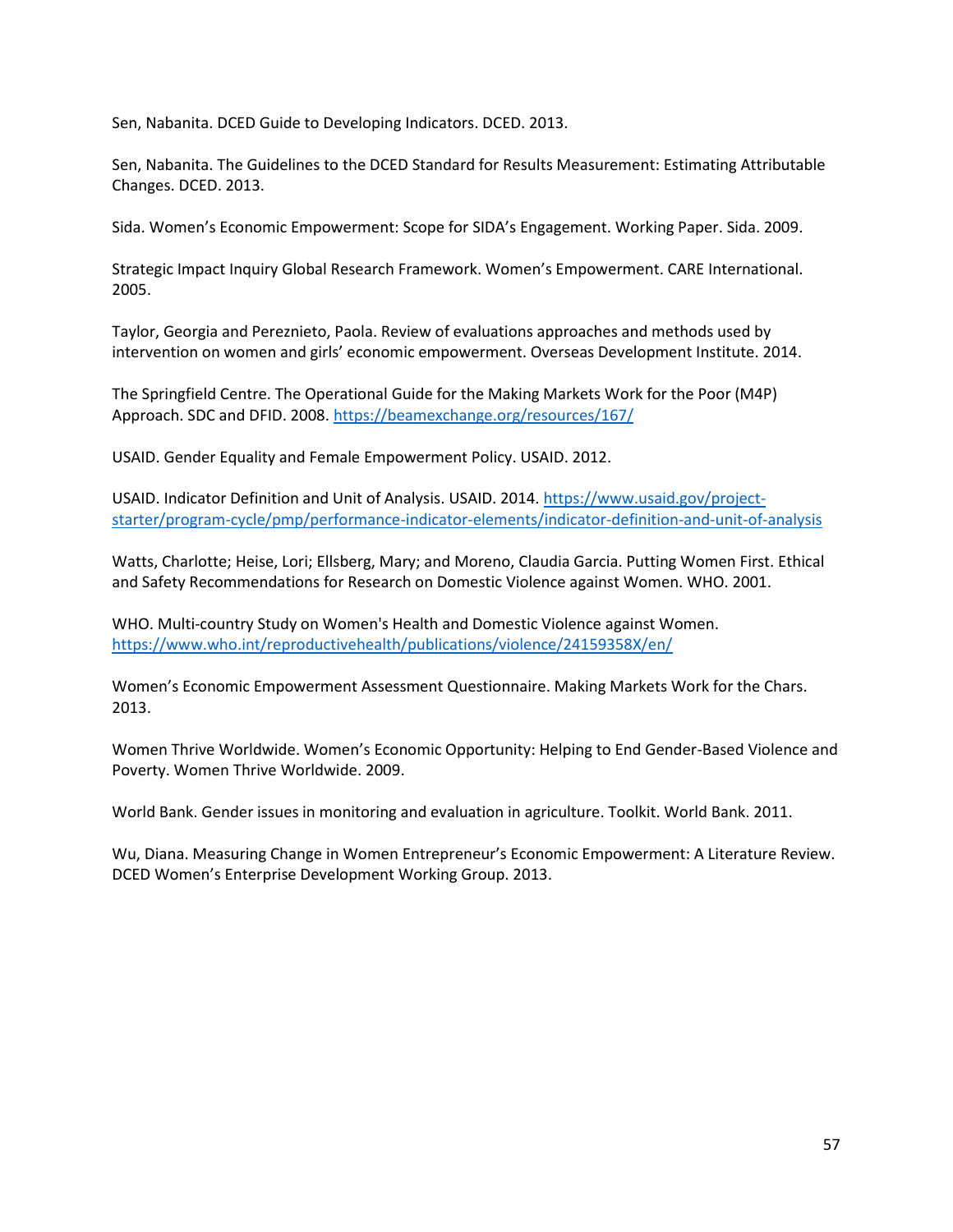Sen, Nabanita. DCED Guide to Developing Indicators. DCED. 2013.

Sen, Nabanita. The Guidelines to the DCED Standard for Results Measurement: Estimating Attributable Changes. DCED. 2013.

Sida. Women's Economic Empowerment: Scope for SIDA's Engagement. Working Paper. Sida. 2009.

Strategic Impact Inquiry Global Research Framework. Women's Empowerment. CARE International. 2005.

Taylor, Georgia and Pereznieto, Paola. Review of evaluations approaches and methods used by intervention on women and girls' economic empowerment. Overseas Development Institute. 2014.

The Springfield Centre. The Operational Guide for the Making Markets Work for the Poor (M4P) Approach. SDC and DFID. 2008. https://beamexchange.org/resources/167/

USAID. Gender Equality and Female Empowerment Policy. USAID. 2012.

USAID. Indicator Definition and Unit of Analysis. USAID. 2014. https://www.usaid.gov/project-starter/program-cycle/pmp/performance-indicator-elements/indicator-definition-and-unit-of-analysis

Watts, Charlotte; Heise, Lori; Ellsberg, Mary; and Moreno, Claudia Garcia. Putting Women First. Ethical and Safety Recommendations for Research on Domestic Violence against Women. WHO. 2001.

WHO. Multi-country Study on Women's Health and Domestic Violence against Women. https://www.who.int/reproductivehealth/publications/violence/24159358X/en/

Women's Economic Empowerment Assessment Questionnaire. Making Markets Work for the Chars. 2013.

Women Thrive Worldwide. Women's Economic Opportunity: Helping to End Gender-Based Violence and Poverty. Women Thrive Worldwide. 2009.

World Bank. Gender issues in monitoring and evaluation in agriculture. Toolkit. World Bank. 2011.

Wu, Diana. Measuring Change in Women Entrepreneur's Economic Empowerment: A Literature Review. DCED Women's Enterprise Development Working Group. 2013.